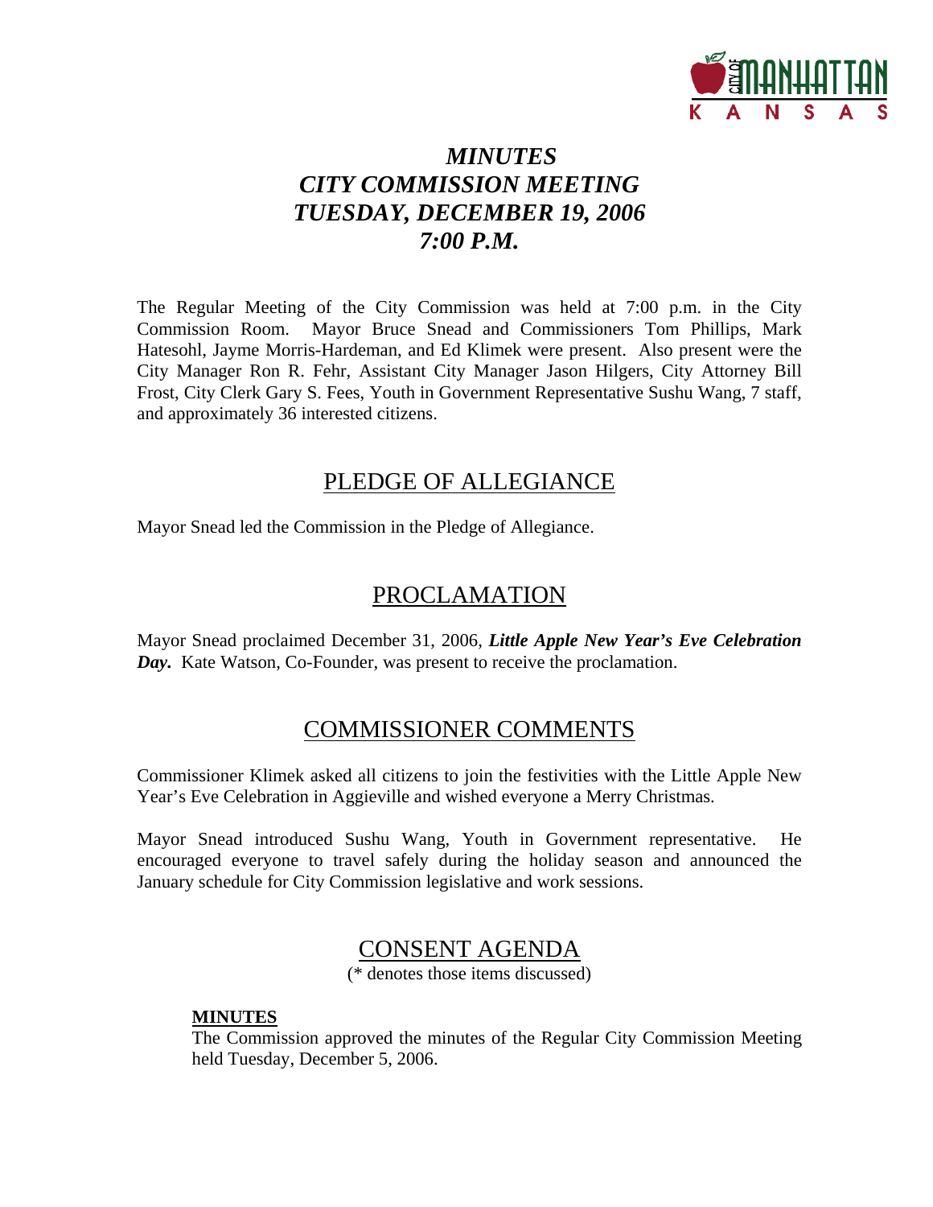# *MINUTES*
# *CITY COMMISSION MEETING*
# *TUESDAY, DECEMBER 19, 2006*
# *7:00 P.M.*

The Regular Meeting of the City Commission was held at 7:00 p.m. in the City Commission Room. Mayor Bruce Snead and Commissioners Tom Phillips, Mark Hatesohl, Jayme Morris-Hardeman, and Ed Klimek were present. Also present were the City Manager Ron R. Fehr, Assistant City Manager Jason Hilgers, City Attorney Bill Frost, City Clerk Gary S. Fees, Youth in Government Representative Sushu Wang, 7 staff, and approximately 36 interested citizens.

## PLEDGE OF ALLEGIANCE

Mayor Snead led the Commission in the Pledge of Allegiance.

## PROCLAMATION

Mayor Snead proclaimed December 31, 2006, ***Little Apple New Year's Eve Celebration Day.*** Kate Watson, Co-Founder, was present to receive the proclamation.

## COMMISSIONER COMMENTS

Commissioner Klimek asked all citizens to join the festivities with the Little Apple New Year's Eve Celebration in Aggieville and wished everyone a Merry Christmas.

Mayor Snead introduced Sushu Wang, Youth in Government representative. He encouraged everyone to travel safely during the holiday season and announced the January schedule for City Commission legislative and work sessions.

## CONSENT AGENDA

(* denotes those items discussed)

**MINUTES**

The Commission approved the minutes of the Regular City Commission Meeting held Tuesday, December 5, 2006.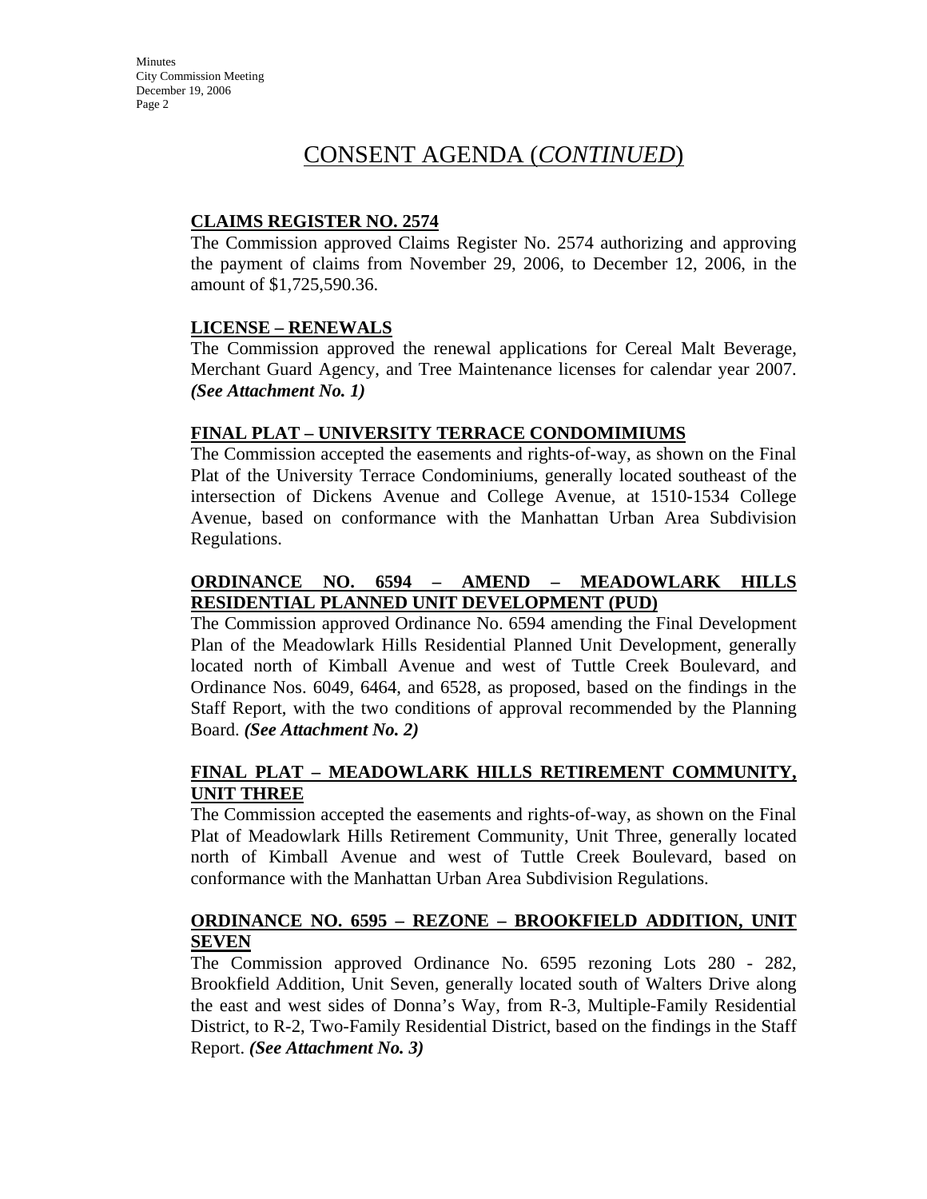# CONSENT AGENDA (*CONTINUED*)

**CLAIMS REGISTER NO. 2574**

The Commission approved Claims Register No. 2574 authorizing and approving the payment of claims from November 29, 2006, to December 12, 2006, in the amount of $1,725,590.36.

**LICENSE – RENEWALS**

The Commission approved the renewal applications for Cereal Malt Beverage, Merchant Guard Agency, and Tree Maintenance licenses for calendar year 2007. ***(See Attachment No. 1)***

**FINAL PLAT – UNIVERSITY TERRACE CONDOMIMIUMS**

The Commission accepted the easements and rights-of-way, as shown on the Final Plat of the University Terrace Condominiums, generally located southeast of the intersection of Dickens Avenue and College Avenue, at 1510-1534 College Avenue, based on conformance with the Manhattan Urban Area Subdivision Regulations.

**ORDINANCE NO. 6594 – AMEND – MEADOWLARK HILLS RESIDENTIAL PLANNED UNIT DEVELOPMENT (PUD)**

The Commission approved Ordinance No. 6594 amending the Final Development Plan of the Meadowlark Hills Residential Planned Unit Development, generally located north of Kimball Avenue and west of Tuttle Creek Boulevard, and Ordinance Nos. 6049, 6464, and 6528, as proposed, based on the findings in the Staff Report, with the two conditions of approval recommended by the Planning Board. ***(See Attachment No. 2)***

**FINAL PLAT – MEADOWLARK HILLS RETIREMENT COMMUNITY, UNIT THREE**

The Commission accepted the easements and rights-of-way, as shown on the Final Plat of Meadowlark Hills Retirement Community, Unit Three, generally located north of Kimball Avenue and west of Tuttle Creek Boulevard, based on conformance with the Manhattan Urban Area Subdivision Regulations.

**ORDINANCE NO. 6595 – REZONE – BROOKFIELD ADDITION, UNIT SEVEN**

The Commission approved Ordinance No. 6595 rezoning Lots 280 - 282, Brookfield Addition, Unit Seven, generally located south of Walters Drive along the east and west sides of Donna's Way, from R-3, Multiple-Family Residential District, to R-2, Two-Family Residential District, based on the findings in the Staff Report. ***(See Attachment No. 3)***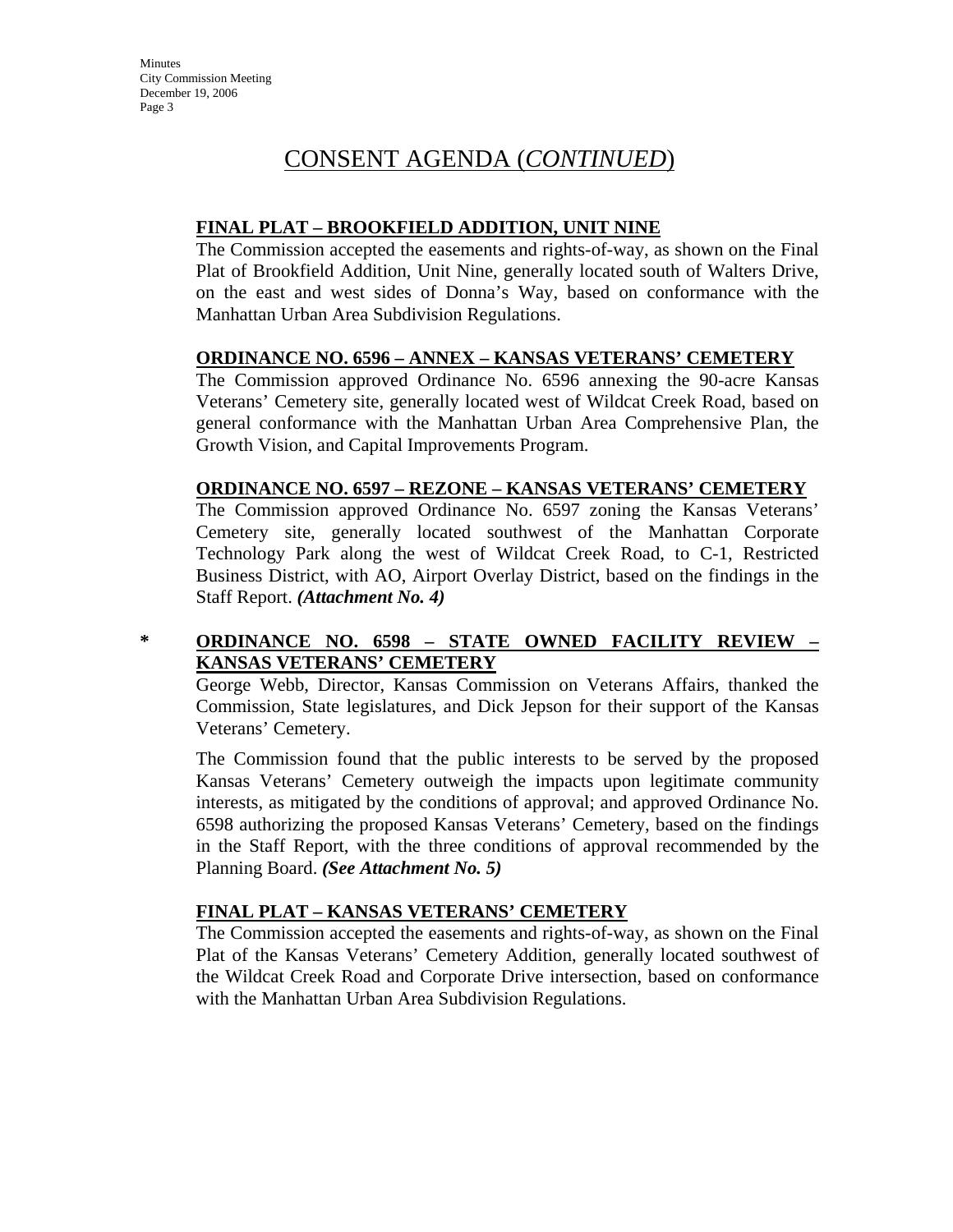# CONSENT AGENDA (*CONTINUED*)

**FINAL PLAT – BROOKFIELD ADDITION, UNIT NINE**

The Commission accepted the easements and rights-of-way, as shown on the Final Plat of Brookfield Addition, Unit Nine, generally located south of Walters Drive, on the east and west sides of Donna's Way, based on conformance with the Manhattan Urban Area Subdivision Regulations.

**ORDINANCE NO. 6596 – ANNEX – KANSAS VETERANS' CEMETERY**

The Commission approved Ordinance No. 6596 annexing the 90-acre Kansas Veterans' Cemetery site, generally located west of Wildcat Creek Road, based on general conformance with the Manhattan Urban Area Comprehensive Plan, the Growth Vision, and Capital Improvements Program.

**ORDINANCE NO. 6597 – REZONE – KANSAS VETERANS' CEMETERY**

The Commission approved Ordinance No. 6597 zoning the Kansas Veterans' Cemetery site, generally located southwest of the Manhattan Corporate Technology Park along the west of Wildcat Creek Road, to C-1, Restricted Business District, with AO, Airport Overlay District, based on the findings in the Staff Report. ***(Attachment No. 4)***

\* **ORDINANCE NO. 6598 – STATE OWNED FACILITY REVIEW – KANSAS VETERANS' CEMETERY**

George Webb, Director, Kansas Commission on Veterans Affairs, thanked the Commission, State legislatures, and Dick Jepson for their support of the Kansas Veterans' Cemetery.

The Commission found that the public interests to be served by the proposed Kansas Veterans' Cemetery outweigh the impacts upon legitimate community interests, as mitigated by the conditions of approval; and approved Ordinance No. 6598 authorizing the proposed Kansas Veterans' Cemetery, based on the findings in the Staff Report, with the three conditions of approval recommended by the Planning Board. ***(See Attachment No. 5)***

**FINAL PLAT – KANSAS VETERANS' CEMETERY**

The Commission accepted the easements and rights-of-way, as shown on the Final Plat of the Kansas Veterans' Cemetery Addition, generally located southwest of the Wildcat Creek Road and Corporate Drive intersection, based on conformance with the Manhattan Urban Area Subdivision Regulations.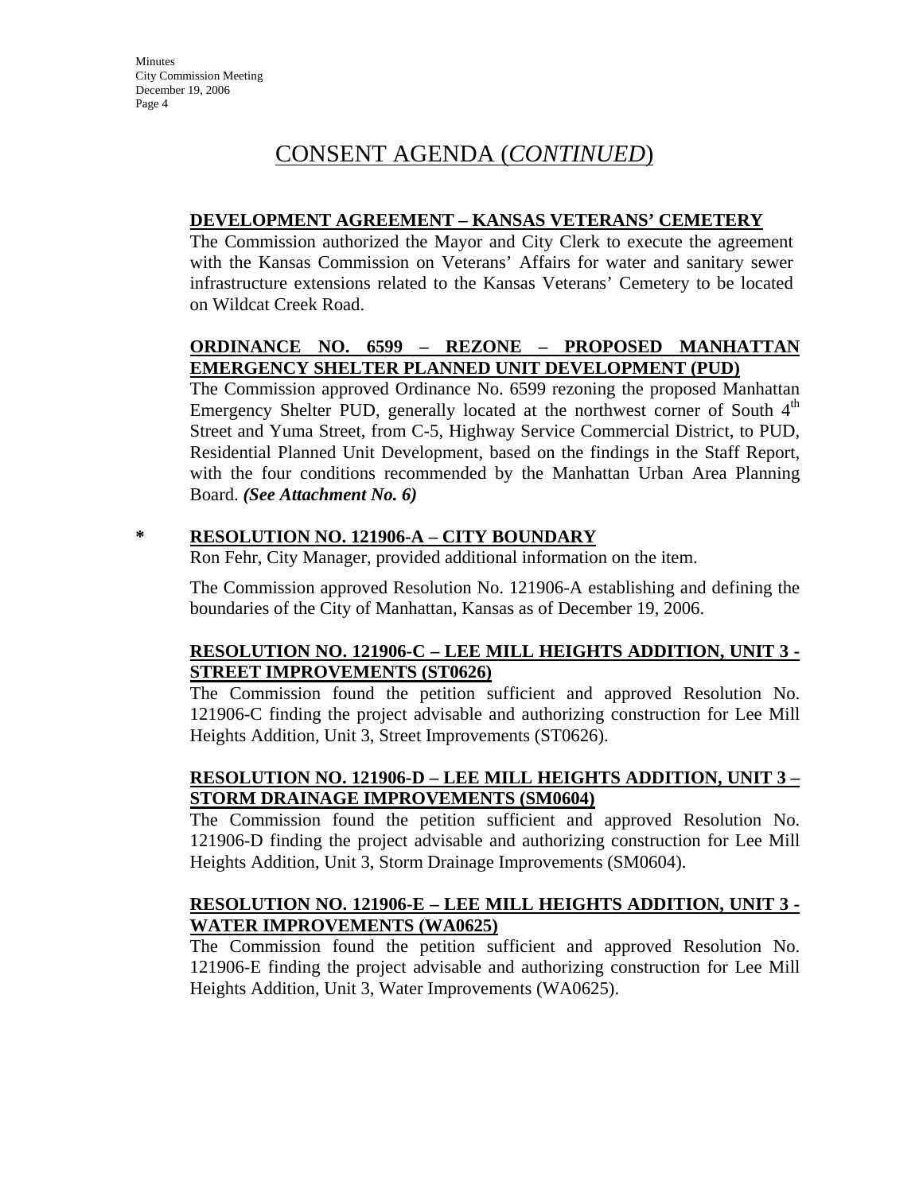# CONSENT AGENDA (*CONTINUED*)

**DEVELOPMENT AGREEMENT – KANSAS VETERANS' CEMETERY**

The Commission authorized the Mayor and City Clerk to execute the agreement with the Kansas Commission on Veterans' Affairs for water and sanitary sewer infrastructure extensions related to the Kansas Veterans' Cemetery to be located on Wildcat Creek Road.

**ORDINANCE NO. 6599 – REZONE – PROPOSED MANHATTAN EMERGENCY SHELTER PLANNED UNIT DEVELOPMENT (PUD)**

The Commission approved Ordinance No. 6599 rezoning the proposed Manhattan Emergency Shelter PUD, generally located at the northwest corner of South 4th Street and Yuma Street, from C-5, Highway Service Commercial District, to PUD, Residential Planned Unit Development, based on the findings in the Staff Report, with the four conditions recommended by the Manhattan Urban Area Planning Board. ***(See Attachment No. 6)***

**\* RESOLUTION NO. 121906-A – CITY BOUNDARY**

Ron Fehr, City Manager, provided additional information on the item.

The Commission approved Resolution No. 121906-A establishing and defining the boundaries of the City of Manhattan, Kansas as of December 19, 2006.

**RESOLUTION NO. 121906-C – LEE MILL HEIGHTS ADDITION, UNIT 3 - STREET IMPROVEMENTS (ST0626)**

The Commission found the petition sufficient and approved Resolution No. 121906-C finding the project advisable and authorizing construction for Lee Mill Heights Addition, Unit 3, Street Improvements (ST0626).

**RESOLUTION NO. 121906-D – LEE MILL HEIGHTS ADDITION, UNIT 3 – STORM DRAINAGE IMPROVEMENTS (SM0604)**

The Commission found the petition sufficient and approved Resolution No. 121906-D finding the project advisable and authorizing construction for Lee Mill Heights Addition, Unit 3, Storm Drainage Improvements (SM0604).

**RESOLUTION NO. 121906-E – LEE MILL HEIGHTS ADDITION, UNIT 3 - WATER IMPROVEMENTS (WA0625)**

The Commission found the petition sufficient and approved Resolution No. 121906-E finding the project advisable and authorizing construction for Lee Mill Heights Addition, Unit 3, Water Improvements (WA0625).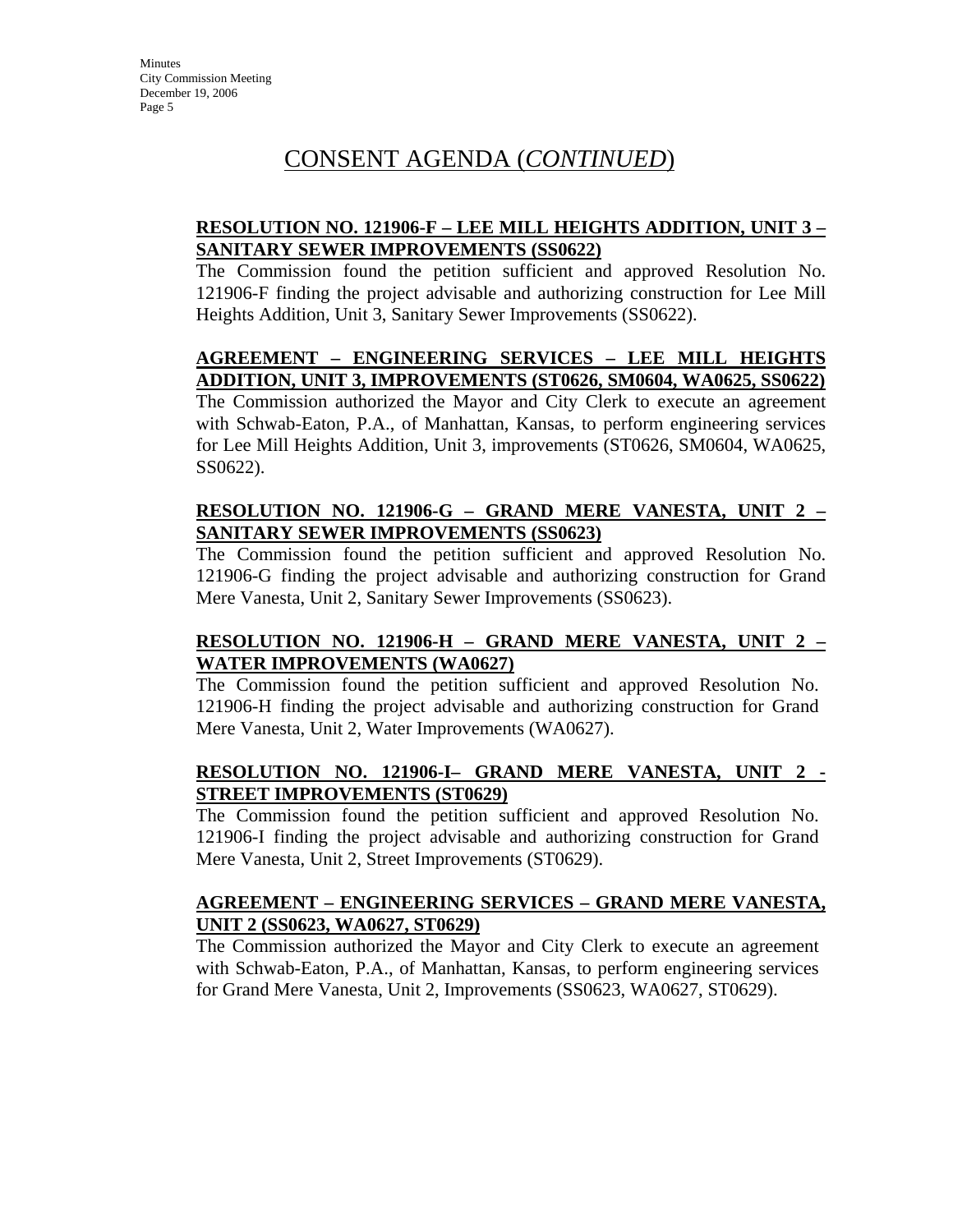# CONSENT AGENDA (*CONTINUED*)

**RESOLUTION NO. 121906-F – LEE MILL HEIGHTS ADDITION, UNIT 3 – SANITARY SEWER IMPROVEMENTS (SS0622)**

The Commission found the petition sufficient and approved Resolution No. 121906-F finding the project advisable and authorizing construction for Lee Mill Heights Addition, Unit 3, Sanitary Sewer Improvements (SS0622).

**AGREEMENT – ENGINEERING SERVICES – LEE MILL HEIGHTS ADDITION, UNIT 3, IMPROVEMENTS (ST0626, SM0604, WA0625, SS0622)**

The Commission authorized the Mayor and City Clerk to execute an agreement with Schwab-Eaton, P.A., of Manhattan, Kansas, to perform engineering services for Lee Mill Heights Addition, Unit 3, improvements (ST0626, SM0604, WA0625, SS0622).

**RESOLUTION NO. 121906-G – GRAND MERE VANESTA, UNIT 2 – SANITARY SEWER IMPROVEMENTS (SS0623)**

The Commission found the petition sufficient and approved Resolution No. 121906-G finding the project advisable and authorizing construction for Grand Mere Vanesta, Unit 2, Sanitary Sewer Improvements (SS0623).

**RESOLUTION NO. 121906-H – GRAND MERE VANESTA, UNIT 2 – WATER IMPROVEMENTS (WA0627)**

The Commission found the petition sufficient and approved Resolution No. 121906-H finding the project advisable and authorizing construction for Grand Mere Vanesta, Unit 2, Water Improvements (WA0627).

**RESOLUTION NO. 121906-I– GRAND MERE VANESTA, UNIT 2 - STREET IMPROVEMENTS (ST0629)**

The Commission found the petition sufficient and approved Resolution No. 121906-I finding the project advisable and authorizing construction for Grand Mere Vanesta, Unit 2, Street Improvements (ST0629).

**AGREEMENT – ENGINEERING SERVICES – GRAND MERE VANESTA, UNIT 2 (SS0623, WA0627, ST0629)**

The Commission authorized the Mayor and City Clerk to execute an agreement with Schwab-Eaton, P.A., of Manhattan, Kansas, to perform engineering services for Grand Mere Vanesta, Unit 2, Improvements (SS0623, WA0627, ST0629).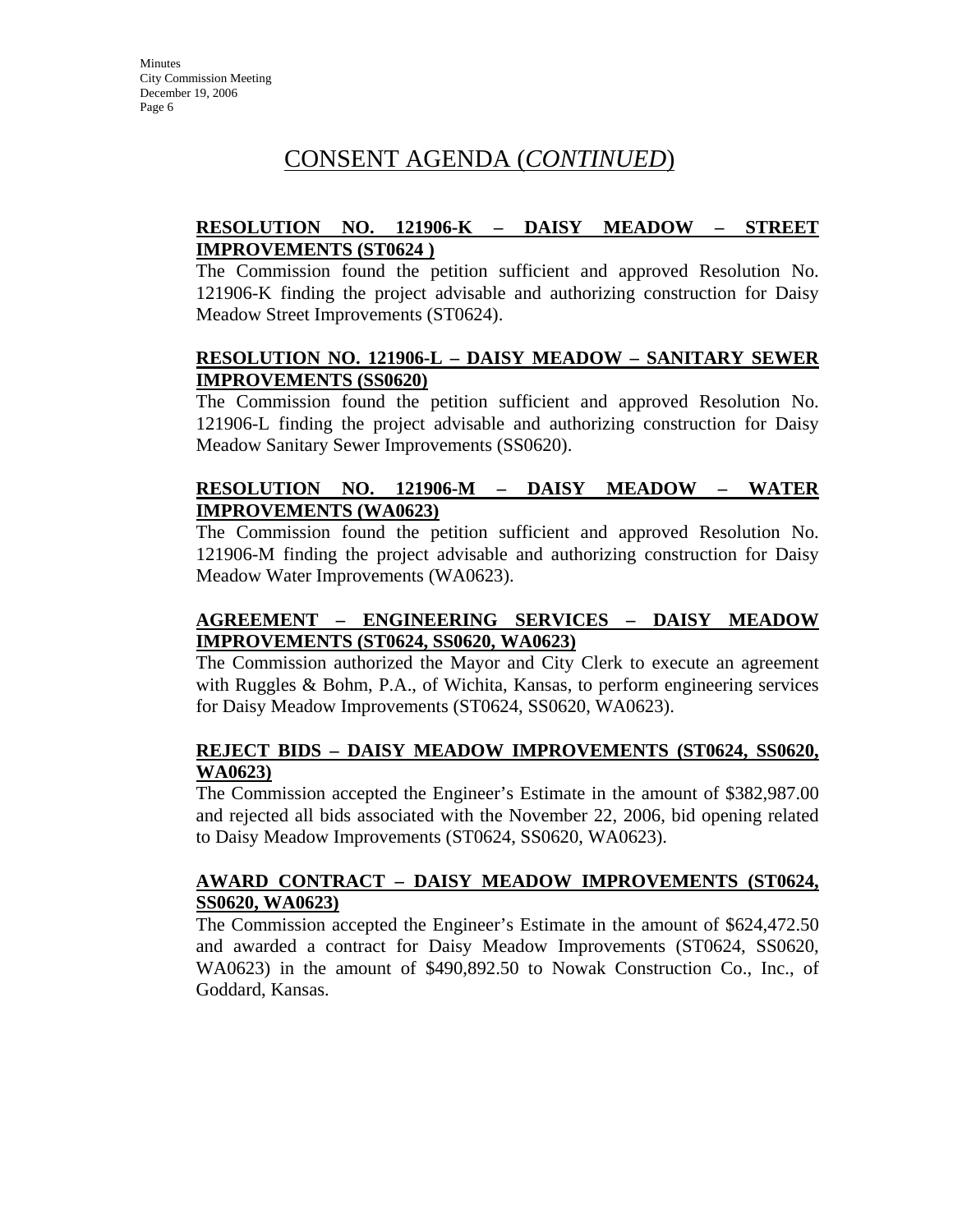# CONSENT AGENDA (*CONTINUED*)

**RESOLUTION NO. 121906-K – DAISY MEADOW – STREET IMPROVEMENTS (ST0624 )**

The Commission found the petition sufficient and approved Resolution No. 121906-K finding the project advisable and authorizing construction for Daisy Meadow Street Improvements (ST0624).

**RESOLUTION NO. 121906-L – DAISY MEADOW – SANITARY SEWER IMPROVEMENTS (SS0620)**

The Commission found the petition sufficient and approved Resolution No. 121906-L finding the project advisable and authorizing construction for Daisy Meadow Sanitary Sewer Improvements (SS0620).

**RESOLUTION NO. 121906-M – DAISY MEADOW – WATER IMPROVEMENTS (WA0623)**

The Commission found the petition sufficient and approved Resolution No. 121906-M finding the project advisable and authorizing construction for Daisy Meadow Water Improvements (WA0623).

**AGREEMENT – ENGINEERING SERVICES – DAISY MEADOW IMPROVEMENTS (ST0624, SS0620, WA0623)**

The Commission authorized the Mayor and City Clerk to execute an agreement with Ruggles & Bohm, P.A., of Wichita, Kansas, to perform engineering services for Daisy Meadow Improvements (ST0624, SS0620, WA0623).

**REJECT BIDS – DAISY MEADOW IMPROVEMENTS (ST0624, SS0620, WA0623)**

The Commission accepted the Engineer's Estimate in the amount of $382,987.00 and rejected all bids associated with the November 22, 2006, bid opening related to Daisy Meadow Improvements (ST0624, SS0620, WA0623).

**AWARD CONTRACT – DAISY MEADOW IMPROVEMENTS (ST0624, SS0620, WA0623)**

The Commission accepted the Engineer's Estimate in the amount of $624,472.50 and awarded a contract for Daisy Meadow Improvements (ST0624, SS0620, WA0623) in the amount of $490,892.50 to Nowak Construction Co., Inc., of Goddard, Kansas.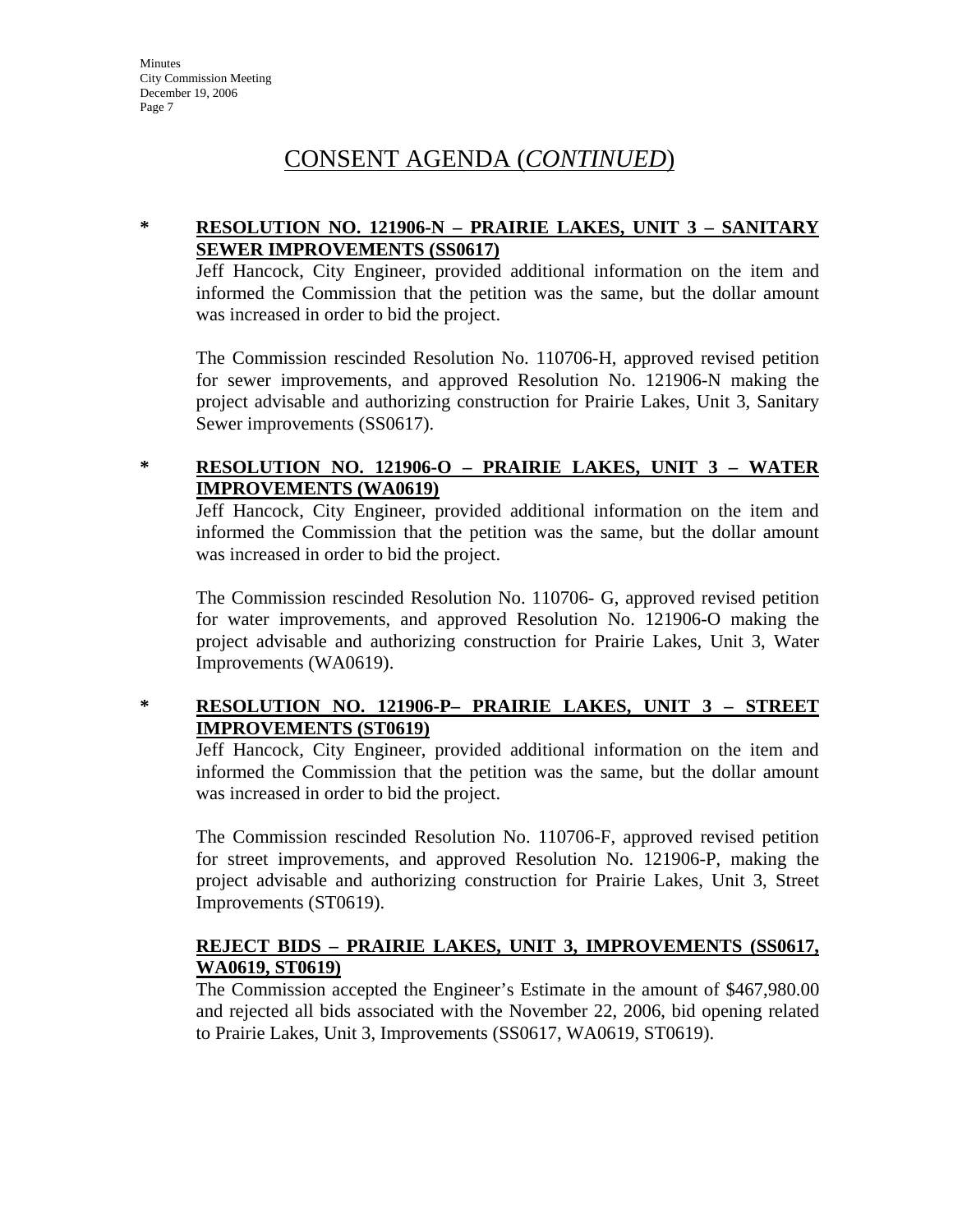# CONSENT AGENDA (*CONTINUED*)

**\* RESOLUTION NO. 121906-N – PRAIRIE LAKES, UNIT 3 – SANITARY SEWER IMPROVEMENTS (SS0617)**

Jeff Hancock, City Engineer, provided additional information on the item and informed the Commission that the petition was the same, but the dollar amount was increased in order to bid the project.

The Commission rescinded Resolution No. 110706-H, approved revised petition for sewer improvements, and approved Resolution No. 121906-N making the project advisable and authorizing construction for Prairie Lakes, Unit 3, Sanitary Sewer improvements (SS0617).

**\* RESOLUTION NO. 121906-O – PRAIRIE LAKES, UNIT 3 – WATER IMPROVEMENTS (WA0619)**

Jeff Hancock, City Engineer, provided additional information on the item and informed the Commission that the petition was the same, but the dollar amount was increased in order to bid the project.

The Commission rescinded Resolution No. 110706- G, approved revised petition for water improvements, and approved Resolution No. 121906-O making the project advisable and authorizing construction for Prairie Lakes, Unit 3, Water Improvements (WA0619).

**\* RESOLUTION NO. 121906-P– PRAIRIE LAKES, UNIT 3 – STREET IMPROVEMENTS (ST0619)**

Jeff Hancock, City Engineer, provided additional information on the item and informed the Commission that the petition was the same, but the dollar amount was increased in order to bid the project.

The Commission rescinded Resolution No. 110706-F, approved revised petition for street improvements, and approved Resolution No. 121906-P, making the project advisable and authorizing construction for Prairie Lakes, Unit 3, Street Improvements (ST0619).

**REJECT BIDS – PRAIRIE LAKES, UNIT 3, IMPROVEMENTS (SS0617, WA0619, ST0619)**

The Commission accepted the Engineer's Estimate in the amount of $467,980.00 and rejected all bids associated with the November 22, 2006, bid opening related to Prairie Lakes, Unit 3, Improvements (SS0617, WA0619, ST0619).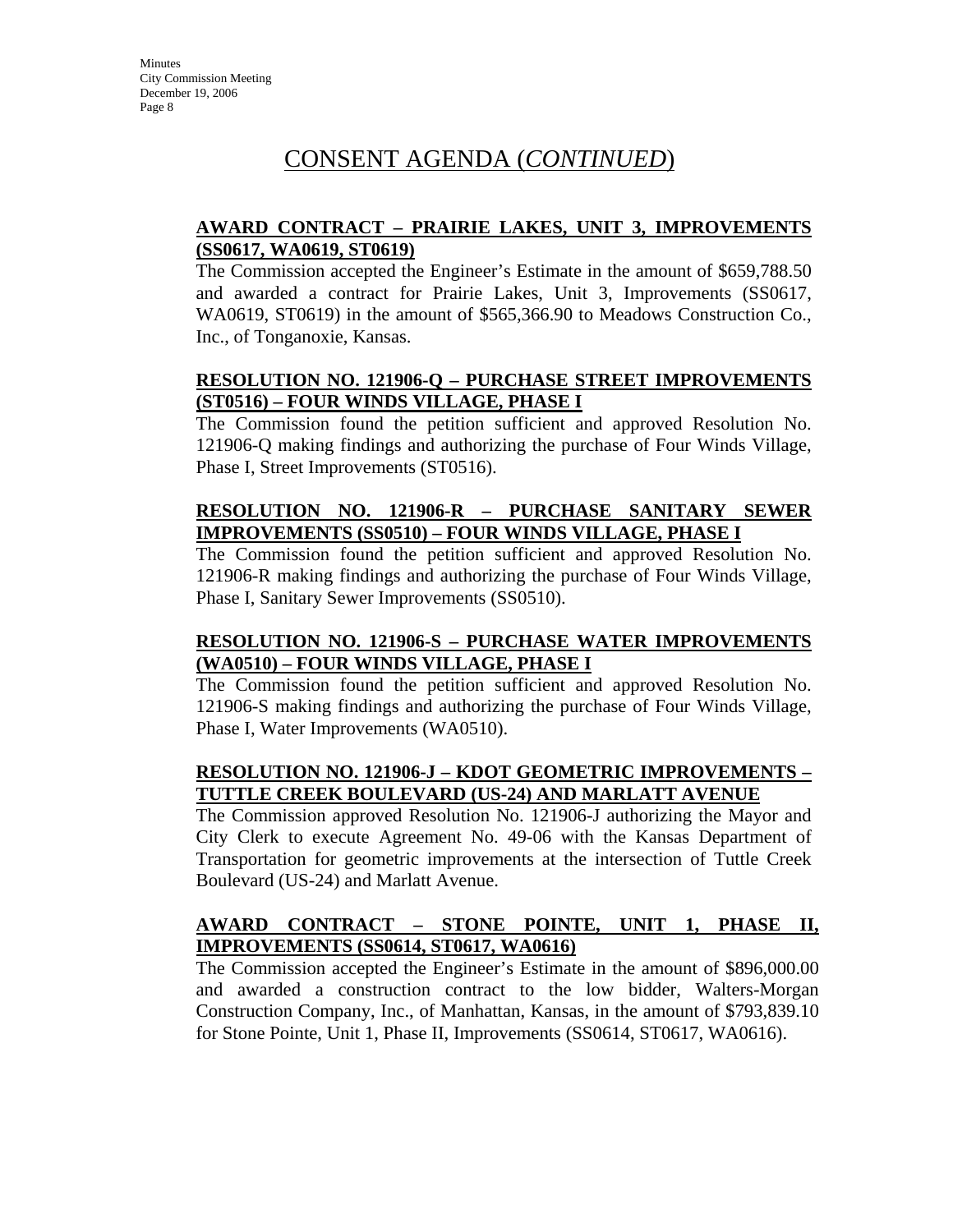# CONSENT AGENDA (*CONTINUED*)

**AWARD CONTRACT – PRAIRIE LAKES, UNIT 3, IMPROVEMENTS (SS0617, WA0619, ST0619)**

The Commission accepted the Engineer's Estimate in the amount of $659,788.50 and awarded a contract for Prairie Lakes, Unit 3, Improvements (SS0617, WA0619, ST0619) in the amount of $565,366.90 to Meadows Construction Co., Inc., of Tonganoxie, Kansas.

**RESOLUTION NO. 121906-Q – PURCHASE STREET IMPROVEMENTS (ST0516) – FOUR WINDS VILLAGE, PHASE I**

The Commission found the petition sufficient and approved Resolution No. 121906-Q making findings and authorizing the purchase of Four Winds Village, Phase I, Street Improvements (ST0516).

**RESOLUTION NO. 121906-R – PURCHASE SANITARY SEWER IMPROVEMENTS (SS0510) – FOUR WINDS VILLAGE, PHASE I**

The Commission found the petition sufficient and approved Resolution No. 121906-R making findings and authorizing the purchase of Four Winds Village, Phase I, Sanitary Sewer Improvements (SS0510).

**RESOLUTION NO. 121906-S – PURCHASE WATER IMPROVEMENTS (WA0510) – FOUR WINDS VILLAGE, PHASE I**

The Commission found the petition sufficient and approved Resolution No. 121906-S making findings and authorizing the purchase of Four Winds Village, Phase I, Water Improvements (WA0510).

**RESOLUTION NO. 121906-J – KDOT GEOMETRIC IMPROVEMENTS – TUTTLE CREEK BOULEVARD (US-24) AND MARLATT AVENUE**

The Commission approved Resolution No. 121906-J authorizing the Mayor and City Clerk to execute Agreement No. 49-06 with the Kansas Department of Transportation for geometric improvements at the intersection of Tuttle Creek Boulevard (US-24) and Marlatt Avenue.

**AWARD CONTRACT – STONE POINTE, UNIT 1, PHASE II, IMPROVEMENTS (SS0614, ST0617, WA0616)**

The Commission accepted the Engineer's Estimate in the amount of $896,000.00 and awarded a construction contract to the low bidder, Walters-Morgan Construction Company, Inc., of Manhattan, Kansas, in the amount of $793,839.10 for Stone Pointe, Unit 1, Phase II, Improvements (SS0614, ST0617, WA0616).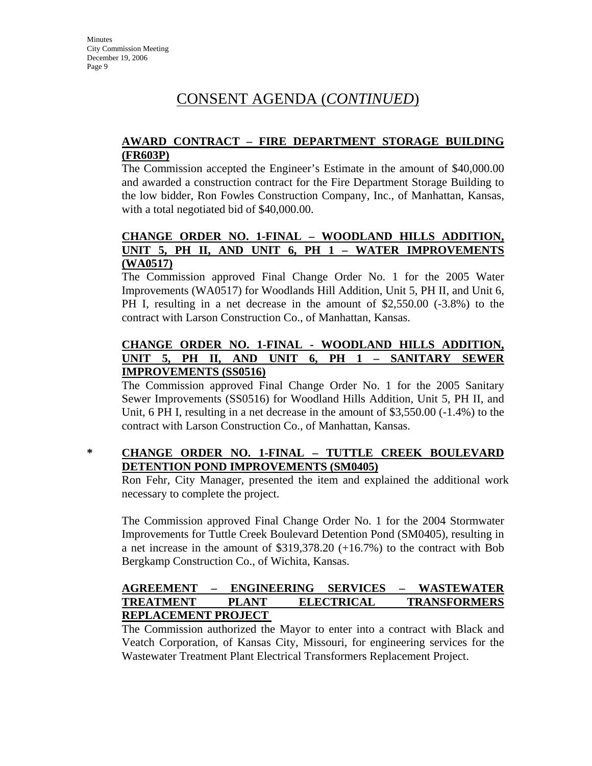## CONSENT AGENDA (*CONTINUED*)

**AWARD CONTRACT – FIRE DEPARTMENT STORAGE BUILDING (FR603P)**

The Commission accepted the Engineer's Estimate in the amount of $40,000.00 and awarded a construction contract for the Fire Department Storage Building to the low bidder, Ron Fowles Construction Company, Inc., of Manhattan, Kansas, with a total negotiated bid of $40,000.00.

**CHANGE ORDER NO. 1-FINAL – WOODLAND HILLS ADDITION, UNIT 5, PH II, AND UNIT 6, PH 1 – WATER IMPROVEMENTS (WA0517)**

The Commission approved Final Change Order No. 1 for the 2005 Water Improvements (WA0517) for Woodlands Hill Addition, Unit 5, PH II, and Unit 6, PH I, resulting in a net decrease in the amount of $2,550.00 (-3.8%) to the contract with Larson Construction Co., of Manhattan, Kansas.

**CHANGE ORDER NO. 1-FINAL - WOODLAND HILLS ADDITION, UNIT 5, PH II, AND UNIT 6, PH 1 – SANITARY SEWER IMPROVEMENTS (SS0516)**

The Commission approved Final Change Order No. 1 for the 2005 Sanitary Sewer Improvements (SS0516) for Woodland Hills Addition, Unit 5, PH II, and Unit, 6 PH I, resulting in a net decrease in the amount of $3,550.00 (-1.4%) to the contract with Larson Construction Co., of Manhattan, Kansas.

**\* CHANGE ORDER NO. 1-FINAL – TUTTLE CREEK BOULEVARD DETENTION POND IMPROVEMENTS (SM0405)**

Ron Fehr, City Manager, presented the item and explained the additional work necessary to complete the project.

The Commission approved Final Change Order No. 1 for the 2004 Stormwater Improvements for Tuttle Creek Boulevard Detention Pond (SM0405), resulting in a net increase in the amount of $319,378.20 (+16.7%) to the contract with Bob Bergkamp Construction Co., of Wichita, Kansas.

**AGREEMENT – ENGINEERING SERVICES – WASTEWATER TREATMENT PLANT ELECTRICAL TRANSFORMERS REPLACEMENT PROJECT**

The Commission authorized the Mayor to enter into a contract with Black and Veatch Corporation, of Kansas City, Missouri, for engineering services for the Wastewater Treatment Plant Electrical Transformers Replacement Project.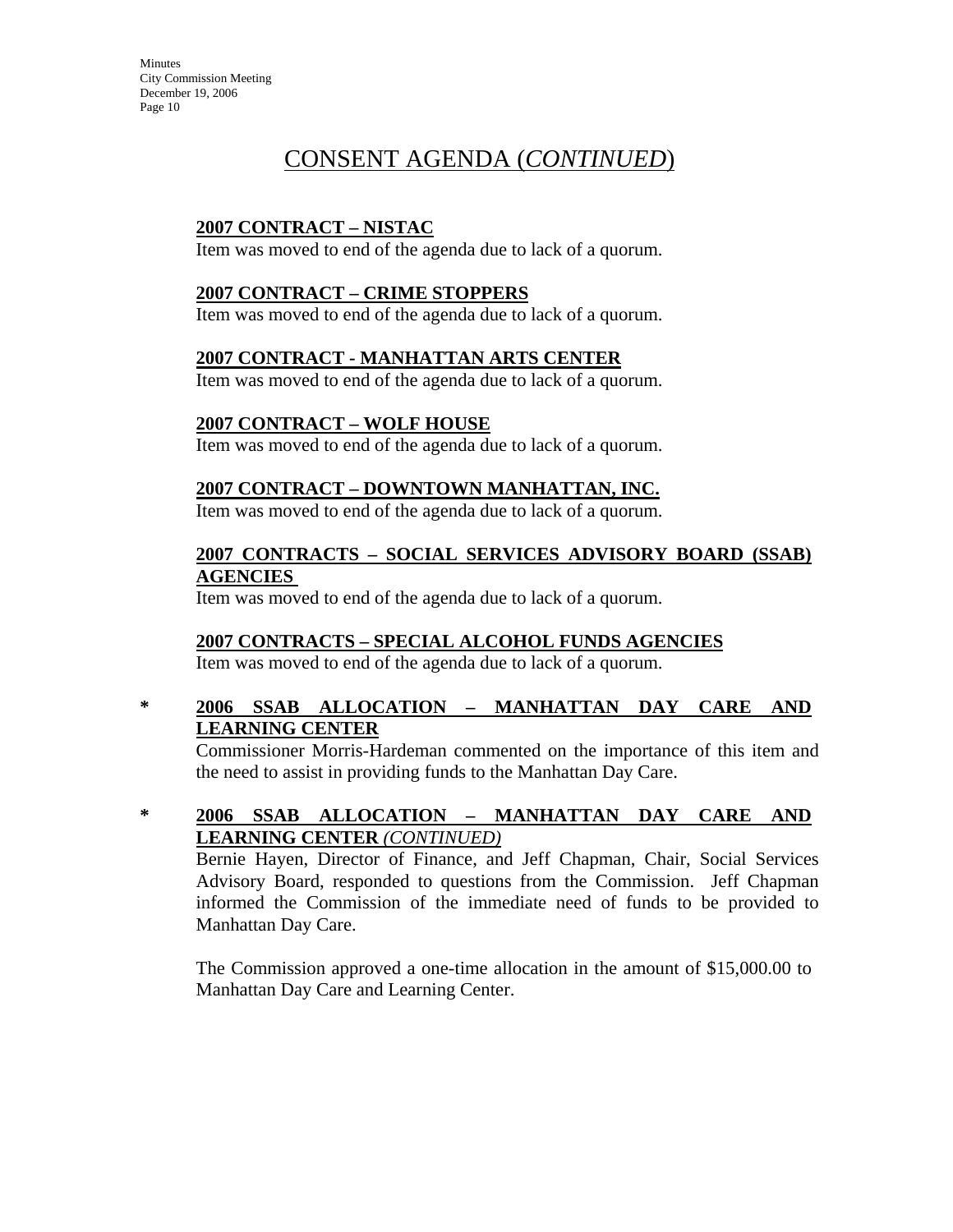# CONSENT AGENDA (*CONTINUED*)

**2007 CONTRACT – NISTAC**
Item was moved to end of the agenda due to lack of a quorum.

**2007 CONTRACT – CRIME STOPPERS**
Item was moved to end of the agenda due to lack of a quorum.

**2007 CONTRACT - MANHATTAN ARTS CENTER**
Item was moved to end of the agenda due to lack of a quorum.

**2007 CONTRACT – WOLF HOUSE**
Item was moved to end of the agenda due to lack of a quorum.

**2007 CONTRACT – DOWNTOWN MANHATTAN, INC.**
Item was moved to end of the agenda due to lack of a quorum.

**2007 CONTRACTS – SOCIAL SERVICES ADVISORY BOARD (SSAB) AGENCIES**
Item was moved to end of the agenda due to lack of a quorum.

**2007 CONTRACTS – SPECIAL ALCOHOL FUNDS AGENCIES**
Item was moved to end of the agenda due to lack of a quorum.

\* **2006 SSAB ALLOCATION – MANHATTAN DAY CARE AND LEARNING CENTER**
Commissioner Morris-Hardeman commented on the importance of this item and the need to assist in providing funds to the Manhattan Day Care.

\* **2006 SSAB ALLOCATION – MANHATTAN DAY CARE AND LEARNING CENTER** ***(CONTINUED)***
Bernie Hayen, Director of Finance, and Jeff Chapman, Chair, Social Services Advisory Board, responded to questions from the Commission. Jeff Chapman informed the Commission of the immediate need of funds to be provided to Manhattan Day Care.

The Commission approved a one-time allocation in the amount of $15,000.00 to Manhattan Day Care and Learning Center.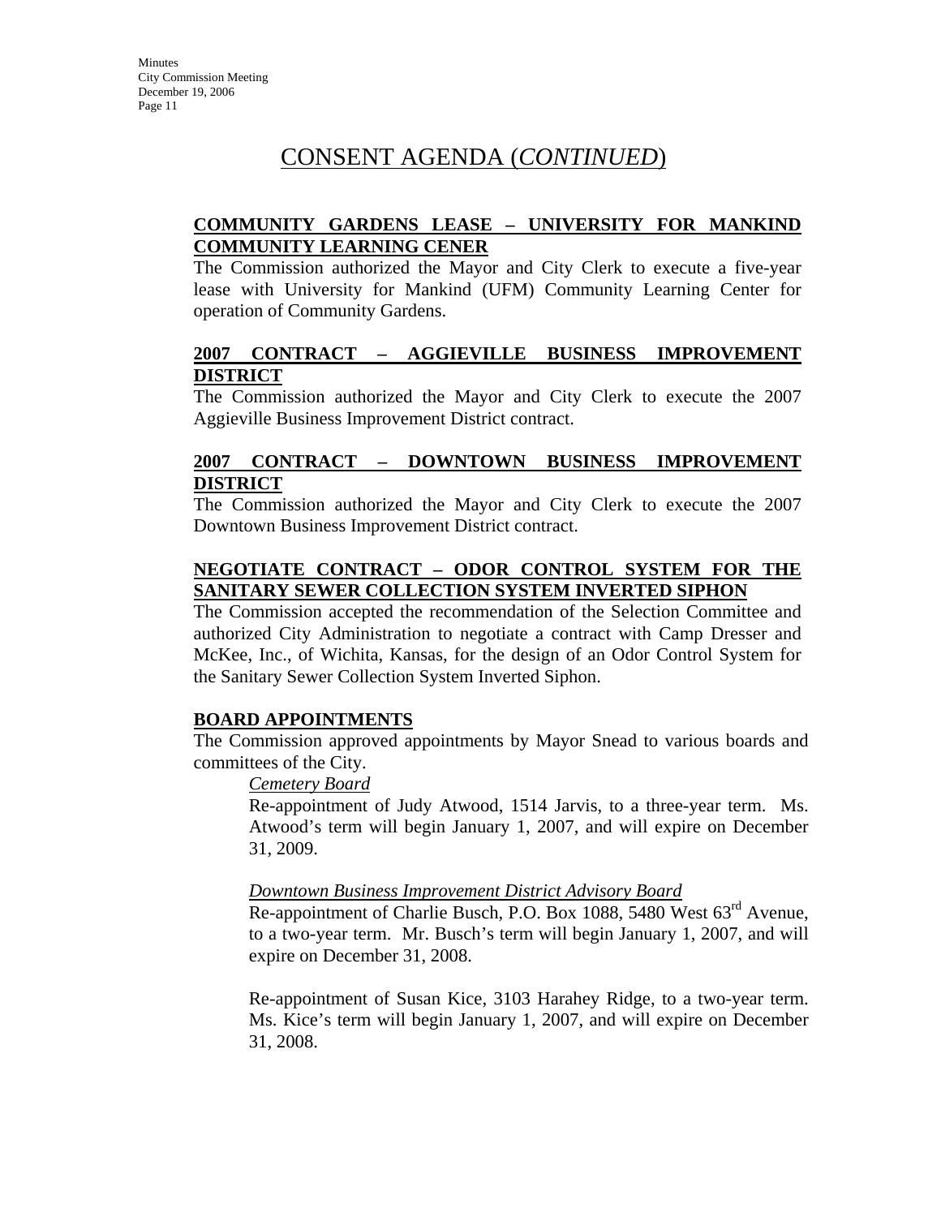# CONSENT AGENDA (*CONTINUED*)

**COMMUNITY GARDENS LEASE – UNIVERSITY FOR MANKIND COMMUNITY LEARNING CENER**

The Commission authorized the Mayor and City Clerk to execute a five-year lease with University for Mankind (UFM) Community Learning Center for operation of Community Gardens.

**2007 CONTRACT – AGGIEVILLE BUSINESS IMPROVEMENT DISTRICT**

The Commission authorized the Mayor and City Clerk to execute the 2007 Aggieville Business Improvement District contract.

**2007 CONTRACT – DOWNTOWN BUSINESS IMPROVEMENT DISTRICT**

The Commission authorized the Mayor and City Clerk to execute the 2007 Downtown Business Improvement District contract.

**NEGOTIATE CONTRACT – ODOR CONTROL SYSTEM FOR THE SANITARY SEWER COLLECTION SYSTEM INVERTED SIPHON**

The Commission accepted the recommendation of the Selection Committee and authorized City Administration to negotiate a contract with Camp Dresser and McKee, Inc., of Wichita, Kansas, for the design of an Odor Control System for the Sanitary Sewer Collection System Inverted Siphon.

**BOARD APPOINTMENTS**

The Commission approved appointments by Mayor Snead to various boards and committees of the City.

*Cemetery Board*

Re-appointment of Judy Atwood, 1514 Jarvis, to a three-year term. Ms. Atwood's term will begin January 1, 2007, and will expire on December 31, 2009.

*Downtown Business Improvement District Advisory Board*

Re-appointment of Charlie Busch, P.O. Box 1088, 5480 West 63rd Avenue, to a two-year term. Mr. Busch's term will begin January 1, 2007, and will expire on December 31, 2008.

Re-appointment of Susan Kice, 3103 Harahey Ridge, to a two-year term. Ms. Kice's term will begin January 1, 2007, and will expire on December 31, 2008.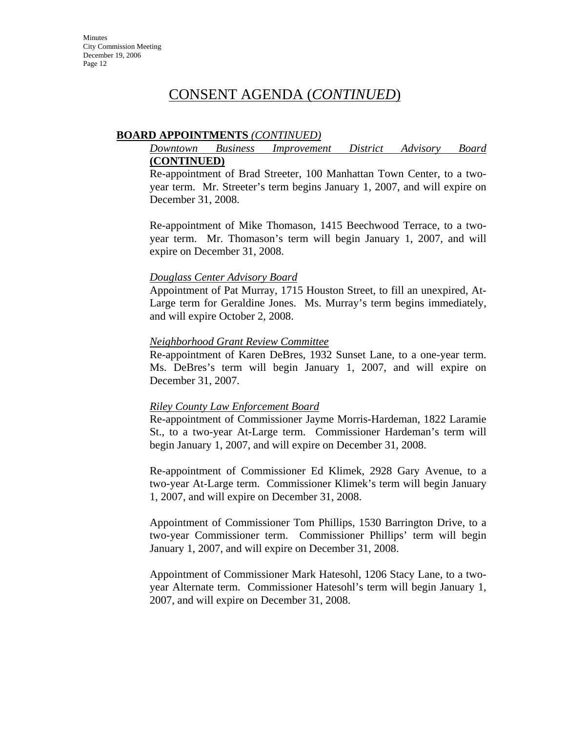# CONSENT AGENDA (*CONTINUED*)

**BOARD APPOINTMENTS** *(CONTINUED)*

*Downtown Business Improvement District Advisory Board* **(CONTINUED)**

Re-appointment of Brad Streeter, 100 Manhattan Town Center, to a two-year term. Mr. Streeter's term begins January 1, 2007, and will expire on December 31, 2008.

Re-appointment of Mike Thomason, 1415 Beechwood Terrace, to a two-year term. Mr. Thomason's term will begin January 1, 2007, and will expire on December 31, 2008.

*Douglass Center Advisory Board*

Appointment of Pat Murray, 1715 Houston Street, to fill an unexpired, At-Large term for Geraldine Jones. Ms. Murray's term begins immediately, and will expire October 2, 2008.

*Neighborhood Grant Review Committee*

Re-appointment of Karen DeBres, 1932 Sunset Lane, to a one-year term. Ms. DeBres's term will begin January 1, 2007, and will expire on December 31, 2007.

*Riley County Law Enforcement Board*

Re-appointment of Commissioner Jayme Morris-Hardeman, 1822 Laramie St., to a two-year At-Large term. Commissioner Hardeman's term will begin January 1, 2007, and will expire on December 31, 2008.

Re-appointment of Commissioner Ed Klimek, 2928 Gary Avenue, to a two-year At-Large term. Commissioner Klimek's term will begin January 1, 2007, and will expire on December 31, 2008.

Appointment of Commissioner Tom Phillips, 1530 Barrington Drive, to a two-year Commissioner term. Commissioner Phillips' term will begin January 1, 2007, and will expire on December 31, 2008.

Appointment of Commissioner Mark Hatesohl, 1206 Stacy Lane, to a two-year Alternate term. Commissioner Hatesohl's term will begin January 1, 2007, and will expire on December 31, 2008.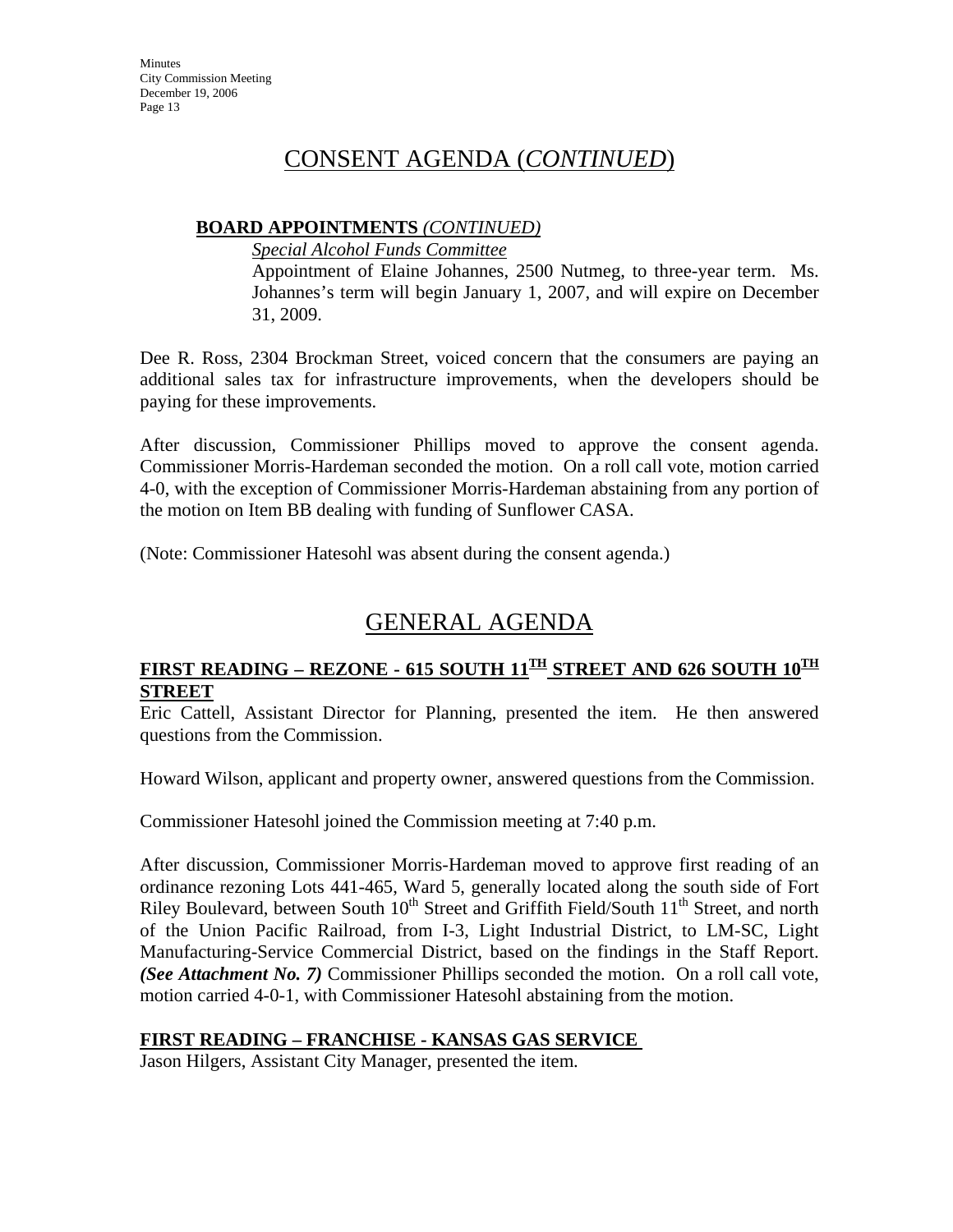# CONSENT AGENDA (*CONTINUED*)

**BOARD APPOINTMENTS** *(CONTINUED)*

*Special Alcohol Funds Committee*

Appointment of Elaine Johannes, 2500 Nutmeg, to three-year term. Ms. Johannes's term will begin January 1, 2007, and will expire on December 31, 2009.

Dee R. Ross, 2304 Brockman Street, voiced concern that the consumers are paying an additional sales tax for infrastructure improvements, when the developers should be paying for these improvements.

After discussion, Commissioner Phillips moved to approve the consent agenda. Commissioner Morris-Hardeman seconded the motion. On a roll call vote, motion carried 4-0, with the exception of Commissioner Morris-Hardeman abstaining from any portion of the motion on Item BB dealing with funding of Sunflower CASA.

(Note: Commissioner Hatesohl was absent during the consent agenda.)

# GENERAL AGENDA

**FIRST READING – REZONE - 615 SOUTH 11TH STREET AND 626 SOUTH 10TH STREET**

Eric Cattell, Assistant Director for Planning, presented the item. He then answered questions from the Commission.

Howard Wilson, applicant and property owner, answered questions from the Commission.

Commissioner Hatesohl joined the Commission meeting at 7:40 p.m.

After discussion, Commissioner Morris-Hardeman moved to approve first reading of an ordinance rezoning Lots 441-465, Ward 5, generally located along the south side of Fort Riley Boulevard, between South 10th Street and Griffith Field/South 11th Street, and north of the Union Pacific Railroad, from I-3, Light Industrial District, to LM-SC, Light Manufacturing-Service Commercial District, based on the findings in the Staff Report. ***(See Attachment No. 7)*** Commissioner Phillips seconded the motion. On a roll call vote, motion carried 4-0-1, with Commissioner Hatesohl abstaining from the motion.

**FIRST READING – FRANCHISE - KANSAS GAS SERVICE**

Jason Hilgers, Assistant City Manager, presented the item.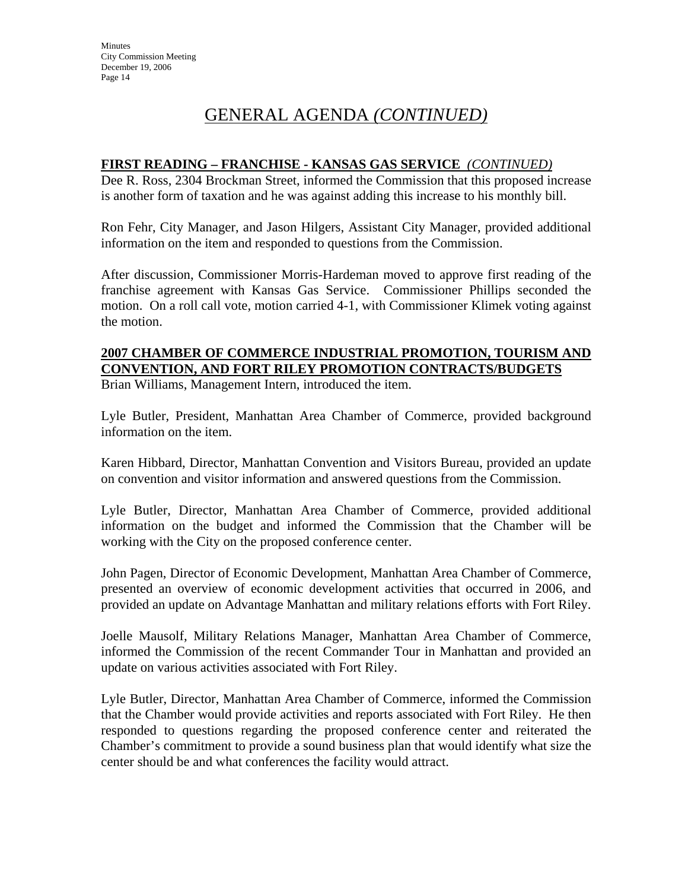## GENERAL AGENDA *(CONTINUED)*

**FIRST READING – FRANCHISE - KANSAS GAS SERVICE** ***(CONTINUED)***

Dee R. Ross, 2304 Brockman Street, informed the Commission that this proposed increase is another form of taxation and he was against adding this increase to his monthly bill.

Ron Fehr, City Manager, and Jason Hilgers, Assistant City Manager, provided additional information on the item and responded to questions from the Commission.

After discussion, Commissioner Morris-Hardeman moved to approve first reading of the franchise agreement with Kansas Gas Service. Commissioner Phillips seconded the motion. On a roll call vote, motion carried 4-1, with Commissioner Klimek voting against the motion.

**2007 CHAMBER OF COMMERCE INDUSTRIAL PROMOTION, TOURISM AND CONVENTION, AND FORT RILEY PROMOTION CONTRACTS/BUDGETS**

Brian Williams, Management Intern, introduced the item.

Lyle Butler, President, Manhattan Area Chamber of Commerce, provided background information on the item.

Karen Hibbard, Director, Manhattan Convention and Visitors Bureau, provided an update on convention and visitor information and answered questions from the Commission.

Lyle Butler, Director, Manhattan Area Chamber of Commerce, provided additional information on the budget and informed the Commission that the Chamber will be working with the City on the proposed conference center.

John Pagen, Director of Economic Development, Manhattan Area Chamber of Commerce, presented an overview of economic development activities that occurred in 2006, and provided an update on Advantage Manhattan and military relations efforts with Fort Riley.

Joelle Mausolf, Military Relations Manager, Manhattan Area Chamber of Commerce, informed the Commission of the recent Commander Tour in Manhattan and provided an update on various activities associated with Fort Riley.

Lyle Butler, Director, Manhattan Area Chamber of Commerce, informed the Commission that the Chamber would provide activities and reports associated with Fort Riley. He then responded to questions regarding the proposed conference center and reiterated the Chamber's commitment to provide a sound business plan that would identify what size the center should be and what conferences the facility would attract.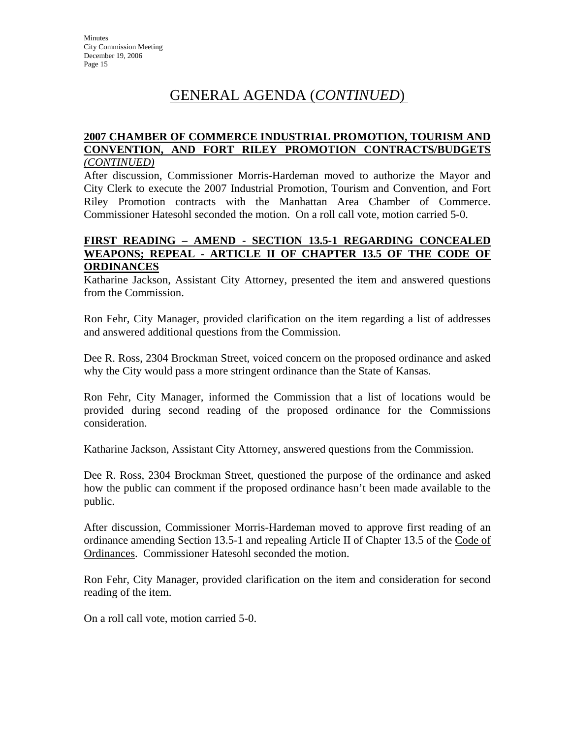## GENERAL AGENDA (*CONTINUED*)

**2007 CHAMBER OF COMMERCE INDUSTRIAL PROMOTION, TOURISM AND CONVENTION, AND FORT RILEY PROMOTION CONTRACTS/BUDGETS** *(CONTINUED)*

After discussion, Commissioner Morris-Hardeman moved to authorize the Mayor and City Clerk to execute the 2007 Industrial Promotion, Tourism and Convention, and Fort Riley Promotion contracts with the Manhattan Area Chamber of Commerce. Commissioner Hatesohl seconded the motion. On a roll call vote, motion carried 5-0.

**FIRST READING – AMEND - SECTION 13.5-1 REGARDING CONCEALED WEAPONS; REPEAL - ARTICLE II OF CHAPTER 13.5 OF THE CODE OF ORDINANCES**

Katharine Jackson, Assistant City Attorney, presented the item and answered questions from the Commission.

Ron Fehr, City Manager, provided clarification on the item regarding a list of addresses and answered additional questions from the Commission.

Dee R. Ross, 2304 Brockman Street, voiced concern on the proposed ordinance and asked why the City would pass a more stringent ordinance than the State of Kansas.

Ron Fehr, City Manager, informed the Commission that a list of locations would be provided during second reading of the proposed ordinance for the Commissions consideration.

Katharine Jackson, Assistant City Attorney, answered questions from the Commission.

Dee R. Ross, 2304 Brockman Street, questioned the purpose of the ordinance and asked how the public can comment if the proposed ordinance hasn't been made available to the public.

After discussion, Commissioner Morris-Hardeman moved to approve first reading of an ordinance amending Section 13.5-1 and repealing Article II of Chapter 13.5 of the Code of Ordinances. Commissioner Hatesohl seconded the motion.

Ron Fehr, City Manager, provided clarification on the item and consideration for second reading of the item.

On a roll call vote, motion carried 5-0.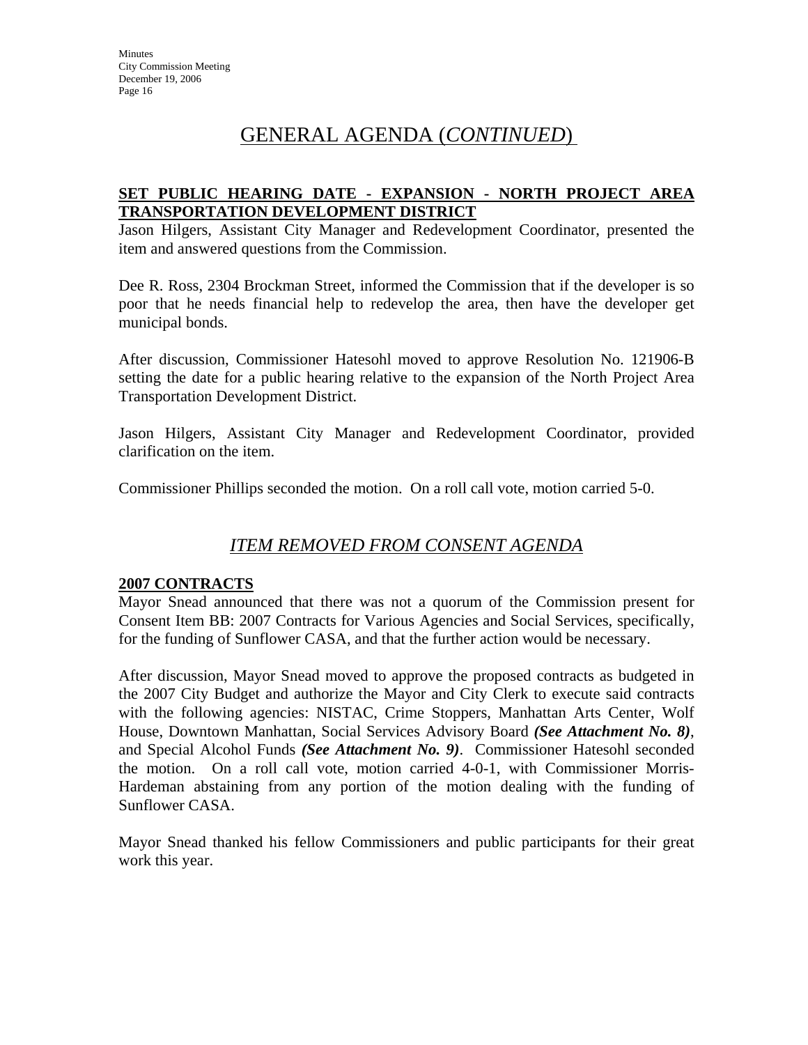# GENERAL AGENDA (*CONTINUED*)

**SET PUBLIC HEARING DATE - EXPANSION - NORTH PROJECT AREA TRANSPORTATION DEVELOPMENT DISTRICT**

Jason Hilgers, Assistant City Manager and Redevelopment Coordinator, presented the item and answered questions from the Commission.

Dee R. Ross, 2304 Brockman Street, informed the Commission that if the developer is so poor that he needs financial help to redevelop the area, then have the developer get municipal bonds.

After discussion, Commissioner Hatesohl moved to approve Resolution No. 121906-B setting the date for a public hearing relative to the expansion of the North Project Area Transportation Development District.

Jason Hilgers, Assistant City Manager and Redevelopment Coordinator, provided clarification on the item.

Commissioner Phillips seconded the motion. On a roll call vote, motion carried 5-0.

## *ITEM REMOVED FROM CONSENT AGENDA*

**2007 CONTRACTS**

Mayor Snead announced that there was not a quorum of the Commission present for Consent Item BB: 2007 Contracts for Various Agencies and Social Services, specifically, for the funding of Sunflower CASA, and that the further action would be necessary.

After discussion, Mayor Snead moved to approve the proposed contracts as budgeted in the 2007 City Budget and authorize the Mayor and City Clerk to execute said contracts with the following agencies: NISTAC, Crime Stoppers, Manhattan Arts Center, Wolf House, Downtown Manhattan, Social Services Advisory Board ***(See Attachment No. 8)***, and Special Alcohol Funds ***(See Attachment No. 9)***. Commissioner Hatesohl seconded the motion. On a roll call vote, motion carried 4-0-1, with Commissioner Morris-Hardeman abstaining from any portion of the motion dealing with the funding of Sunflower CASA.

Mayor Snead thanked his fellow Commissioners and public participants for their great work this year.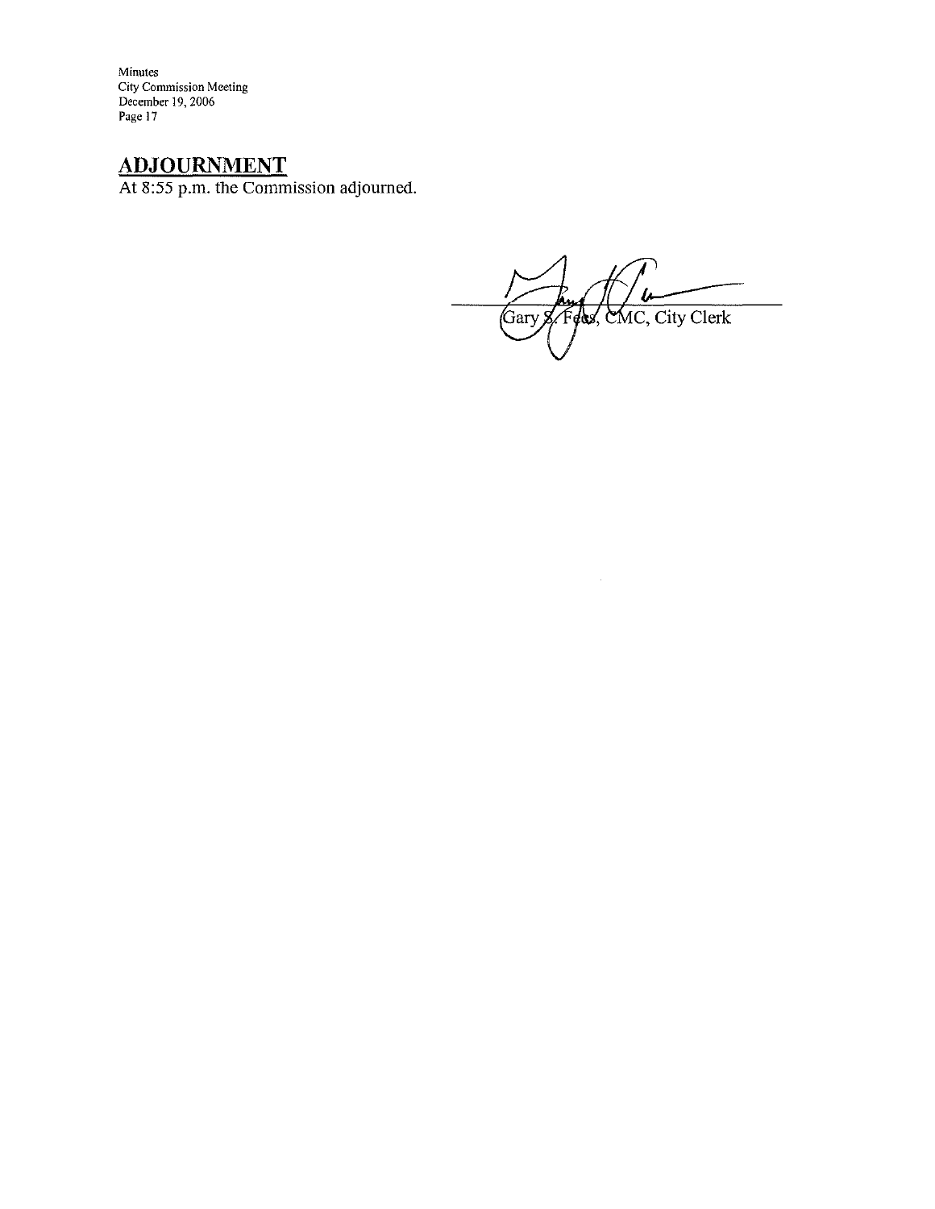## ADJOURNMENT

At 8:55 p.m. the Commission adjourned.

Gary S. Fees, CMC, City Clerk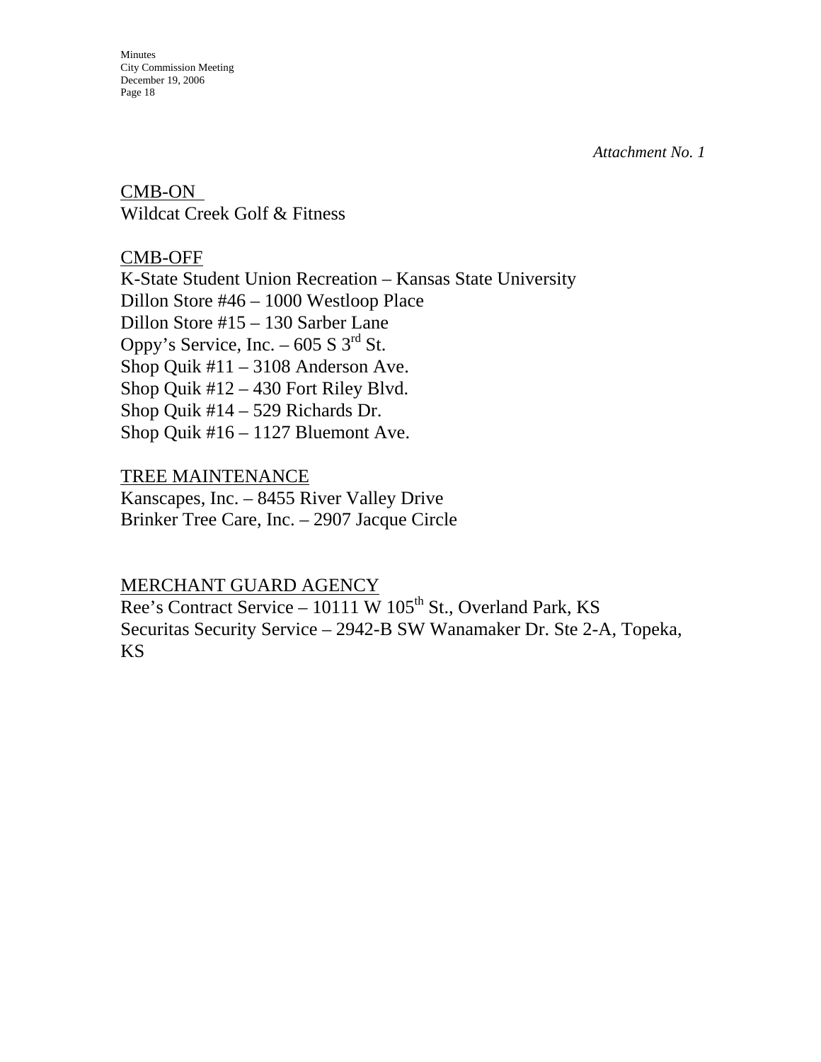*Attachment No. 1*

CMB-ON

Wildcat Creek Golf & Fitness

CMB-OFF

K-State Student Union Recreation – Kansas State University
Dillon Store #46 – 1000 Westloop Place
Dillon Store #15 – 130 Sarber Lane
Oppy's Service, Inc. – 605 S 3rd St.
Shop Quik #11 – 3108 Anderson Ave.
Shop Quik #12 – 430 Fort Riley Blvd.
Shop Quik #14 – 529 Richards Dr.
Shop Quik #16 – 1127 Bluemont Ave.

TREE MAINTENANCE

Kanscapes, Inc. – 8455 River Valley Drive
Brinker Tree Care, Inc. – 2907 Jacque Circle

MERCHANT GUARD AGENCY

Ree's Contract Service – 10111 W 105th St., Overland Park, KS
Securitas Security Service – 2942-B SW Wanamaker Dr. Ste 2-A, Topeka, KS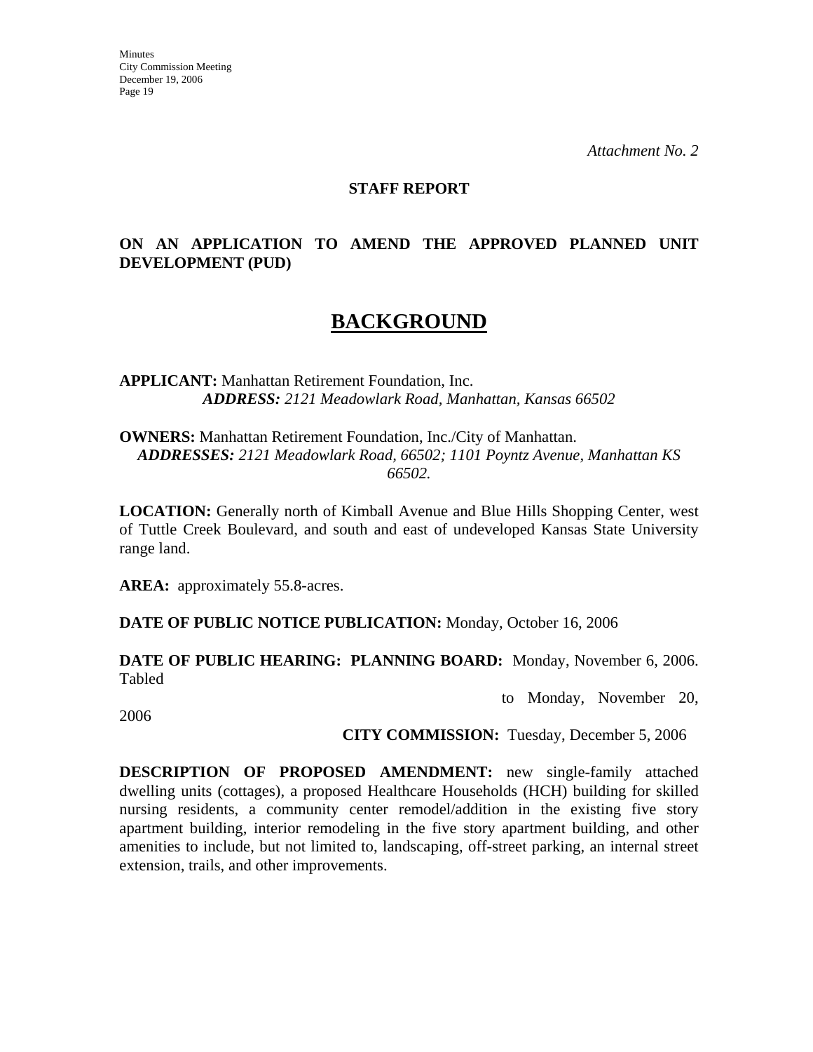*Attachment No. 2*

**STAFF REPORT**

**ON AN APPLICATION TO AMEND THE APPROVED PLANNED UNIT DEVELOPMENT (PUD)**

# BACKGROUND

**APPLICANT:** Manhattan Retirement Foundation, Inc.
***ADDRESS:*** *2121 Meadowlark Road, Manhattan, Kansas 66502*

**OWNERS:** Manhattan Retirement Foundation, Inc./City of Manhattan.
***ADDRESSES:*** *2121 Meadowlark Road, 66502; 1101 Poyntz Avenue, Manhattan KS 66502.*

**LOCATION:** Generally north of Kimball Avenue and Blue Hills Shopping Center, west of Tuttle Creek Boulevard, and south and east of undeveloped Kansas State University range land.

**AREA:** approximately 55.8-acres.

**DATE OF PUBLIC NOTICE PUBLICATION:** Monday, October 16, 2006

**DATE OF PUBLIC HEARING: PLANNING BOARD:** Monday, November 6, 2006. Tabled to Monday, November 20, 2006

**CITY COMMISSION:** Tuesday, December 5, 2006

**DESCRIPTION OF PROPOSED AMENDMENT:** new single-family attached dwelling units (cottages), a proposed Healthcare Households (HCH) building for skilled nursing residents, a community center remodel/addition in the existing five story apartment building, interior remodeling in the five story apartment building, and other amenities to include, but not limited to, landscaping, off-street parking, an internal street extension, trails, and other improvements.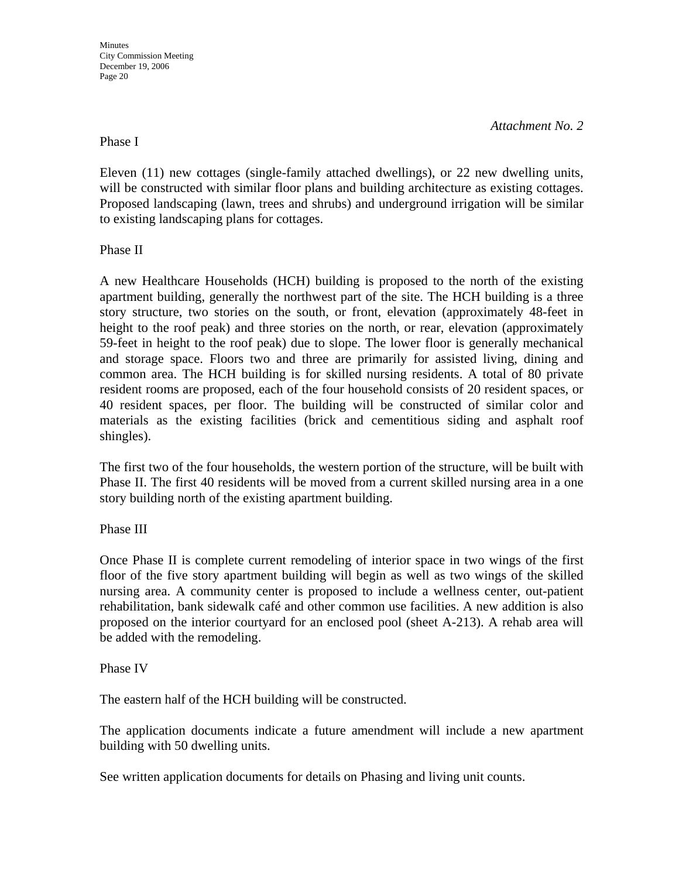*Attachment No. 2*

Phase I

Eleven (11) new cottages (single-family attached dwellings), or 22 new dwelling units, will be constructed with similar floor plans and building architecture as existing cottages. Proposed landscaping (lawn, trees and shrubs) and underground irrigation will be similar to existing landscaping plans for cottages.

Phase II

A new Healthcare Households (HCH) building is proposed to the north of the existing apartment building, generally the northwest part of the site. The HCH building is a three story structure, two stories on the south, or front, elevation (approximately 48-feet in height to the roof peak) and three stories on the north, or rear, elevation (approximately 59-feet in height to the roof peak) due to slope. The lower floor is generally mechanical and storage space. Floors two and three are primarily for assisted living, dining and common area. The HCH building is for skilled nursing residents. A total of 80 private resident rooms are proposed, each of the four household consists of 20 resident spaces, or 40 resident spaces, per floor. The building will be constructed of similar color and materials as the existing facilities (brick and cementitious siding and asphalt roof shingles).

The first two of the four households, the western portion of the structure, will be built with Phase II. The first 40 residents will be moved from a current skilled nursing area in a one story building north of the existing apartment building.

Phase III

Once Phase II is complete current remodeling of interior space in two wings of the first floor of the five story apartment building will begin as well as two wings of the skilled nursing area. A community center is proposed to include a wellness center, out-patient rehabilitation, bank sidewalk café and other common use facilities. A new addition is also proposed on the interior courtyard for an enclosed pool (sheet A-213). A rehab area will be added with the remodeling.

Phase IV

The eastern half of the HCH building will be constructed.

The application documents indicate a future amendment will include a new apartment building with 50 dwelling units.

See written application documents for details on Phasing and living unit counts.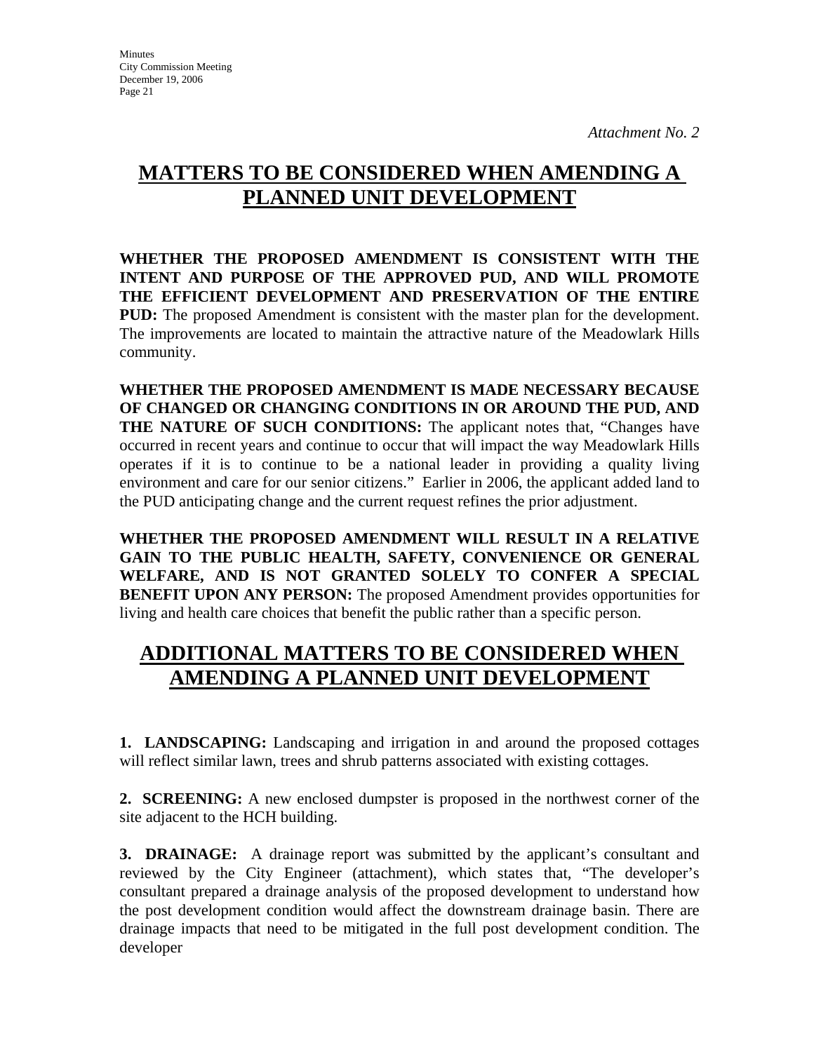*Attachment No. 2*

# MATTERS TO BE CONSIDERED WHEN AMENDING A PLANNED UNIT DEVELOPMENT

**WHETHER THE PROPOSED AMENDMENT IS CONSISTENT WITH THE INTENT AND PURPOSE OF THE APPROVED PUD, AND WILL PROMOTE THE EFFICIENT DEVELOPMENT AND PRESERVATION OF THE ENTIRE PUD:** The proposed Amendment is consistent with the master plan for the development. The improvements are located to maintain the attractive nature of the Meadowlark Hills community.

**WHETHER THE PROPOSED AMENDMENT IS MADE NECESSARY BECAUSE OF CHANGED OR CHANGING CONDITIONS IN OR AROUND THE PUD, AND THE NATURE OF SUCH CONDITIONS:** The applicant notes that, "Changes have occurred in recent years and continue to occur that will impact the way Meadowlark Hills operates if it is to continue to be a national leader in providing a quality living environment and care for our senior citizens." Earlier in 2006, the applicant added land to the PUD anticipating change and the current request refines the prior adjustment.

**WHETHER THE PROPOSED AMENDMENT WILL RESULT IN A RELATIVE GAIN TO THE PUBLIC HEALTH, SAFETY, CONVENIENCE OR GENERAL WELFARE, AND IS NOT GRANTED SOLELY TO CONFER A SPECIAL BENEFIT UPON ANY PERSON:** The proposed Amendment provides opportunities for living and health care choices that benefit the public rather than a specific person.

# ADDITIONAL MATTERS TO BE CONSIDERED WHEN AMENDING A PLANNED UNIT DEVELOPMENT

**1. LANDSCAPING:** Landscaping and irrigation in and around the proposed cottages will reflect similar lawn, trees and shrub patterns associated with existing cottages.

**2. SCREENING:** A new enclosed dumpster is proposed in the northwest corner of the site adjacent to the HCH building.

**3. DRAINAGE:** A drainage report was submitted by the applicant's consultant and reviewed by the City Engineer (attachment), which states that, "The developer's consultant prepared a drainage analysis of the proposed development to understand how the post development condition would affect the downstream drainage basin. There are drainage impacts that need to be mitigated in the full post development condition. The developer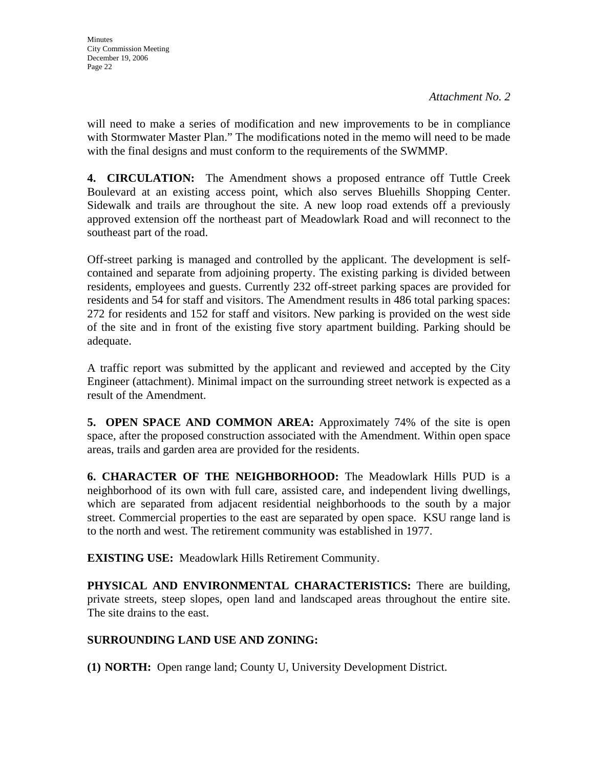*Attachment No. 2*

will need to make a series of modification and new improvements to be in compliance with Stormwater Master Plan." The modifications noted in the memo will need to be made with the final designs and must conform to the requirements of the SWMMP.

**4. CIRCULATION:** The Amendment shows a proposed entrance off Tuttle Creek Boulevard at an existing access point, which also serves Bluehills Shopping Center. Sidewalk and trails are throughout the site. A new loop road extends off a previously approved extension off the northeast part of Meadowlark Road and will reconnect to the southeast part of the road.

Off-street parking is managed and controlled by the applicant. The development is self-contained and separate from adjoining property. The existing parking is divided between residents, employees and guests. Currently 232 off-street parking spaces are provided for residents and 54 for staff and visitors. The Amendment results in 486 total parking spaces: 272 for residents and 152 for staff and visitors. New parking is provided on the west side of the site and in front of the existing five story apartment building. Parking should be adequate.

A traffic report was submitted by the applicant and reviewed and accepted by the City Engineer (attachment). Minimal impact on the surrounding street network is expected as a result of the Amendment.

**5. OPEN SPACE AND COMMON AREA:** Approximately 74% of the site is open space, after the proposed construction associated with the Amendment. Within open space areas, trails and garden area are provided for the residents.

**6. CHARACTER OF THE NEIGHBORHOOD:** The Meadowlark Hills PUD is a neighborhood of its own with full care, assisted care, and independent living dwellings, which are separated from adjacent residential neighborhoods to the south by a major street. Commercial properties to the east are separated by open space. KSU range land is to the north and west. The retirement community was established in 1977.

**EXISTING USE:** Meadowlark Hills Retirement Community.

**PHYSICAL AND ENVIRONMENTAL CHARACTERISTICS:** There are building, private streets, steep slopes, open land and landscaped areas throughout the entire site. The site drains to the east.

**SURROUNDING LAND USE AND ZONING:**

**(1) NORTH:** Open range land; County U, University Development District.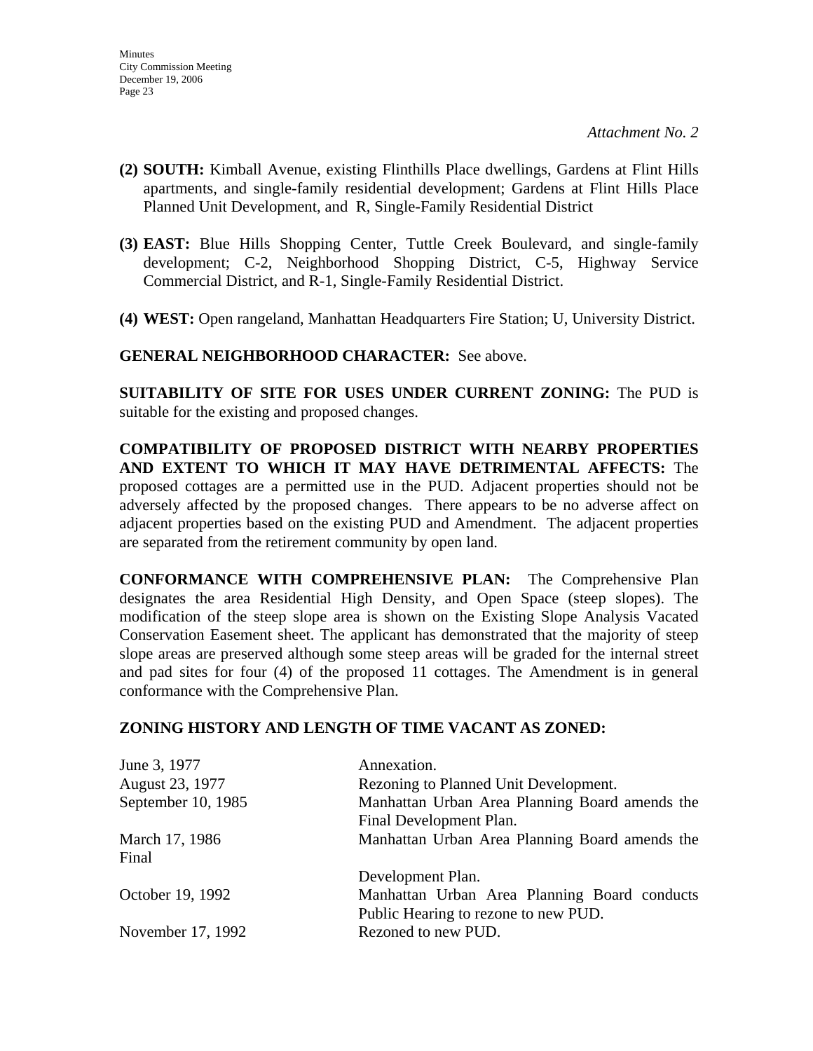*Attachment No. 2*

**(2) SOUTH:** Kimball Avenue, existing Flinthills Place dwellings, Gardens at Flint Hills apartments, and single-family residential development; Gardens at Flint Hills Place Planned Unit Development, and R, Single-Family Residential District

**(3) EAST:** Blue Hills Shopping Center, Tuttle Creek Boulevard, and single-family development; C-2, Neighborhood Shopping District, C-5, Highway Service Commercial District, and R-1, Single-Family Residential District.

**(4) WEST:** Open rangeland, Manhattan Headquarters Fire Station; U, University District.

**GENERAL NEIGHBORHOOD CHARACTER:** See above.

**SUITABILITY OF SITE FOR USES UNDER CURRENT ZONING:** The PUD is suitable for the existing and proposed changes.

**COMPATIBILITY OF PROPOSED DISTRICT WITH NEARBY PROPERTIES AND EXTENT TO WHICH IT MAY HAVE DETRIMENTAL AFFECTS:** The proposed cottages are a permitted use in the PUD. Adjacent properties should not be adversely affected by the proposed changes. There appears to be no adverse affect on adjacent properties based on the existing PUD and Amendment. The adjacent properties are separated from the retirement community by open land.

**CONFORMANCE WITH COMPREHENSIVE PLAN:** The Comprehensive Plan designates the area Residential High Density, and Open Space (steep slopes). The modification of the steep slope area is shown on the Existing Slope Analysis Vacated Conservation Easement sheet. The applicant has demonstrated that the majority of steep slope areas are preserved although some steep areas will be graded for the internal street and pad sites for four (4) of the proposed 11 cottages. The Amendment is in general conformance with the Comprehensive Plan.

**ZONING HISTORY AND LENGTH OF TIME VACANT AS ZONED:**

| | |
|---|---|
| June 3, 1977 | Annexation. |
| August 23, 1977 | Rezoning to Planned Unit Development. |
| September 10, 1985 | Manhattan Urban Area Planning Board amends the Final Development Plan. |
| March 17, 1986 | Manhattan Urban Area Planning Board amends the Final Development Plan. |
| October 19, 1992 | Manhattan Urban Area Planning Board conducts Public Hearing to rezone to new PUD. |
| November 17, 1992 | Rezoned to new PUD. |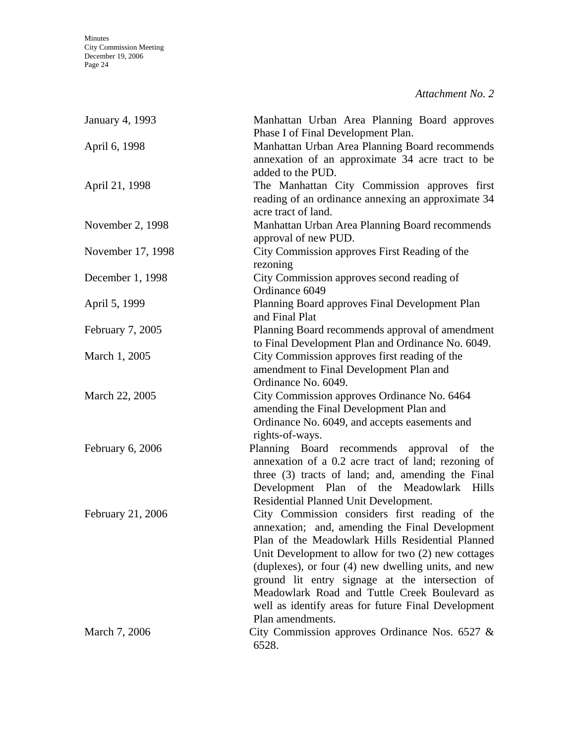*Attachment No. 2*

| | |
|---|---|
| January 4, 1993 | Manhattan Urban Area Planning Board approves Phase I of Final Development Plan. |
| April 6, 1998 | Manhattan Urban Area Planning Board recommends annexation of an approximate 34 acre tract to be added to the PUD. |
| April 21, 1998 | The Manhattan City Commission approves first reading of an ordinance annexing an approximate 34 acre tract of land. |
| November 2, 1998 | Manhattan Urban Area Planning Board recommends approval of new PUD. |
| November 17, 1998 | City Commission approves First Reading of the rezoning |
| December 1, 1998 | City Commission approves second reading of Ordinance 6049 |
| April 5, 1999 | Planning Board approves Final Development Plan and Final Plat |
| February 7, 2005 | Planning Board recommends approval of amendment to Final Development Plan and Ordinance No. 6049. |
| March 1, 2005 | City Commission approves first reading of the amendment to Final Development Plan and Ordinance No. 6049. |
| March 22, 2005 | City Commission approves Ordinance No. 6464 amending the Final Development Plan and Ordinance No. 6049, and accepts easements and rights-of-ways. |
| February 6, 2006 | Planning Board recommends approval of the annexation of a 0.2 acre tract of land; rezoning of three (3) tracts of land; and, amending the Final Development Plan of the Meadowlark Hills Residential Planned Unit Development. |
| February 21, 2006 | City Commission considers first reading of the annexation; and, amending the Final Development Plan of the Meadowlark Hills Residential Planned Unit Development to allow for two (2) new cottages (duplexes), or four (4) new dwelling units, and new ground lit entry signage at the intersection of Meadowlark Road and Tuttle Creek Boulevard as well as identify areas for future Final Development Plan amendments. |
| March 7, 2006 | City Commission approves Ordinance Nos. 6527 & 6528. |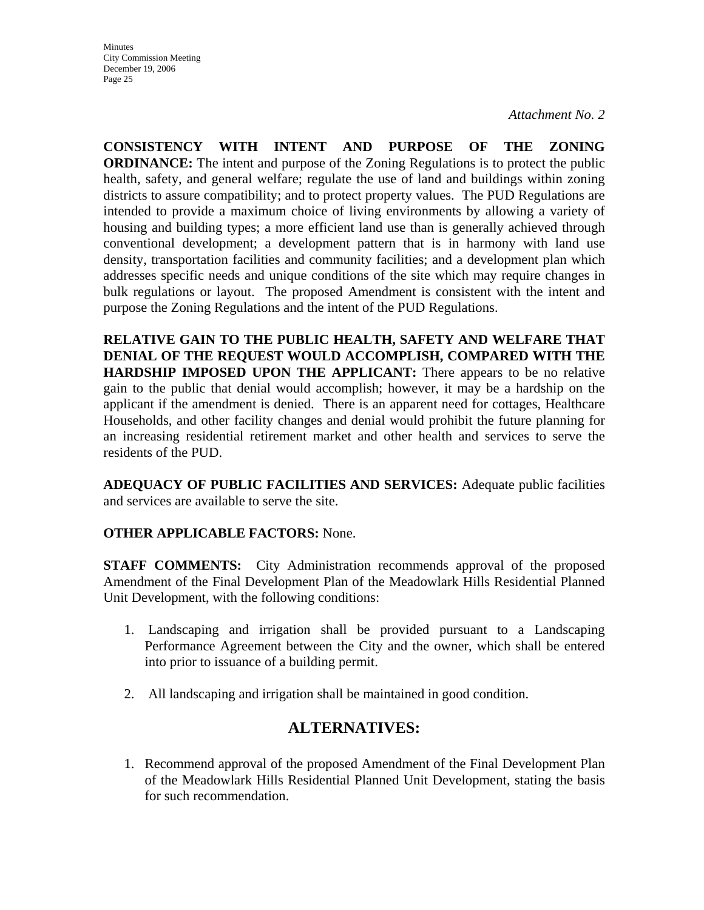*Attachment No. 2*

**CONSISTENCY WITH INTENT AND PURPOSE OF THE ZONING ORDINANCE:** The intent and purpose of the Zoning Regulations is to protect the public health, safety, and general welfare; regulate the use of land and buildings within zoning districts to assure compatibility; and to protect property values. The PUD Regulations are intended to provide a maximum choice of living environments by allowing a variety of housing and building types; a more efficient land use than is generally achieved through conventional development; a development pattern that is in harmony with land use density, transportation facilities and community facilities; and a development plan which addresses specific needs and unique conditions of the site which may require changes in bulk regulations or layout. The proposed Amendment is consistent with the intent and purpose the Zoning Regulations and the intent of the PUD Regulations.

**RELATIVE GAIN TO THE PUBLIC HEALTH, SAFETY AND WELFARE THAT DENIAL OF THE REQUEST WOULD ACCOMPLISH, COMPARED WITH THE HARDSHIP IMPOSED UPON THE APPLICANT:** There appears to be no relative gain to the public that denial would accomplish; however, it may be a hardship on the applicant if the amendment is denied. There is an apparent need for cottages, Healthcare Households, and other facility changes and denial would prohibit the future planning for an increasing residential retirement market and other health and services to serve the residents of the PUD.

**ADEQUACY OF PUBLIC FACILITIES AND SERVICES:** Adequate public facilities and services are available to serve the site.

**OTHER APPLICABLE FACTORS:** None.

**STAFF COMMENTS:** City Administration recommends approval of the proposed Amendment of the Final Development Plan of the Meadowlark Hills Residential Planned Unit Development, with the following conditions:

1. Landscaping and irrigation shall be provided pursuant to a Landscaping Performance Agreement between the City and the owner, which shall be entered into prior to issuance of a building permit.

2. All landscaping and irrigation shall be maintained in good condition.

## ALTERNATIVES:

1. Recommend approval of the proposed Amendment of the Final Development Plan of the Meadowlark Hills Residential Planned Unit Development, stating the basis for such recommendation.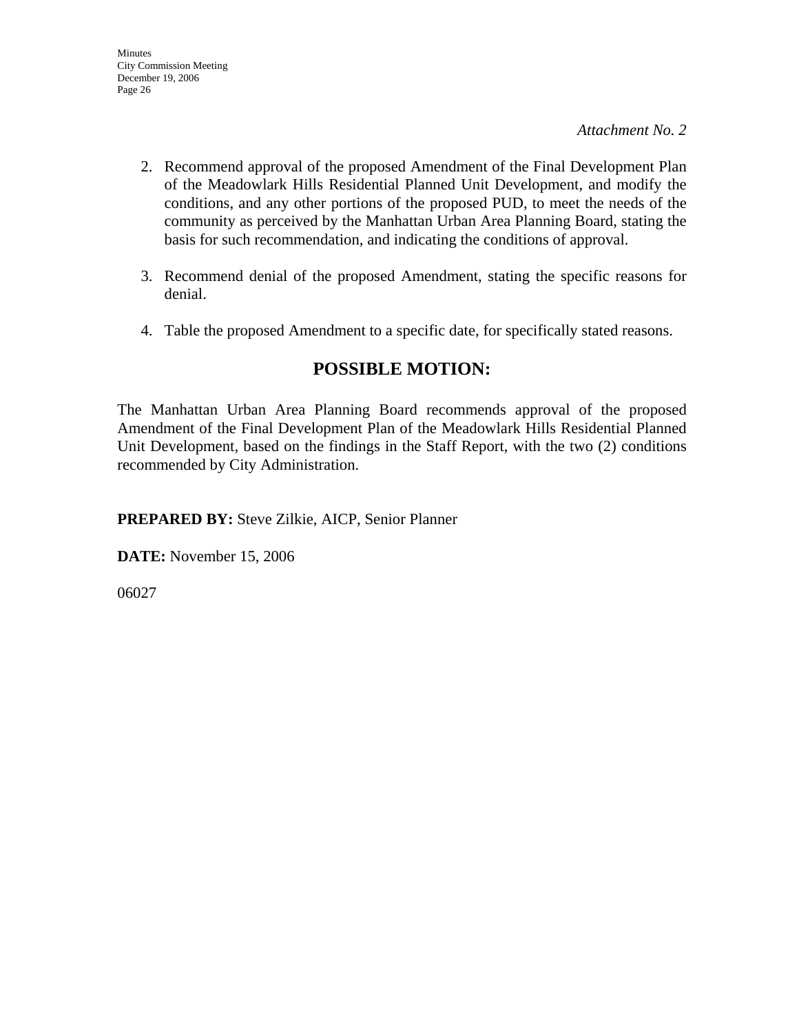*Attachment No. 2*

2. Recommend approval of the proposed Amendment of the Final Development Plan of the Meadowlark Hills Residential Planned Unit Development, and modify the conditions, and any other portions of the proposed PUD, to meet the needs of the community as perceived by the Manhattan Urban Area Planning Board, stating the basis for such recommendation, and indicating the conditions of approval.

3. Recommend denial of the proposed Amendment, stating the specific reasons for denial.

4. Table the proposed Amendment to a specific date, for specifically stated reasons.

## POSSIBLE MOTION:

The Manhattan Urban Area Planning Board recommends approval of the proposed Amendment of the Final Development Plan of the Meadowlark Hills Residential Planned Unit Development, based on the findings in the Staff Report, with the two (2) conditions recommended by City Administration.

**PREPARED BY:** Steve Zilkie, AICP, Senior Planner

**DATE:** November 15, 2006

06027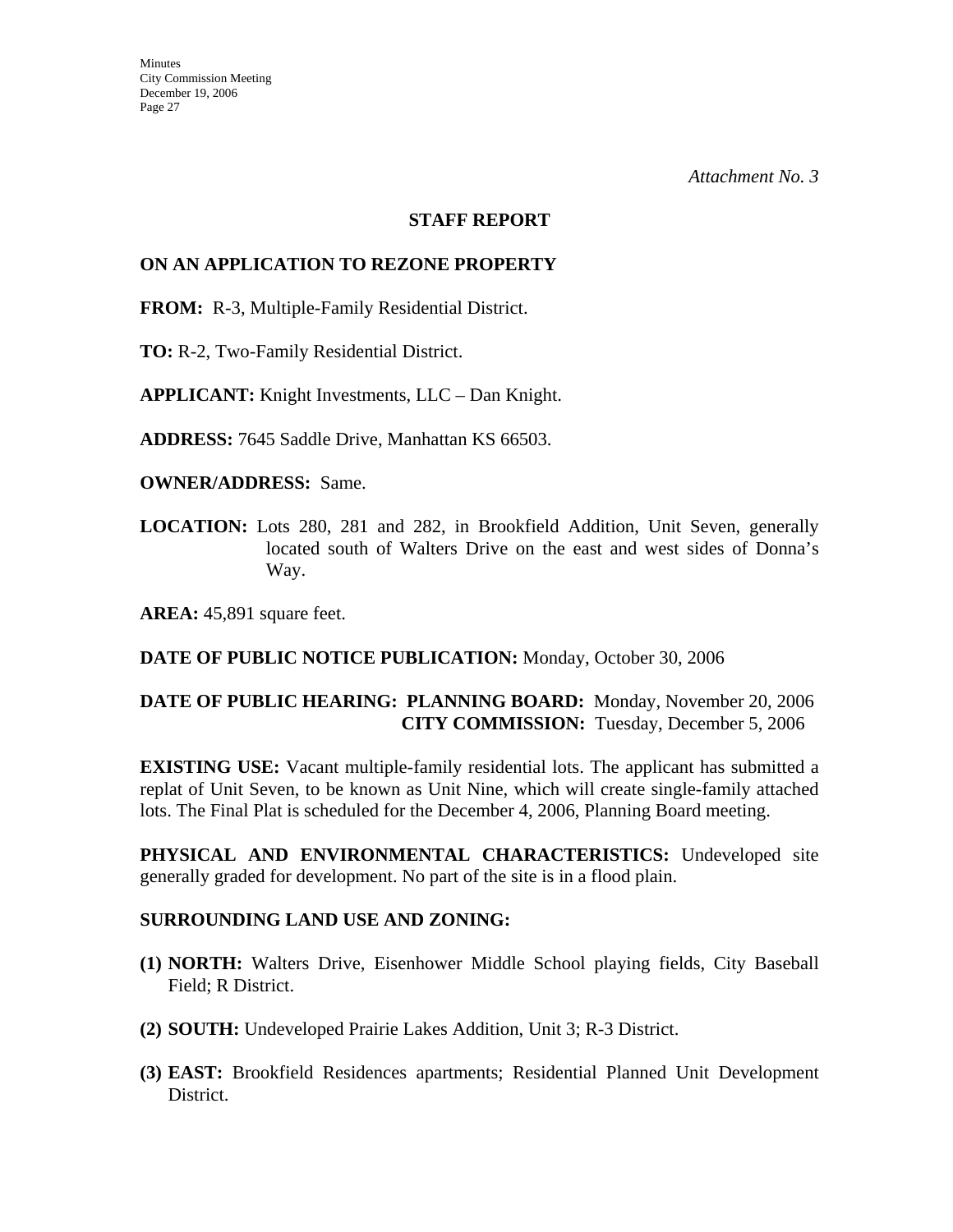*Attachment No. 3*

**STAFF REPORT**

**ON AN APPLICATION TO REZONE PROPERTY**

**FROM:** R-3, Multiple-Family Residential District.

**TO:** R-2, Two-Family Residential District.

**APPLICANT:** Knight Investments, LLC – Dan Knight.

**ADDRESS:** 7645 Saddle Drive, Manhattan KS 66503.

**OWNER/ADDRESS:** Same.

**LOCATION:** Lots 280, 281 and 282, in Brookfield Addition, Unit Seven, generally located south of Walters Drive on the east and west sides of Donna's Way.

**AREA:** 45,891 square feet.

**DATE OF PUBLIC NOTICE PUBLICATION:** Monday, October 30, 2006

**DATE OF PUBLIC HEARING: PLANNING BOARD:** Monday, November 20, 2006
**CITY COMMISSION:** Tuesday, December 5, 2006

**EXISTING USE:** Vacant multiple-family residential lots. The applicant has submitted a replat of Unit Seven, to be known as Unit Nine, which will create single-family attached lots. The Final Plat is scheduled for the December 4, 2006, Planning Board meeting.

**PHYSICAL AND ENVIRONMENTAL CHARACTERISTICS:** Undeveloped site generally graded for development. No part of the site is in a flood plain.

**SURROUNDING LAND USE AND ZONING:**

**(1) NORTH:** Walters Drive, Eisenhower Middle School playing fields, City Baseball Field; R District.

**(2) SOUTH:** Undeveloped Prairie Lakes Addition, Unit 3; R-3 District.

**(3) EAST:** Brookfield Residences apartments; Residential Planned Unit Development District.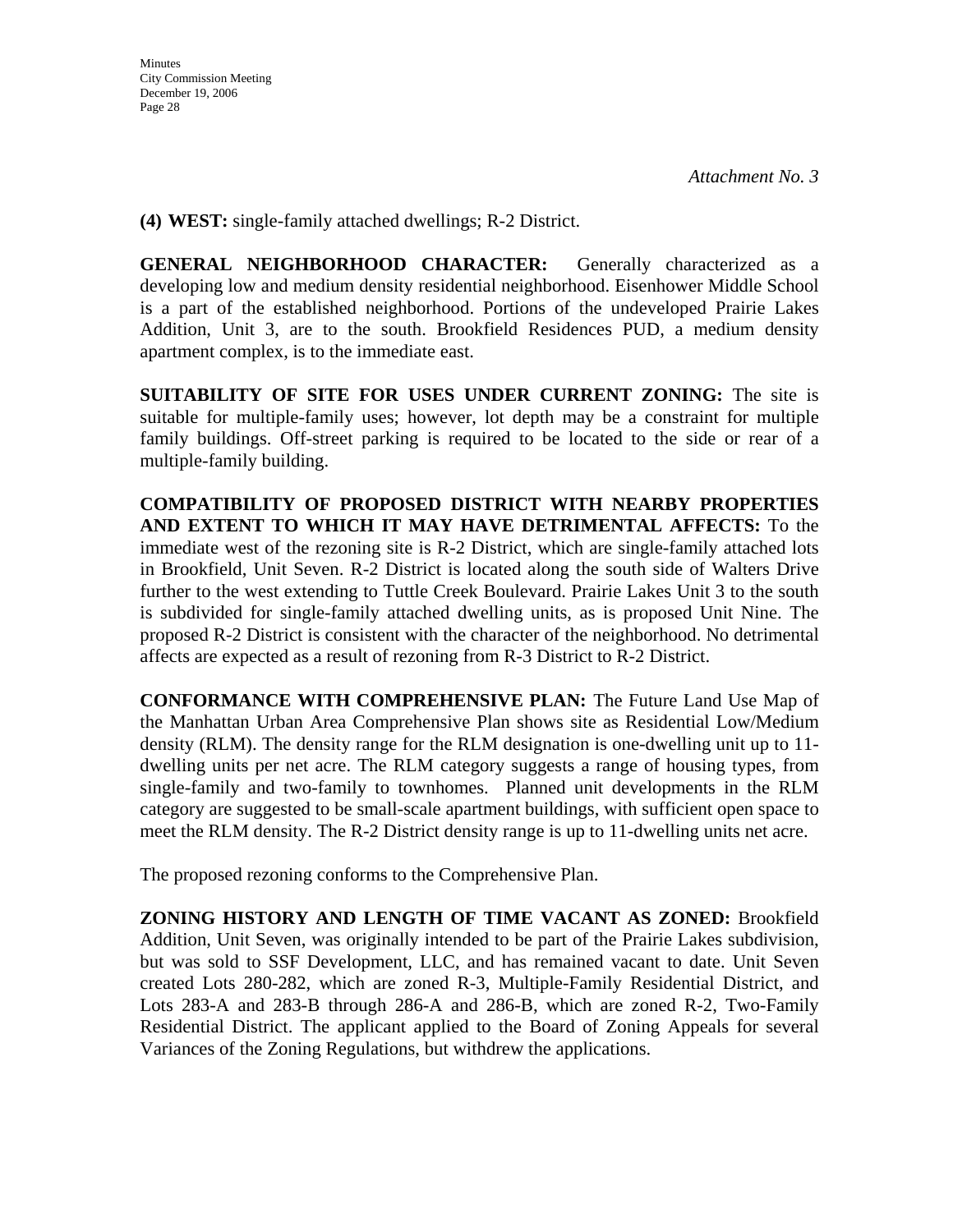*Attachment No. 3*

**(4) WEST:** single-family attached dwellings; R-2 District.

**GENERAL NEIGHBORHOOD CHARACTER:** Generally characterized as a developing low and medium density residential neighborhood. Eisenhower Middle School is a part of the established neighborhood. Portions of the undeveloped Prairie Lakes Addition, Unit 3, are to the south. Brookfield Residences PUD, a medium density apartment complex, is to the immediate east.

**SUITABILITY OF SITE FOR USES UNDER CURRENT ZONING:** The site is suitable for multiple-family uses; however, lot depth may be a constraint for multiple family buildings. Off-street parking is required to be located to the side or rear of a multiple-family building.

**COMPATIBILITY OF PROPOSED DISTRICT WITH NEARBY PROPERTIES AND EXTENT TO WHICH IT MAY HAVE DETRIMENTAL AFFECTS:** To the immediate west of the rezoning site is R-2 District, which are single-family attached lots in Brookfield, Unit Seven. R-2 District is located along the south side of Walters Drive further to the west extending to Tuttle Creek Boulevard. Prairie Lakes Unit 3 to the south is subdivided for single-family attached dwelling units, as is proposed Unit Nine. The proposed R-2 District is consistent with the character of the neighborhood. No detrimental affects are expected as a result of rezoning from R-3 District to R-2 District.

**CONFORMANCE WITH COMPREHENSIVE PLAN:** The Future Land Use Map of the Manhattan Urban Area Comprehensive Plan shows site as Residential Low/Medium density (RLM). The density range for the RLM designation is one-dwelling unit up to 11-dwelling units per net acre. The RLM category suggests a range of housing types, from single-family and two-family to townhomes. Planned unit developments in the RLM category are suggested to be small-scale apartment buildings, with sufficient open space to meet the RLM density. The R-2 District density range is up to 11-dwelling units net acre.

The proposed rezoning conforms to the Comprehensive Plan.

**ZONING HISTORY AND LENGTH OF TIME VACANT AS ZONED:** Brookfield Addition, Unit Seven, was originally intended to be part of the Prairie Lakes subdivision, but was sold to SSF Development, LLC, and has remained vacant to date. Unit Seven created Lots 280-282, which are zoned R-3, Multiple-Family Residential District, and Lots 283-A and 283-B through 286-A and 286-B, which are zoned R-2, Two-Family Residential District. The applicant applied to the Board of Zoning Appeals for several Variances of the Zoning Regulations, but withdrew the applications.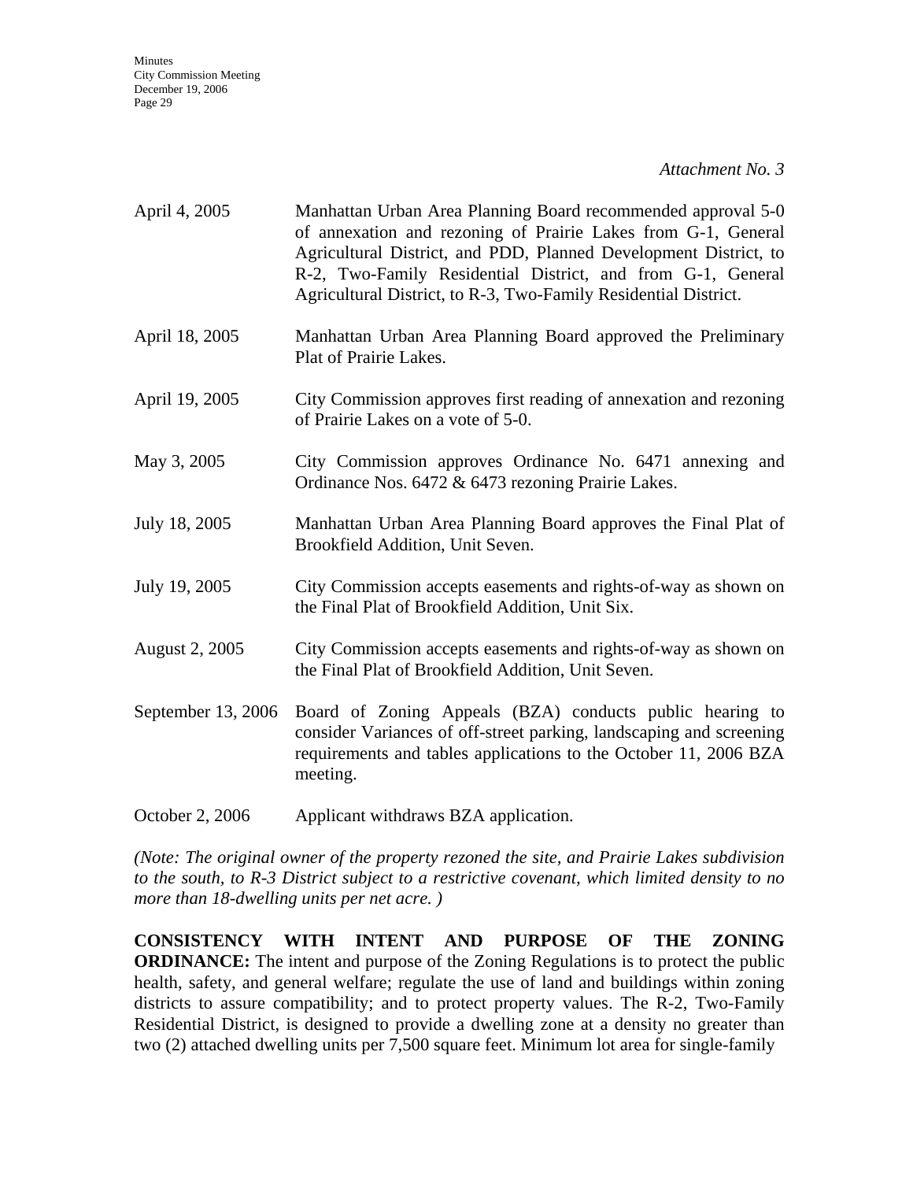*Attachment No. 3*

| | |
|---|---|
| April 4, 2005 | Manhattan Urban Area Planning Board recommended approval 5-0 of annexation and rezoning of Prairie Lakes from G-1, General Agricultural District, and PDD, Planned Development District, to R-2, Two-Family Residential District, and from G-1, General Agricultural District, to R-3, Two-Family Residential District. |
| April 18, 2005 | Manhattan Urban Area Planning Board approved the Preliminary Plat of Prairie Lakes. |
| April 19, 2005 | City Commission approves first reading of annexation and rezoning of Prairie Lakes on a vote of 5-0. |
| May 3, 2005 | City Commission approves Ordinance No. 6471 annexing and Ordinance Nos. 6472 & 6473 rezoning Prairie Lakes. |
| July 18, 2005 | Manhattan Urban Area Planning Board approves the Final Plat of Brookfield Addition, Unit Seven. |
| July 19, 2005 | City Commission accepts easements and rights-of-way as shown on the Final Plat of Brookfield Addition, Unit Six. |
| August 2, 2005 | City Commission accepts easements and rights-of-way as shown on the Final Plat of Brookfield Addition, Unit Seven. |
| September 13, 2006 | Board of Zoning Appeals (BZA) conducts public hearing to consider Variances of off-street parking, landscaping and screening requirements and tables applications to the October 11, 2006 BZA meeting. |
| October 2, 2006 | Applicant withdraws BZA application. |

*(Note: The original owner of the property rezoned the site, and Prairie Lakes subdivision to the south, to R-3 District subject to a restrictive covenant, which limited density to no more than 18-dwelling units per net acre. )*

**CONSISTENCY WITH INTENT AND PURPOSE OF THE ZONING ORDINANCE:** The intent and purpose of the Zoning Regulations is to protect the public health, safety, and general welfare; regulate the use of land and buildings within zoning districts to assure compatibility; and to protect property values. The R-2, Two-Family Residential District, is designed to provide a dwelling zone at a density no greater than two (2) attached dwelling units per 7,500 square feet. Minimum lot area for single-family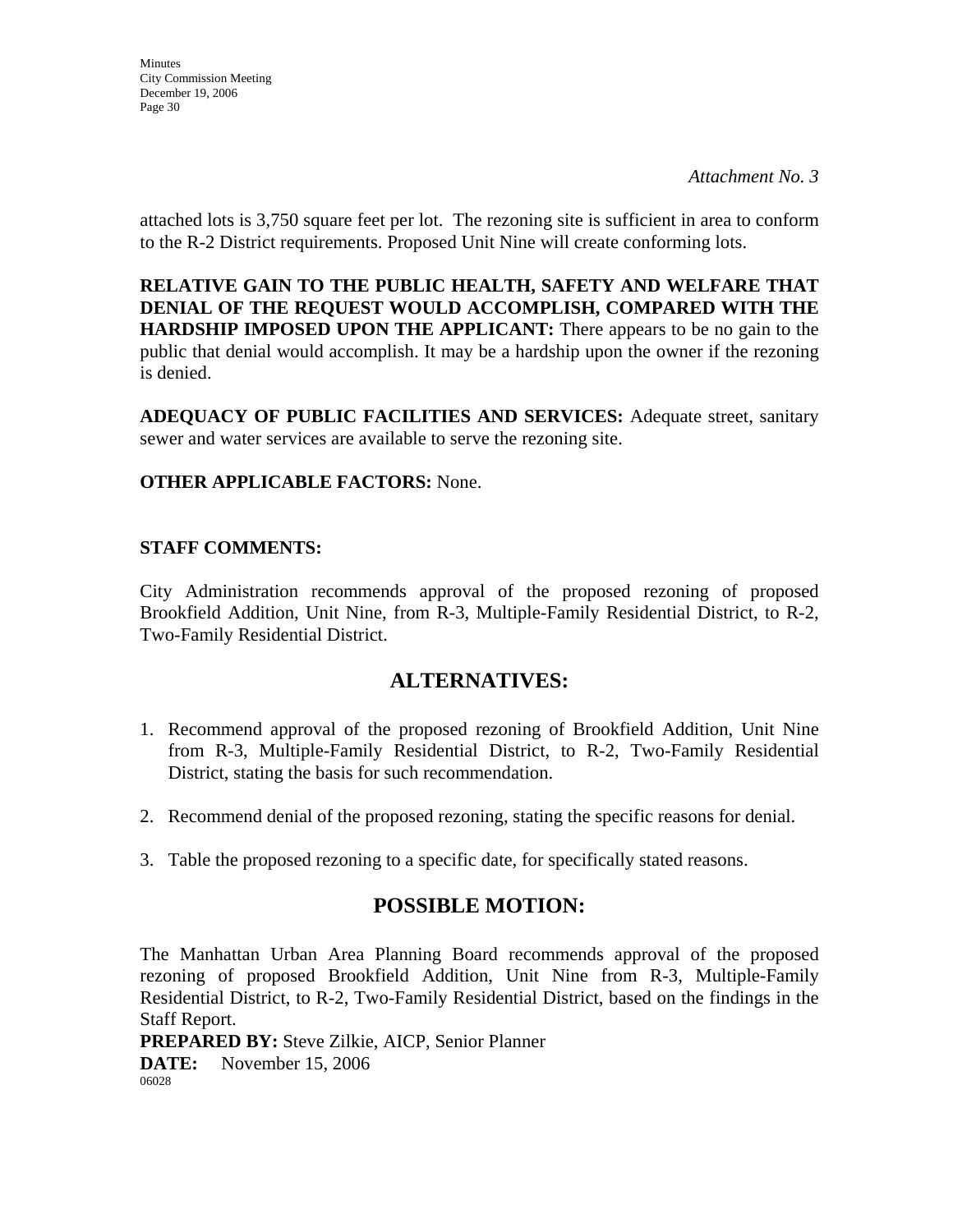*Attachment No. 3*

attached lots is 3,750 square feet per lot. The rezoning site is sufficient in area to conform to the R-2 District requirements. Proposed Unit Nine will create conforming lots.

**RELATIVE GAIN TO THE PUBLIC HEALTH, SAFETY AND WELFARE THAT DENIAL OF THE REQUEST WOULD ACCOMPLISH, COMPARED WITH THE HARDSHIP IMPOSED UPON THE APPLICANT:** There appears to be no gain to the public that denial would accomplish. It may be a hardship upon the owner if the rezoning is denied.

**ADEQUACY OF PUBLIC FACILITIES AND SERVICES:** Adequate street, sanitary sewer and water services are available to serve the rezoning site.

**OTHER APPLICABLE FACTORS:** None.

**STAFF COMMENTS:**

City Administration recommends approval of the proposed rezoning of proposed Brookfield Addition, Unit Nine, from R-3, Multiple-Family Residential District, to R-2, Two-Family Residential District.

## ALTERNATIVES:

1. Recommend approval of the proposed rezoning of Brookfield Addition, Unit Nine from R-3, Multiple-Family Residential District, to R-2, Two-Family Residential District, stating the basis for such recommendation.
2. Recommend denial of the proposed rezoning, stating the specific reasons for denial.
3. Table the proposed rezoning to a specific date, for specifically stated reasons.

## POSSIBLE MOTION:

The Manhattan Urban Area Planning Board recommends approval of the proposed rezoning of proposed Brookfield Addition, Unit Nine from R-3, Multiple-Family Residential District, to R-2, Two-Family Residential District, based on the findings in the Staff Report.

**PREPARED BY:** Steve Zilkie, AICP, Senior Planner

**DATE:** November 15, 2006

06028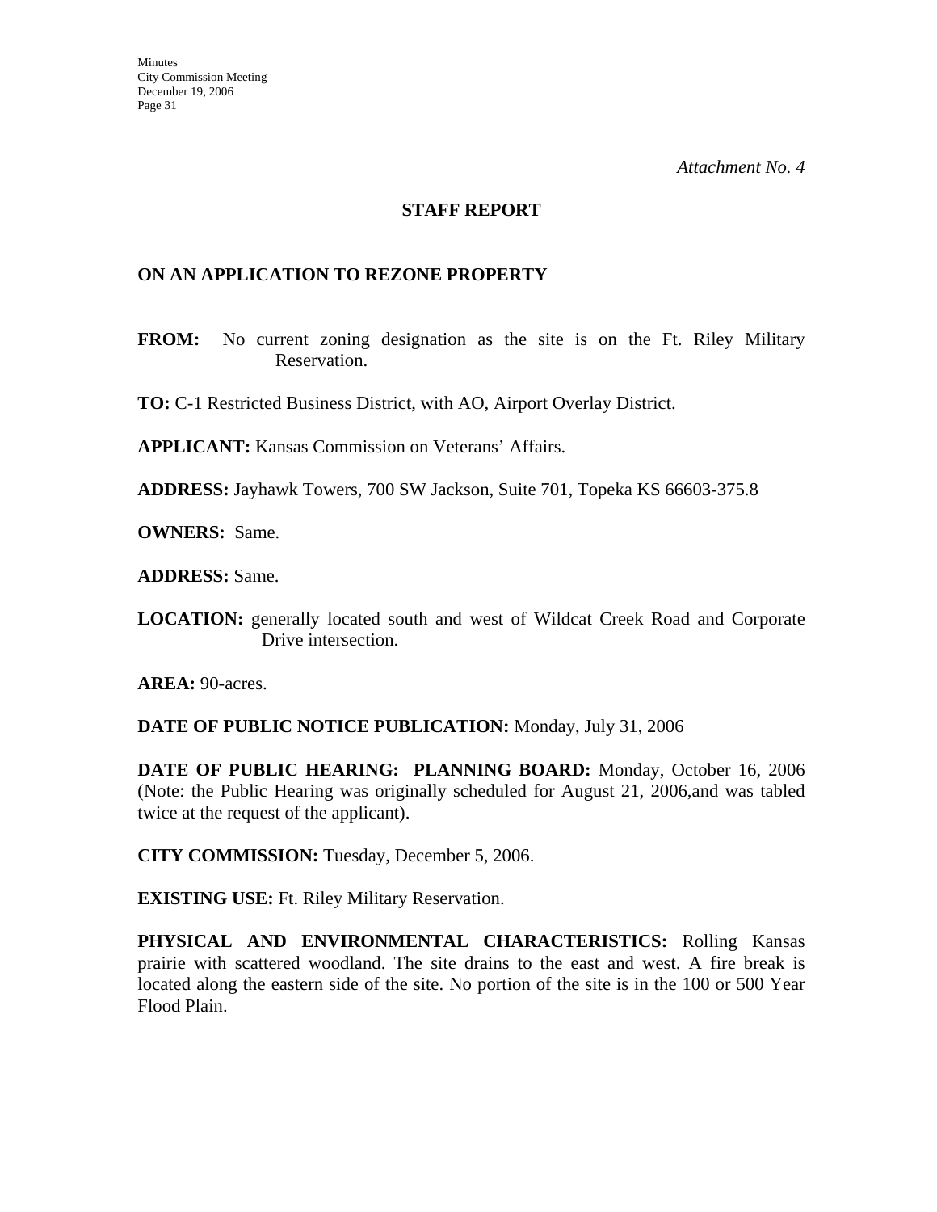*Attachment No. 4*

**STAFF REPORT**

**ON AN APPLICATION TO REZONE PROPERTY**

**FROM:** No current zoning designation as the site is on the Ft. Riley Military Reservation.

**TO:** C-1 Restricted Business District, with AO, Airport Overlay District.

**APPLICANT:** Kansas Commission on Veterans' Affairs.

**ADDRESS:** Jayhawk Towers, 700 SW Jackson, Suite 701, Topeka KS 66603-375.8

**OWNERS:** Same.

**ADDRESS:** Same.

**LOCATION:** generally located south and west of Wildcat Creek Road and Corporate Drive intersection.

**AREA:** 90-acres.

**DATE OF PUBLIC NOTICE PUBLICATION:** Monday, July 31, 2006

**DATE OF PUBLIC HEARING: PLANNING BOARD:** Monday, October 16, 2006 (Note: the Public Hearing was originally scheduled for August 21, 2006,and was tabled twice at the request of the applicant).

**CITY COMMISSION:** Tuesday, December 5, 2006.

**EXISTING USE:** Ft. Riley Military Reservation.

**PHYSICAL AND ENVIRONMENTAL CHARACTERISTICS:** Rolling Kansas prairie with scattered woodland. The site drains to the east and west. A fire break is located along the eastern side of the site. No portion of the site is in the 100 or 500 Year Flood Plain.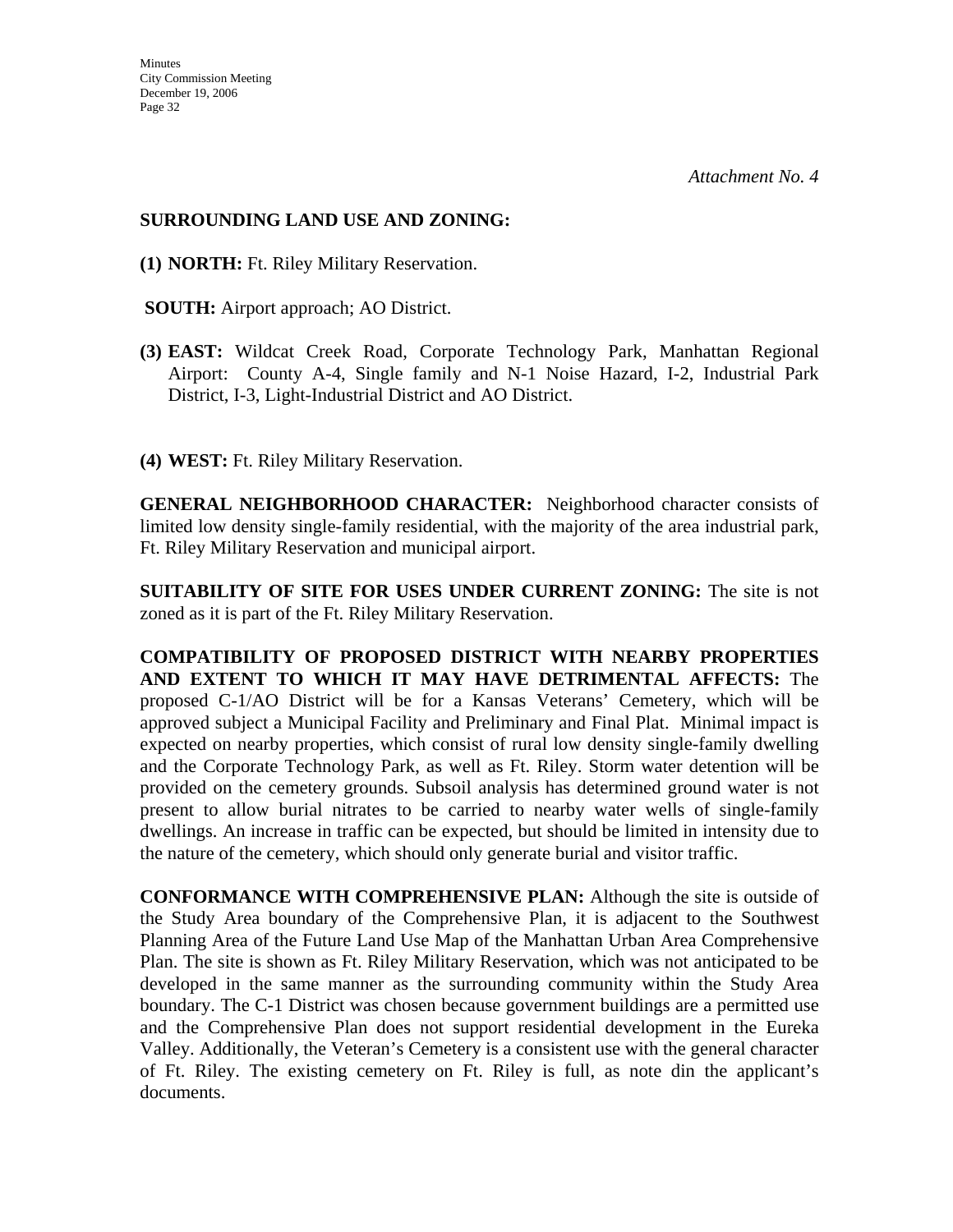*Attachment No. 4*

**SURROUNDING LAND USE AND ZONING:**

**(1) NORTH:** Ft. Riley Military Reservation.

**SOUTH:** Airport approach; AO District.

**(3) EAST:** Wildcat Creek Road, Corporate Technology Park, Manhattan Regional Airport: County A-4, Single family and N-1 Noise Hazard, I-2, Industrial Park District, I-3, Light-Industrial District and AO District.

**(4) WEST:** Ft. Riley Military Reservation.

**GENERAL NEIGHBORHOOD CHARACTER:** Neighborhood character consists of limited low density single-family residential, with the majority of the area industrial park, Ft. Riley Military Reservation and municipal airport.

**SUITABILITY OF SITE FOR USES UNDER CURRENT ZONING:** The site is not zoned as it is part of the Ft. Riley Military Reservation.

**COMPATIBILITY OF PROPOSED DISTRICT WITH NEARBY PROPERTIES AND EXTENT TO WHICH IT MAY HAVE DETRIMENTAL AFFECTS:** The proposed C-1/AO District will be for a Kansas Veterans' Cemetery, which will be approved subject a Municipal Facility and Preliminary and Final Plat. Minimal impact is expected on nearby properties, which consist of rural low density single-family dwelling and the Corporate Technology Park, as well as Ft. Riley. Storm water detention will be provided on the cemetery grounds. Subsoil analysis has determined ground water is not present to allow burial nitrates to be carried to nearby water wells of single-family dwellings. An increase in traffic can be expected, but should be limited in intensity due to the nature of the cemetery, which should only generate burial and visitor traffic.

**CONFORMANCE WITH COMPREHENSIVE PLAN:** Although the site is outside of the Study Area boundary of the Comprehensive Plan, it is adjacent to the Southwest Planning Area of the Future Land Use Map of the Manhattan Urban Area Comprehensive Plan. The site is shown as Ft. Riley Military Reservation, which was not anticipated to be developed in the same manner as the surrounding community within the Study Area boundary. The C-1 District was chosen because government buildings are a permitted use and the Comprehensive Plan does not support residential development in the Eureka Valley. Additionally, the Veteran's Cemetery is a consistent use with the general character of Ft. Riley. The existing cemetery on Ft. Riley is full, as note din the applicant's documents.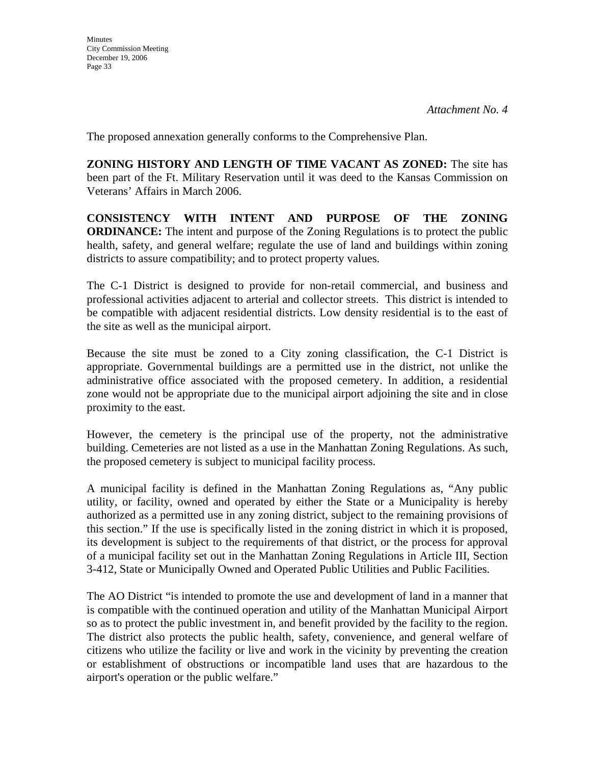*Attachment No. 4*

The proposed annexation generally conforms to the Comprehensive Plan.

**ZONING HISTORY AND LENGTH OF TIME VACANT AS ZONED:** The site has been part of the Ft. Military Reservation until it was deed to the Kansas Commission on Veterans' Affairs in March 2006.

**CONSISTENCY WITH INTENT AND PURPOSE OF THE ZONING ORDINANCE:** The intent and purpose of the Zoning Regulations is to protect the public health, safety, and general welfare; regulate the use of land and buildings within zoning districts to assure compatibility; and to protect property values.

The C-1 District is designed to provide for non-retail commercial, and business and professional activities adjacent to arterial and collector streets. This district is intended to be compatible with adjacent residential districts. Low density residential is to the east of the site as well as the municipal airport.

Because the site must be zoned to a City zoning classification, the C-1 District is appropriate. Governmental buildings are a permitted use in the district, not unlike the administrative office associated with the proposed cemetery. In addition, a residential zone would not be appropriate due to the municipal airport adjoining the site and in close proximity to the east.

However, the cemetery is the principal use of the property, not the administrative building. Cemeteries are not listed as a use in the Manhattan Zoning Regulations. As such, the proposed cemetery is subject to municipal facility process.

A municipal facility is defined in the Manhattan Zoning Regulations as, "Any public utility, or facility, owned and operated by either the State or a Municipality is hereby authorized as a permitted use in any zoning district, subject to the remaining provisions of this section." If the use is specifically listed in the zoning district in which it is proposed, its development is subject to the requirements of that district, or the process for approval of a municipal facility set out in the Manhattan Zoning Regulations in Article III, Section 3-412, State or Municipally Owned and Operated Public Utilities and Public Facilities.

The AO District "is intended to promote the use and development of land in a manner that is compatible with the continued operation and utility of the Manhattan Municipal Airport so as to protect the public investment in, and benefit provided by the facility to the region. The district also protects the public health, safety, convenience, and general welfare of citizens who utilize the facility or live and work in the vicinity by preventing the creation or establishment of obstructions or incompatible land uses that are hazardous to the airport's operation or the public welfare."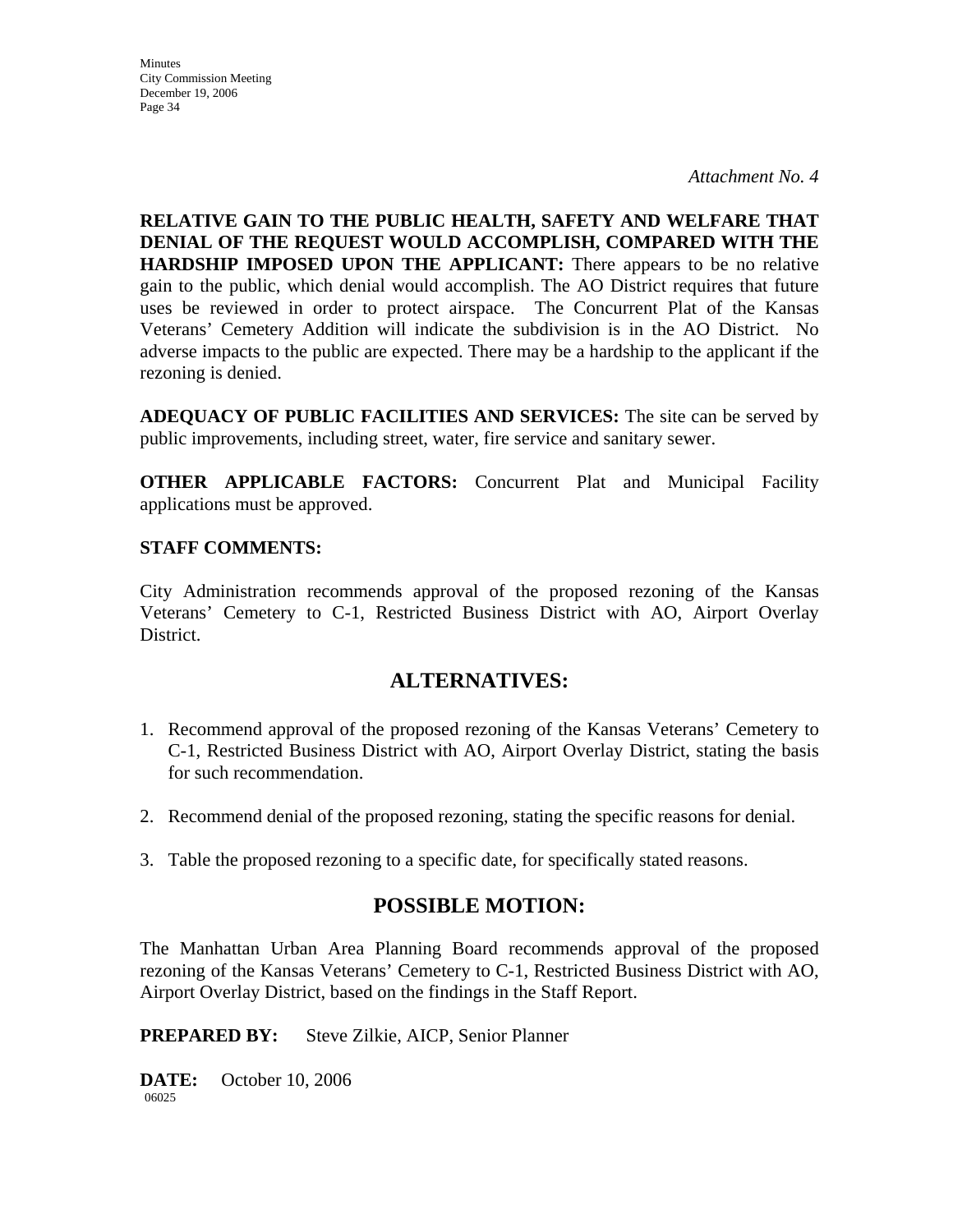*Attachment No. 4*

**RELATIVE GAIN TO THE PUBLIC HEALTH, SAFETY AND WELFARE THAT DENIAL OF THE REQUEST WOULD ACCOMPLISH, COMPARED WITH THE HARDSHIP IMPOSED UPON THE APPLICANT:** There appears to be no relative gain to the public, which denial would accomplish. The AO District requires that future uses be reviewed in order to protect airspace. The Concurrent Plat of the Kansas Veterans' Cemetery Addition will indicate the subdivision is in the AO District. No adverse impacts to the public are expected. There may be a hardship to the applicant if the rezoning is denied.

**ADEQUACY OF PUBLIC FACILITIES AND SERVICES:** The site can be served by public improvements, including street, water, fire service and sanitary sewer.

**OTHER APPLICABLE FACTORS:** Concurrent Plat and Municipal Facility applications must be approved.

**STAFF COMMENTS:**

City Administration recommends approval of the proposed rezoning of the Kansas Veterans' Cemetery to C-1, Restricted Business District with AO, Airport Overlay District.

## ALTERNATIVES:

1. Recommend approval of the proposed rezoning of the Kansas Veterans' Cemetery to C-1, Restricted Business District with AO, Airport Overlay District, stating the basis for such recommendation.

2. Recommend denial of the proposed rezoning, stating the specific reasons for denial.

3. Table the proposed rezoning to a specific date, for specifically stated reasons.

## POSSIBLE MOTION:

The Manhattan Urban Area Planning Board recommends approval of the proposed rezoning of the Kansas Veterans' Cemetery to C-1, Restricted Business District with AO, Airport Overlay District, based on the findings in the Staff Report.

**PREPARED BY:** Steve Zilkie, AICP, Senior Planner

**DATE:** October 10, 2006

06025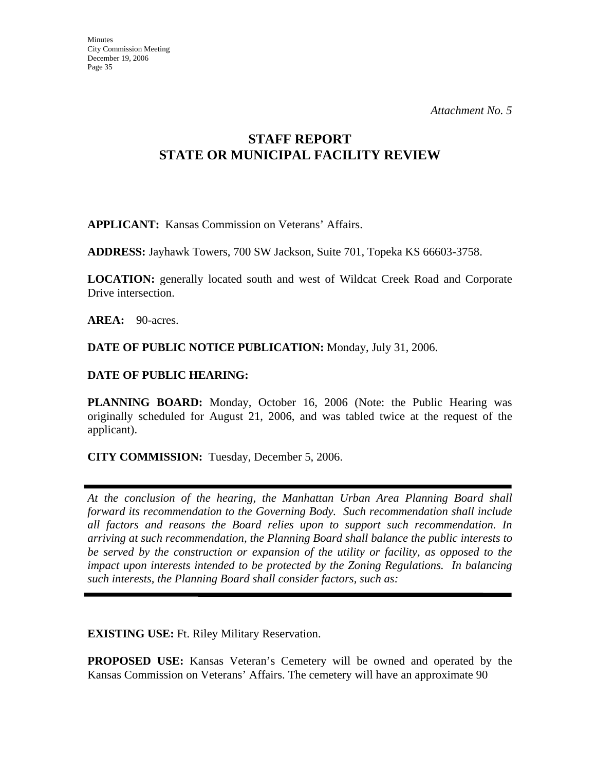*Attachment No. 5*

# STAFF REPORT
# STATE OR MUNICIPAL FACILITY REVIEW

**APPLICANT:** Kansas Commission on Veterans' Affairs.

**ADDRESS:** Jayhawk Towers, 700 SW Jackson, Suite 701, Topeka KS 66603-3758.

**LOCATION:** generally located south and west of Wildcat Creek Road and Corporate Drive intersection.

**AREA:** 90-acres.

**DATE OF PUBLIC NOTICE PUBLICATION:** Monday, July 31, 2006.

**DATE OF PUBLIC HEARING:**

**PLANNING BOARD:** Monday, October 16, 2006 (Note: the Public Hearing was originally scheduled for August 21, 2006, and was tabled twice at the request of the applicant).

**CITY COMMISSION:** Tuesday, December 5, 2006.

---

*At the conclusion of the hearing, the Manhattan Urban Area Planning Board shall forward its recommendation to the Governing Body. Such recommendation shall include all factors and reasons the Board relies upon to support such recommendation. In arriving at such recommendation, the Planning Board shall balance the public interests to be served by the construction or expansion of the utility or facility, as opposed to the impact upon interests intended to be protected by the Zoning Regulations. In balancing such interests, the Planning Board shall consider factors, such as:*

---

**EXISTING USE:** Ft. Riley Military Reservation.

**PROPOSED USE:** Kansas Veteran's Cemetery will be owned and operated by the Kansas Commission on Veterans' Affairs. The cemetery will have an approximate 90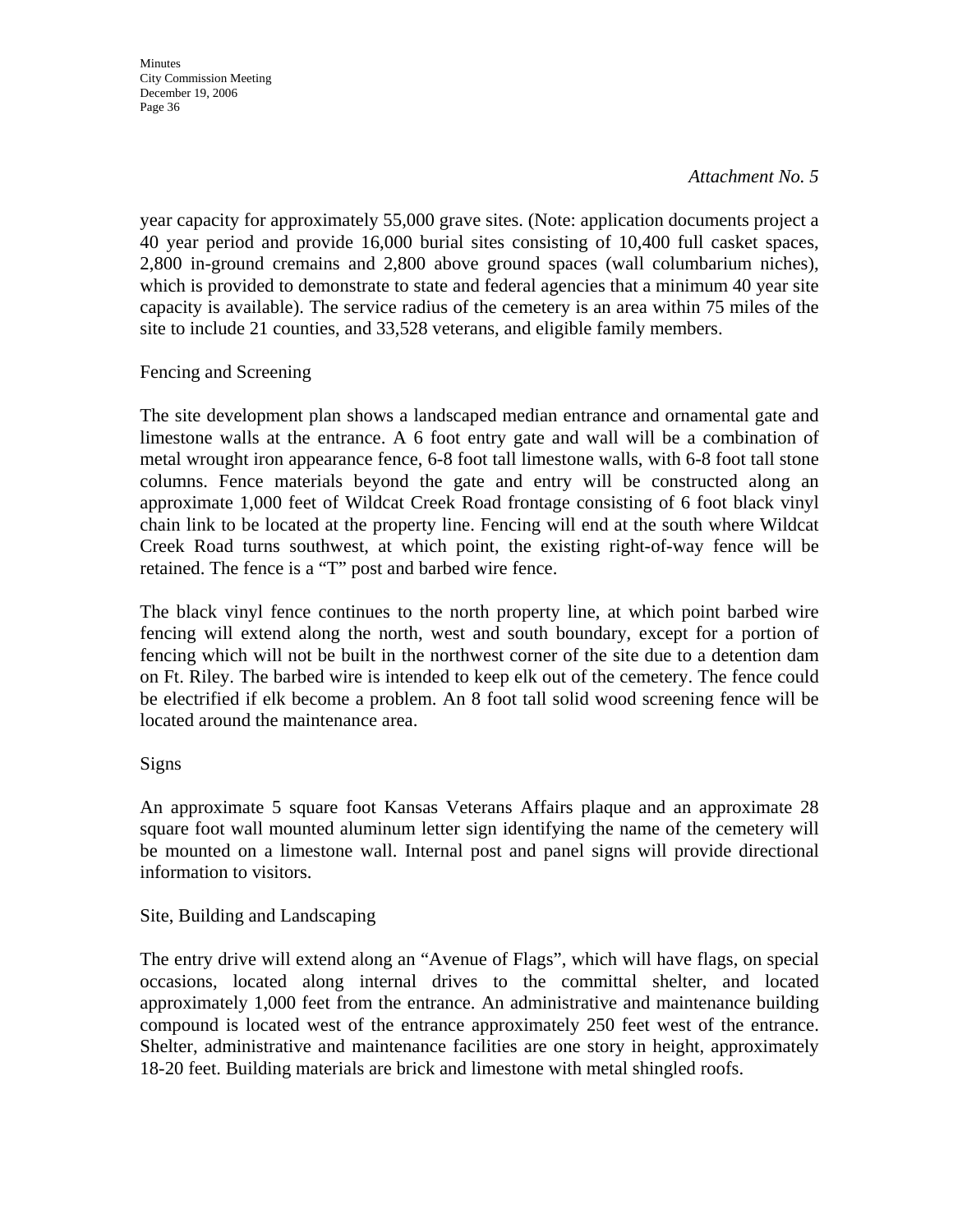*Attachment No. 5*

year capacity for approximately 55,000 grave sites. (Note: application documents project a 40 year period and provide 16,000 burial sites consisting of 10,400 full casket spaces, 2,800 in-ground cremains and 2,800 above ground spaces (wall columbarium niches), which is provided to demonstrate to state and federal agencies that a minimum 40 year site capacity is available). The service radius of the cemetery is an area within 75 miles of the site to include 21 counties, and 33,528 veterans, and eligible family members.

Fencing and Screening

The site development plan shows a landscaped median entrance and ornamental gate and limestone walls at the entrance. A 6 foot entry gate and wall will be a combination of metal wrought iron appearance fence, 6-8 foot tall limestone walls, with 6-8 foot tall stone columns. Fence materials beyond the gate and entry will be constructed along an approximate 1,000 feet of Wildcat Creek Road frontage consisting of 6 foot black vinyl chain link to be located at the property line. Fencing will end at the south where Wildcat Creek Road turns southwest, at which point, the existing right-of-way fence will be retained. The fence is a "T" post and barbed wire fence.

The black vinyl fence continues to the north property line, at which point barbed wire fencing will extend along the north, west and south boundary, except for a portion of fencing which will not be built in the northwest corner of the site due to a detention dam on Ft. Riley. The barbed wire is intended to keep elk out of the cemetery. The fence could be electrified if elk become a problem. An 8 foot tall solid wood screening fence will be located around the maintenance area.

Signs

An approximate 5 square foot Kansas Veterans Affairs plaque and an approximate 28 square foot wall mounted aluminum letter sign identifying the name of the cemetery will be mounted on a limestone wall. Internal post and panel signs will provide directional information to visitors.

Site, Building and Landscaping

The entry drive will extend along an "Avenue of Flags", which will have flags, on special occasions, located along internal drives to the committal shelter, and located approximately 1,000 feet from the entrance. An administrative and maintenance building compound is located west of the entrance approximately 250 feet west of the entrance. Shelter, administrative and maintenance facilities are one story in height, approximately 18-20 feet. Building materials are brick and limestone with metal shingled roofs.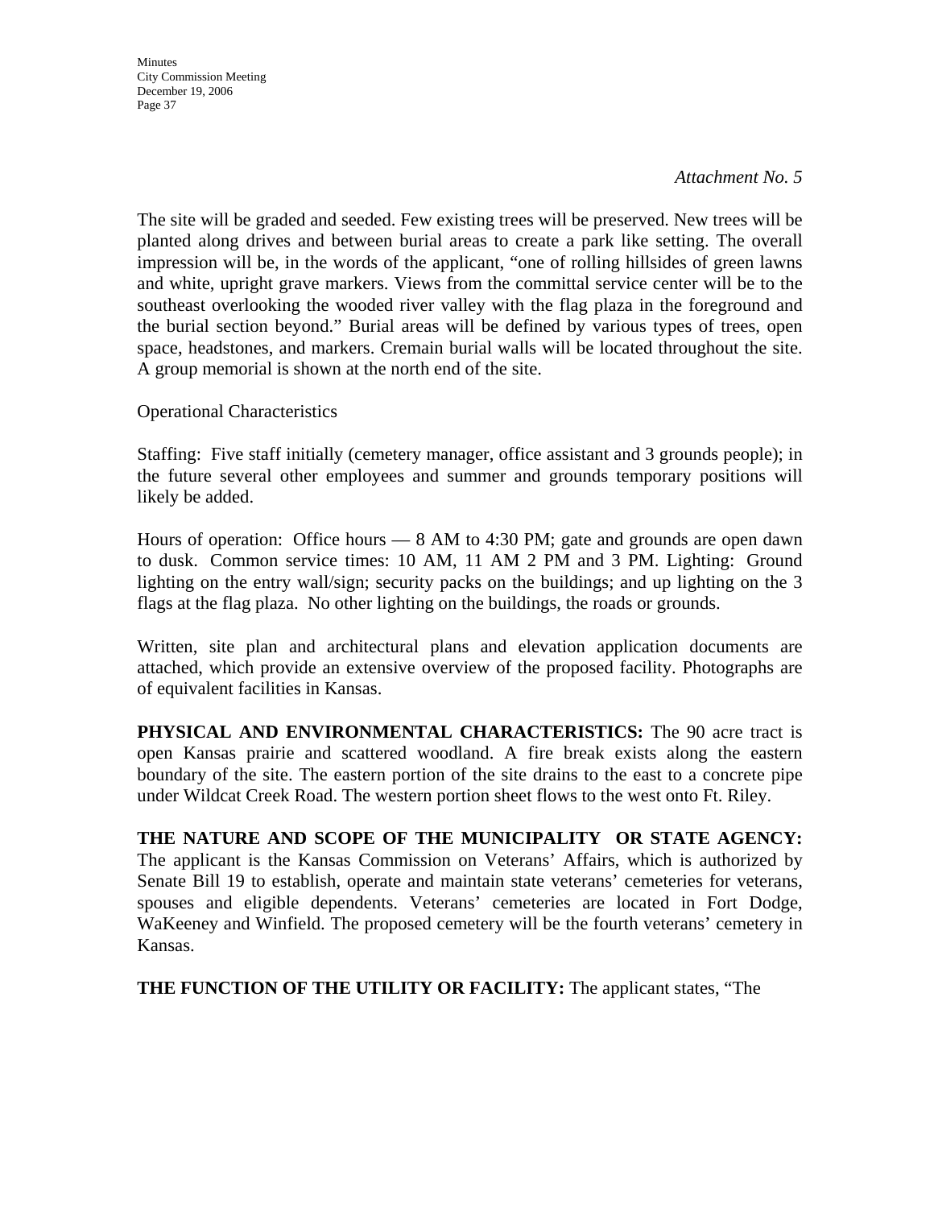*Attachment No. 5*

The site will be graded and seeded. Few existing trees will be preserved. New trees will be planted along drives and between burial areas to create a park like setting. The overall impression will be, in the words of the applicant, "one of rolling hillsides of green lawns and white, upright grave markers. Views from the committal service center will be to the southeast overlooking the wooded river valley with the flag plaza in the foreground and the burial section beyond." Burial areas will be defined by various types of trees, open space, headstones, and markers. Cremain burial walls will be located throughout the site. A group memorial is shown at the north end of the site.

Operational Characteristics

Staffing: Five staff initially (cemetery manager, office assistant and 3 grounds people); in the future several other employees and summer and grounds temporary positions will likely be added.

Hours of operation: Office hours — 8 AM to 4:30 PM; gate and grounds are open dawn to dusk. Common service times: 10 AM, 11 AM 2 PM and 3 PM. Lighting: Ground lighting on the entry wall/sign; security packs on the buildings; and up lighting on the 3 flags at the flag plaza. No other lighting on the buildings, the roads or grounds.

Written, site plan and architectural plans and elevation application documents are attached, which provide an extensive overview of the proposed facility. Photographs are of equivalent facilities in Kansas.

**PHYSICAL AND ENVIRONMENTAL CHARACTERISTICS:** The 90 acre tract is open Kansas prairie and scattered woodland. A fire break exists along the eastern boundary of the site. The eastern portion of the site drains to the east to a concrete pipe under Wildcat Creek Road. The western portion sheet flows to the west onto Ft. Riley.

**THE NATURE AND SCOPE OF THE MUNICIPALITY OR STATE AGENCY:** The applicant is the Kansas Commission on Veterans' Affairs, which is authorized by Senate Bill 19 to establish, operate and maintain state veterans' cemeteries for veterans, spouses and eligible dependents. Veterans' cemeteries are located in Fort Dodge, WaKeeney and Winfield. The proposed cemetery will be the fourth veterans' cemetery in Kansas.

**THE FUNCTION OF THE UTILITY OR FACILITY:** The applicant states, "The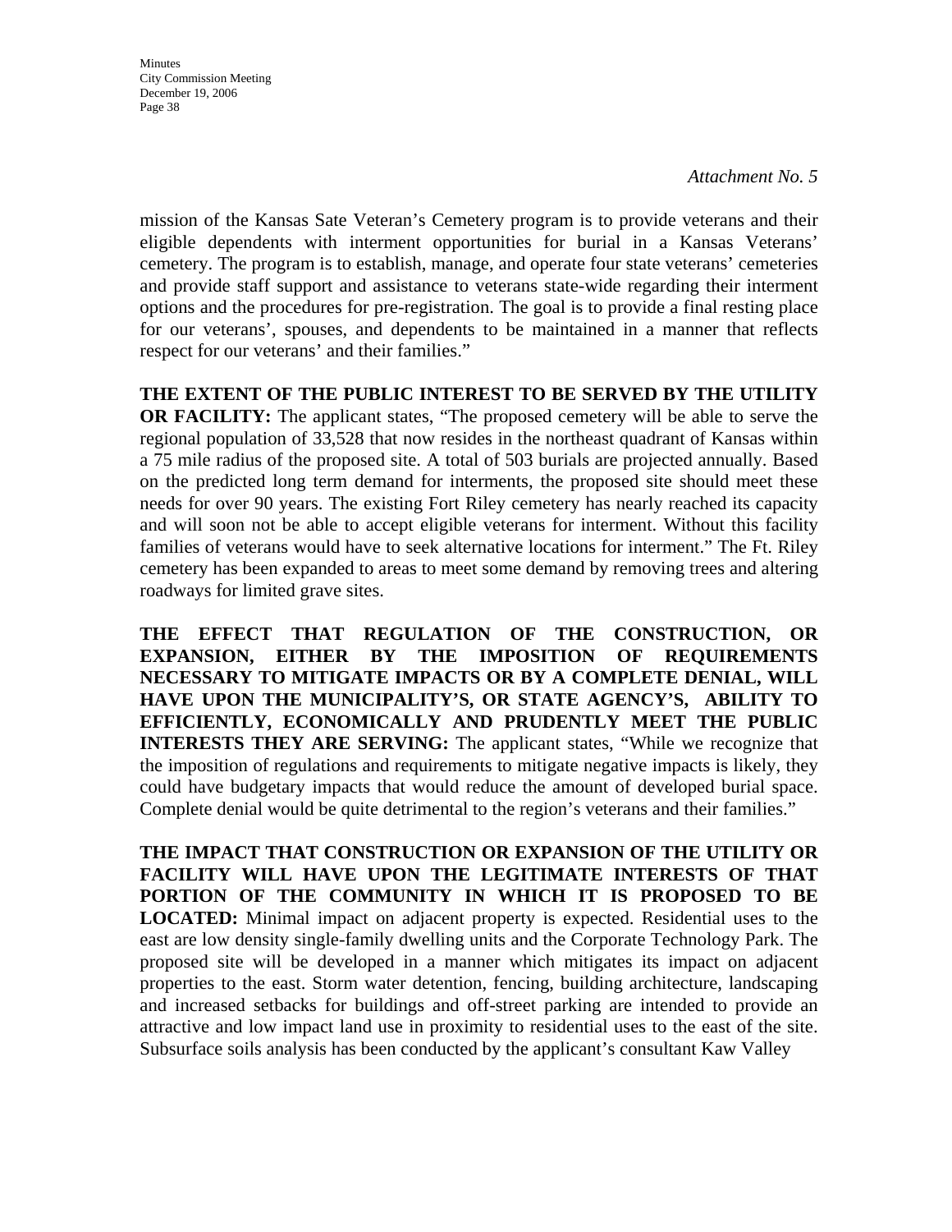*Attachment No. 5*

mission of the Kansas Sate Veteran's Cemetery program is to provide veterans and their eligible dependents with interment opportunities for burial in a Kansas Veterans' cemetery. The program is to establish, manage, and operate four state veterans' cemeteries and provide staff support and assistance to veterans state-wide regarding their interment options and the procedures for pre-registration. The goal is to provide a final resting place for our veterans', spouses, and dependents to be maintained in a manner that reflects respect for our veterans' and their families."

**THE EXTENT OF THE PUBLIC INTEREST TO BE SERVED BY THE UTILITY OR FACILITY:** The applicant states, "The proposed cemetery will be able to serve the regional population of 33,528 that now resides in the northeast quadrant of Kansas within a 75 mile radius of the proposed site. A total of 503 burials are projected annually. Based on the predicted long term demand for interments, the proposed site should meet these needs for over 90 years. The existing Fort Riley cemetery has nearly reached its capacity and will soon not be able to accept eligible veterans for interment. Without this facility families of veterans would have to seek alternative locations for interment." The Ft. Riley cemetery has been expanded to areas to meet some demand by removing trees and altering roadways for limited grave sites.

**THE EFFECT THAT REGULATION OF THE CONSTRUCTION, OR EXPANSION, EITHER BY THE IMPOSITION OF REQUIREMENTS NECESSARY TO MITIGATE IMPACTS OR BY A COMPLETE DENIAL, WILL HAVE UPON THE MUNICIPALITY'S, OR STATE AGENCY'S, ABILITY TO EFFICIENTLY, ECONOMICALLY AND PRUDENTLY MEET THE PUBLIC INTERESTS THEY ARE SERVING:** The applicant states, "While we recognize that the imposition of regulations and requirements to mitigate negative impacts is likely, they could have budgetary impacts that would reduce the amount of developed burial space. Complete denial would be quite detrimental to the region's veterans and their families."

**THE IMPACT THAT CONSTRUCTION OR EXPANSION OF THE UTILITY OR FACILITY WILL HAVE UPON THE LEGITIMATE INTERESTS OF THAT PORTION OF THE COMMUNITY IN WHICH IT IS PROPOSED TO BE LOCATED:** Minimal impact on adjacent property is expected. Residential uses to the east are low density single-family dwelling units and the Corporate Technology Park. The proposed site will be developed in a manner which mitigates its impact on adjacent properties to the east. Storm water detention, fencing, building architecture, landscaping and increased setbacks for buildings and off-street parking are intended to provide an attractive and low impact land use in proximity to residential uses to the east of the site. Subsurface soils analysis has been conducted by the applicant's consultant Kaw Valley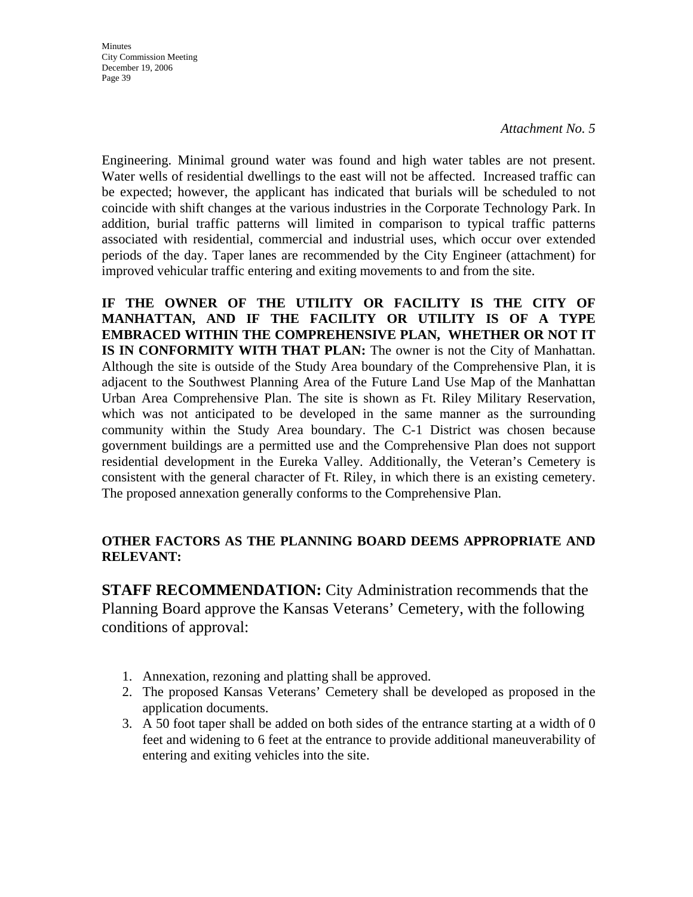*Attachment No. 5*

Engineering. Minimal ground water was found and high water tables are not present. Water wells of residential dwellings to the east will not be affected. Increased traffic can be expected; however, the applicant has indicated that burials will be scheduled to not coincide with shift changes at the various industries in the Corporate Technology Park. In addition, burial traffic patterns will limited in comparison to typical traffic patterns associated with residential, commercial and industrial uses, which occur over extended periods of the day. Taper lanes are recommended by the City Engineer (attachment) for improved vehicular traffic entering and exiting movements to and from the site.

**IF THE OWNER OF THE UTILITY OR FACILITY IS THE CITY OF MANHATTAN, AND IF THE FACILITY OR UTILITY IS OF A TYPE EMBRACED WITHIN THE COMPREHENSIVE PLAN, WHETHER OR NOT IT IS IN CONFORMITY WITH THAT PLAN:** The owner is not the City of Manhattan. Although the site is outside of the Study Area boundary of the Comprehensive Plan, it is adjacent to the Southwest Planning Area of the Future Land Use Map of the Manhattan Urban Area Comprehensive Plan. The site is shown as Ft. Riley Military Reservation, which was not anticipated to be developed in the same manner as the surrounding community within the Study Area boundary. The C-1 District was chosen because government buildings are a permitted use and the Comprehensive Plan does not support residential development in the Eureka Valley. Additionally, the Veteran's Cemetery is consistent with the general character of Ft. Riley, in which there is an existing cemetery. The proposed annexation generally conforms to the Comprehensive Plan.

**OTHER FACTORS AS THE PLANNING BOARD DEEMS APPROPRIATE AND RELEVANT:**

**STAFF RECOMMENDATION:** City Administration recommends that the Planning Board approve the Kansas Veterans' Cemetery, with the following conditions of approval:

1. Annexation, rezoning and platting shall be approved.
2. The proposed Kansas Veterans' Cemetery shall be developed as proposed in the application documents.
3. A 50 foot taper shall be added on both sides of the entrance starting at a width of 0 feet and widening to 6 feet at the entrance to provide additional maneuverability of entering and exiting vehicles into the site.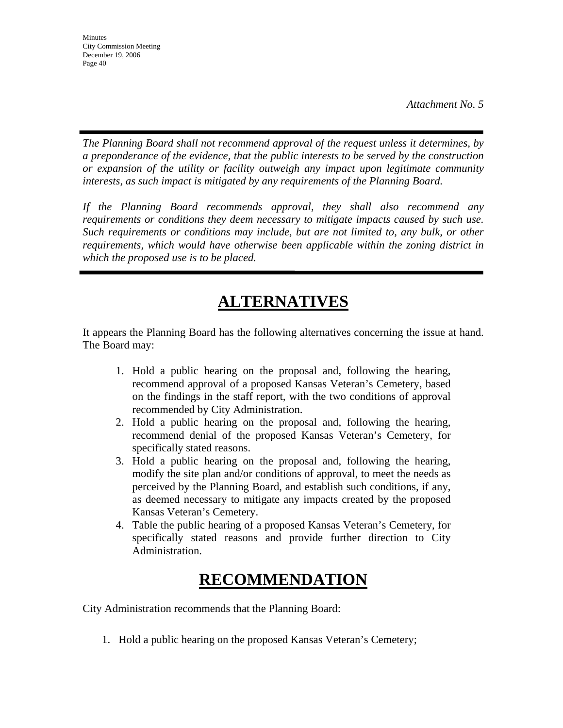*Attachment No. 5*

---

*The Planning Board shall not recommend approval of the request unless it determines, by a preponderance of the evidence, that the public interests to be served by the construction or expansion of the utility or facility outweigh any impact upon legitimate community interests, as such impact is mitigated by any requirements of the Planning Board.*

*If the Planning Board recommends approval, they shall also recommend any requirements or conditions they deem necessary to mitigate impacts caused by such use. Such requirements or conditions may include, but are not limited to, any bulk, or other requirements, which would have otherwise been applicable within the zoning district in which the proposed use is to be placed.*

---

# ALTERNATIVES

It appears the Planning Board has the following alternatives concerning the issue at hand. The Board may:

1. Hold a public hearing on the proposal and, following the hearing, recommend approval of a proposed Kansas Veteran's Cemetery, based on the findings in the staff report, with the two conditions of approval recommended by City Administration.
2. Hold a public hearing on the proposal and, following the hearing, recommend denial of the proposed Kansas Veteran's Cemetery, for specifically stated reasons.
3. Hold a public hearing on the proposal and, following the hearing, modify the site plan and/or conditions of approval, to meet the needs as perceived by the Planning Board, and establish such conditions, if any, as deemed necessary to mitigate any impacts created by the proposed Kansas Veteran's Cemetery.
4. Table the public hearing of a proposed Kansas Veteran's Cemetery, for specifically stated reasons and provide further direction to City Administration.

# RECOMMENDATION

City Administration recommends that the Planning Board:

1. Hold a public hearing on the proposed Kansas Veteran's Cemetery;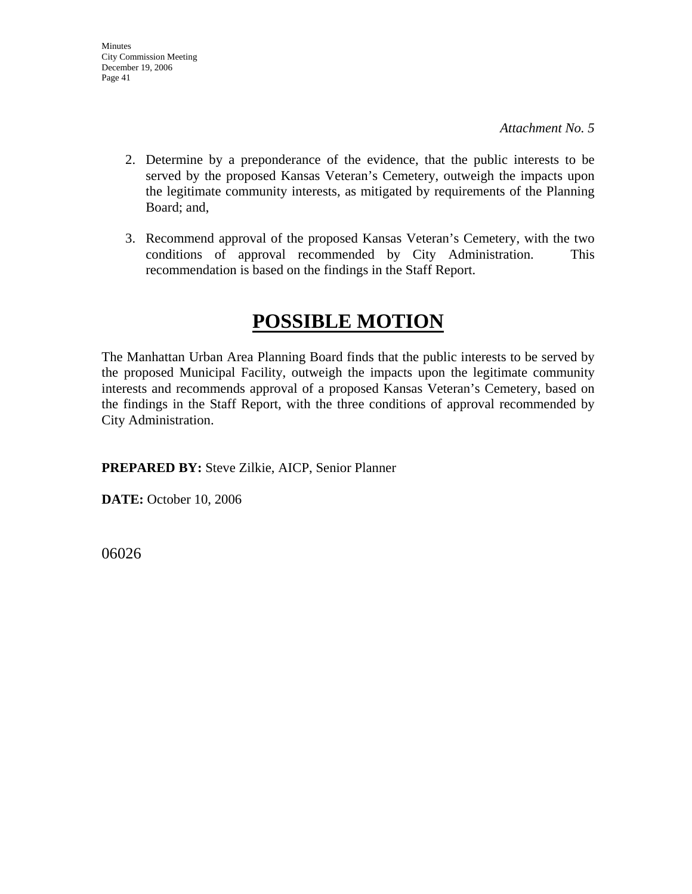*Attachment No. 5*

2. Determine by a preponderance of the evidence, that the public interests to be served by the proposed Kansas Veteran's Cemetery, outweigh the impacts upon the legitimate community interests, as mitigated by requirements of the Planning Board; and,

3. Recommend approval of the proposed Kansas Veteran's Cemetery, with the two conditions of approval recommended by City Administration. This recommendation is based on the findings in the Staff Report.

# POSSIBLE MOTION

The Manhattan Urban Area Planning Board finds that the public interests to be served by the proposed Municipal Facility, outweigh the impacts upon the legitimate community interests and recommends approval of a proposed Kansas Veteran's Cemetery, based on the findings in the Staff Report, with the three conditions of approval recommended by City Administration.

**PREPARED BY:** Steve Zilkie, AICP, Senior Planner

**DATE:** October 10, 2006

06026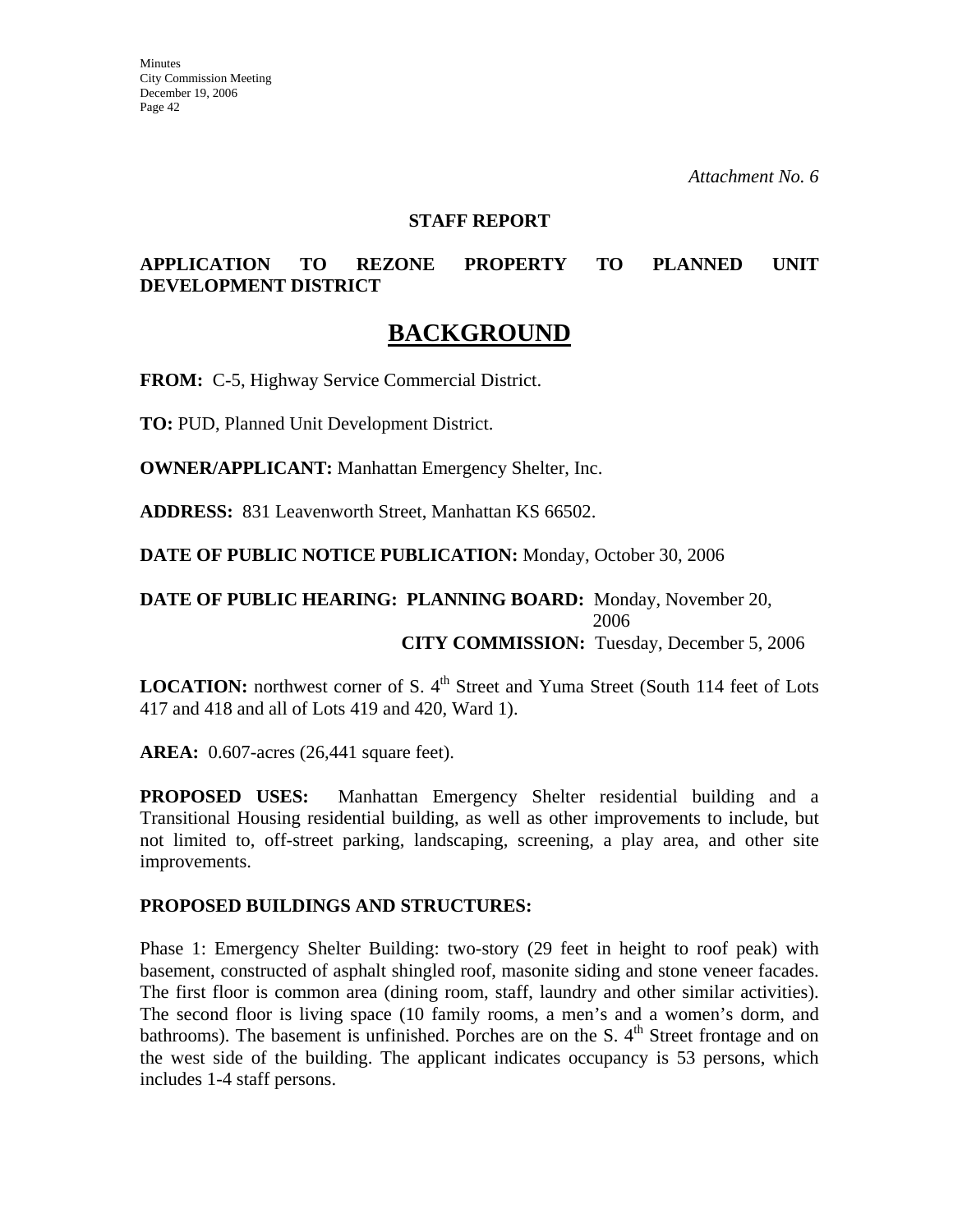*Attachment No. 6*

**STAFF REPORT**

**APPLICATION TO REZONE PROPERTY TO PLANNED UNIT DEVELOPMENT DISTRICT**

# BACKGROUND

**FROM:** C-5, Highway Service Commercial District.

**TO:** PUD, Planned Unit Development District.

**OWNER/APPLICANT:** Manhattan Emergency Shelter, Inc.

**ADDRESS:** 831 Leavenworth Street, Manhattan KS 66502.

**DATE OF PUBLIC NOTICE PUBLICATION:** Monday, October 30, 2006

**DATE OF PUBLIC HEARING: PLANNING BOARD:** Monday, November 20, 2006
**CITY COMMISSION:** Tuesday, December 5, 2006

**LOCATION:** northwest corner of S. 4th Street and Yuma Street (South 114 feet of Lots 417 and 418 and all of Lots 419 and 420, Ward 1).

**AREA:** 0.607-acres (26,441 square feet).

**PROPOSED USES:** Manhattan Emergency Shelter residential building and a Transitional Housing residential building, as well as other improvements to include, but not limited to, off-street parking, landscaping, screening, a play area, and other site improvements.

**PROPOSED BUILDINGS AND STRUCTURES:**

Phase 1: Emergency Shelter Building: two-story (29 feet in height to roof peak) with basement, constructed of asphalt shingled roof, masonite siding and stone veneer facades. The first floor is common area (dining room, staff, laundry and other similar activities). The second floor is living space (10 family rooms, a men's and a women's dorm, and bathrooms). The basement is unfinished. Porches are on the S. 4th Street frontage and on the west side of the building. The applicant indicates occupancy is 53 persons, which includes 1-4 staff persons.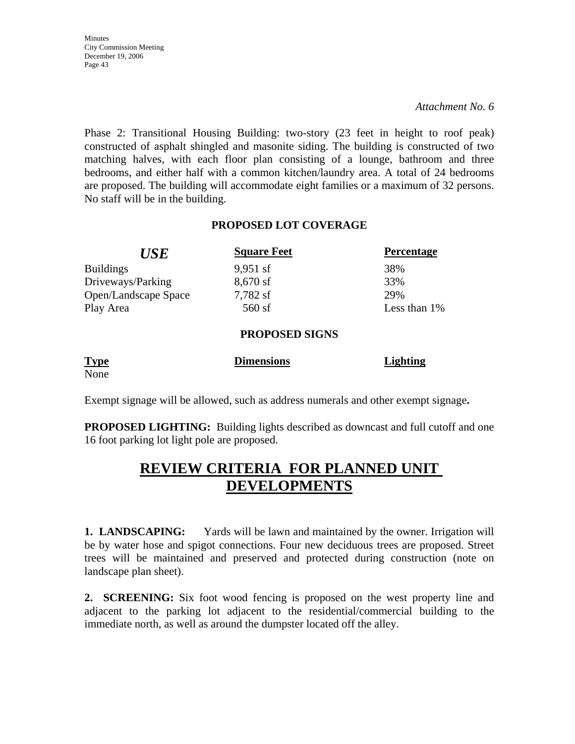*Attachment No. 6*

Phase 2: Transitional Housing Building: two-story (23 feet in height to roof peak) constructed of asphalt shingled and masonite siding. The building is constructed of two matching halves, with each floor plan consisting of a lounge, bathroom and three bedrooms, and either half with a common kitchen/laundry area. A total of 24 bedrooms are proposed. The building will accommodate eight families or a maximum of 32 persons. No staff will be in the building.

**PROPOSED LOT COVERAGE**

| *USE* | Square Feet | Percentage |
|---|---|---|
| Buildings | 9,951 sf | 38% |
| Driveways/Parking | 8,670 sf | 33% |
| Open/Landscape Space | 7,782 sf | 29% |
| Play Area | 560 sf | Less than 1% |

**PROPOSED SIGNS**

| Type | Dimensions | Lighting |
|---|---|---|
| None | | |

Exempt signage will be allowed, such as address numerals and other exempt signage**.**

**PROPOSED LIGHTING:** Building lights described as downcast and full cutoff and one 16 foot parking lot light pole are proposed.

# REVIEW CRITERIA FOR PLANNED UNIT DEVELOPMENTS

**1. LANDSCAPING:** Yards will be lawn and maintained by the owner. Irrigation will be by water hose and spigot connections. Four new deciduous trees are proposed. Street trees will be maintained and preserved and protected during construction (note on landscape plan sheet).

**2. SCREENING:** Six foot wood fencing is proposed on the west property line and adjacent to the parking lot adjacent to the residential/commercial building to the immediate north, as well as around the dumpster located off the alley.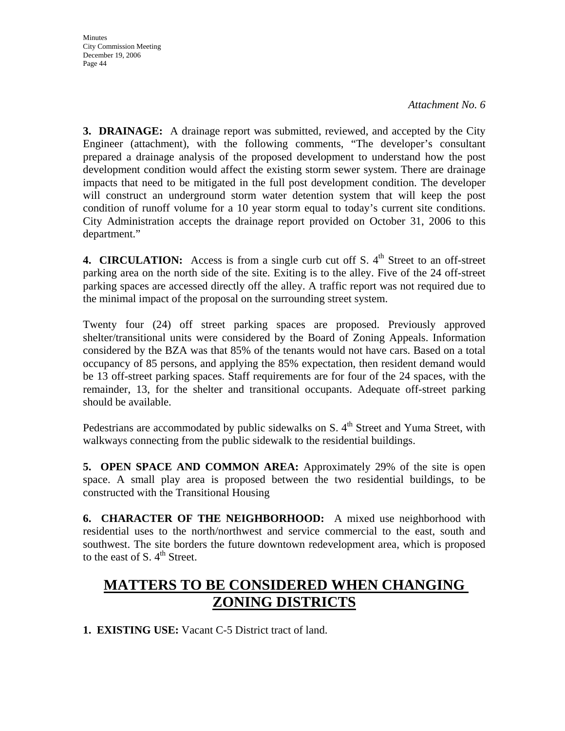*Attachment No. 6*

**3. DRAINAGE:** A drainage report was submitted, reviewed, and accepted by the City Engineer (attachment), with the following comments, "The developer's consultant prepared a drainage analysis of the proposed development to understand how the post development condition would affect the existing storm sewer system. There are drainage impacts that need to be mitigated in the full post development condition. The developer will construct an underground storm water detention system that will keep the post condition of runoff volume for a 10 year storm equal to today's current site conditions. City Administration accepts the drainage report provided on October 31, 2006 to this department."

**4. CIRCULATION:** Access is from a single curb cut off S. 4th Street to an off-street parking area on the north side of the site. Exiting is to the alley. Five of the 24 off-street parking spaces are accessed directly off the alley. A traffic report was not required due to the minimal impact of the proposal on the surrounding street system.

Twenty four (24) off street parking spaces are proposed. Previously approved shelter/transitional units were considered by the Board of Zoning Appeals. Information considered by the BZA was that 85% of the tenants would not have cars. Based on a total occupancy of 85 persons, and applying the 85% expectation, then resident demand would be 13 off-street parking spaces. Staff requirements are for four of the 24 spaces, with the remainder, 13, for the shelter and transitional occupants. Adequate off-street parking should be available.

Pedestrians are accommodated by public sidewalks on S. 4th Street and Yuma Street, with walkways connecting from the public sidewalk to the residential buildings.

**5. OPEN SPACE AND COMMON AREA:** Approximately 29% of the site is open space. A small play area is proposed between the two residential buildings, to be constructed with the Transitional Housing

**6. CHARACTER OF THE NEIGHBORHOOD:** A mixed use neighborhood with residential uses to the north/northwest and service commercial to the east, south and southwest. The site borders the future downtown redevelopment area, which is proposed to the east of S. 4th Street.

## MATTERS TO BE CONSIDERED WHEN CHANGING ZONING DISTRICTS

**1. EXISTING USE:** Vacant C-5 District tract of land.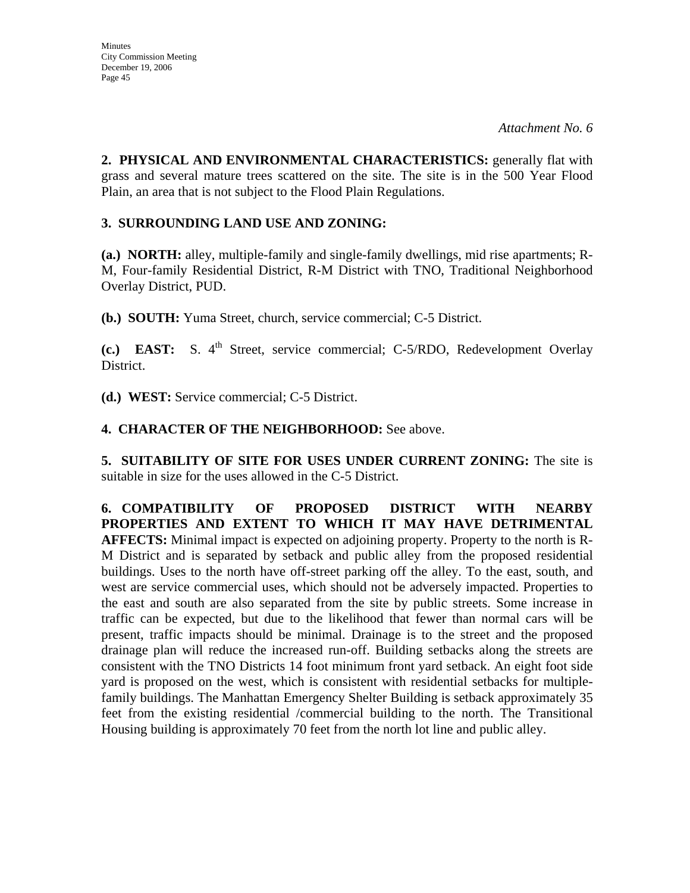*Attachment No. 6*

**2. PHYSICAL AND ENVIRONMENTAL CHARACTERISTICS:** generally flat with grass and several mature trees scattered on the site. The site is in the 500 Year Flood Plain, an area that is not subject to the Flood Plain Regulations.

**3. SURROUNDING LAND USE AND ZONING:**

**(a.) NORTH:** alley, multiple-family and single-family dwellings, mid rise apartments; R-M, Four-family Residential District, R-M District with TNO, Traditional Neighborhood Overlay District, PUD.

**(b.) SOUTH:** Yuma Street, church, service commercial; C-5 District.

**(c.) EAST:** S. 4th Street, service commercial; C-5/RDO, Redevelopment Overlay District.

**(d.) WEST:** Service commercial; C-5 District.

**4. CHARACTER OF THE NEIGHBORHOOD:** See above.

**5. SUITABILITY OF SITE FOR USES UNDER CURRENT ZONING:** The site is suitable in size for the uses allowed in the C-5 District.

**6. COMPATIBILITY OF PROPOSED DISTRICT WITH NEARBY PROPERTIES AND EXTENT TO WHICH IT MAY HAVE DETRIMENTAL AFFECTS:** Minimal impact is expected on adjoining property. Property to the north is R-M District and is separated by setback and public alley from the proposed residential buildings. Uses to the north have off-street parking off the alley. To the east, south, and west are service commercial uses, which should not be adversely impacted. Properties to the east and south are also separated from the site by public streets. Some increase in traffic can be expected, but due to the likelihood that fewer than normal cars will be present, traffic impacts should be minimal. Drainage is to the street and the proposed drainage plan will reduce the increased run-off. Building setbacks along the streets are consistent with the TNO Districts 14 foot minimum front yard setback. An eight foot side yard is proposed on the west, which is consistent with residential setbacks for multiple-family buildings. The Manhattan Emergency Shelter Building is setback approximately 35 feet from the existing residential /commercial building to the north. The Transitional Housing building is approximately 70 feet from the north lot line and public alley.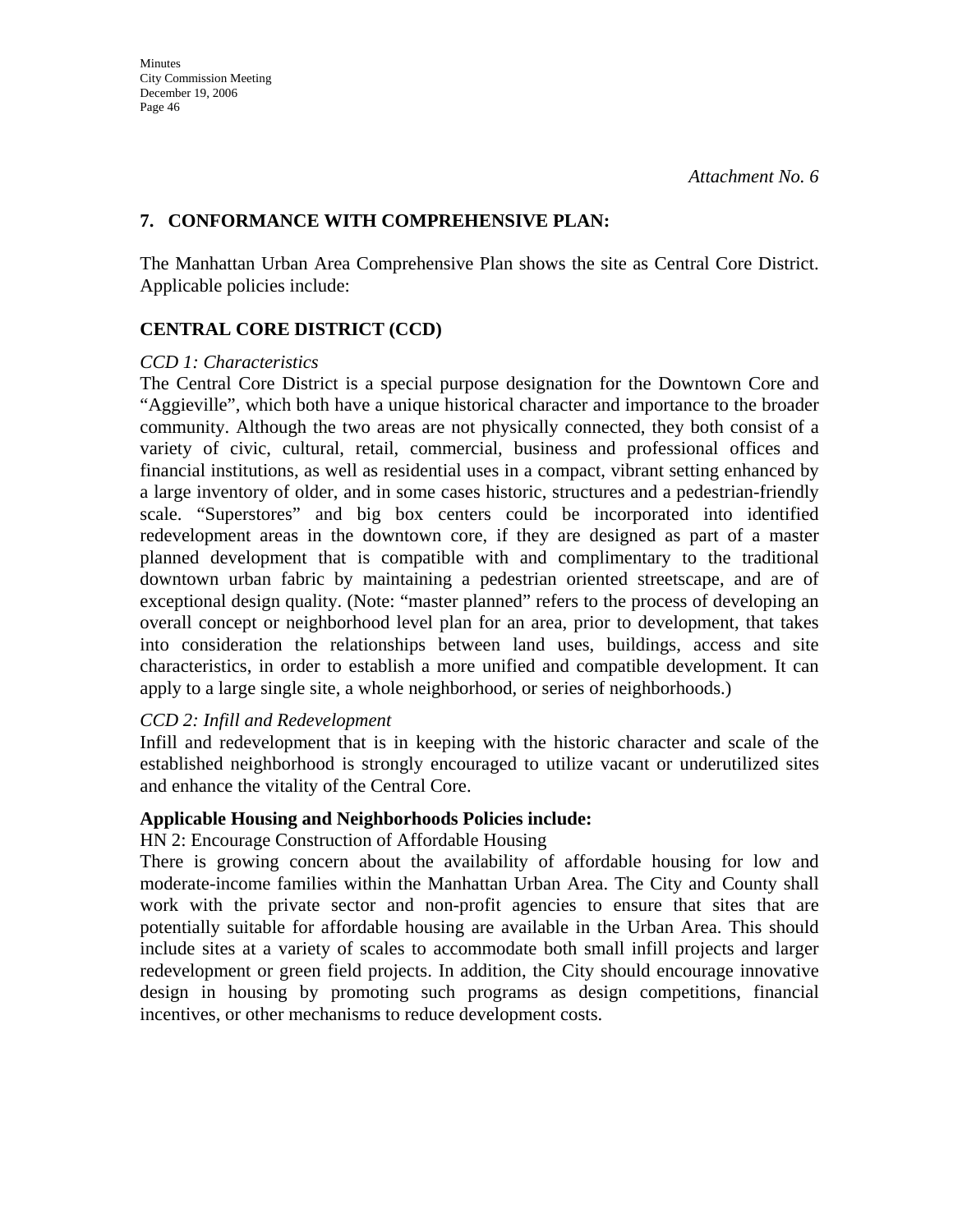*Attachment No. 6*

## 7. CONFORMANCE WITH COMPREHENSIVE PLAN:

The Manhattan Urban Area Comprehensive Plan shows the site as Central Core District. Applicable policies include:

### CENTRAL CORE DISTRICT (CCD)

*CCD 1: Characteristics*

The Central Core District is a special purpose designation for the Downtown Core and "Aggieville", which both have a unique historical character and importance to the broader community. Although the two areas are not physically connected, they both consist of a variety of civic, cultural, retail, commercial, business and professional offices and financial institutions, as well as residential uses in a compact, vibrant setting enhanced by a large inventory of older, and in some cases historic, structures and a pedestrian-friendly scale. "Superstores" and big box centers could be incorporated into identified redevelopment areas in the downtown core, if they are designed as part of a master planned development that is compatible with and complimentary to the traditional downtown urban fabric by maintaining a pedestrian oriented streetscape, and are of exceptional design quality. (Note: "master planned" refers to the process of developing an overall concept or neighborhood level plan for an area, prior to development, that takes into consideration the relationships between land uses, buildings, access and site characteristics, in order to establish a more unified and compatible development. It can apply to a large single site, a whole neighborhood, or series of neighborhoods.)

*CCD 2: Infill and Redevelopment*

Infill and redevelopment that is in keeping with the historic character and scale of the established neighborhood is strongly encouraged to utilize vacant or underutilized sites and enhance the vitality of the Central Core.

**Applicable Housing and Neighborhoods Policies include:**

HN 2: Encourage Construction of Affordable Housing

There is growing concern about the availability of affordable housing for low and moderate-income families within the Manhattan Urban Area. The City and County shall work with the private sector and non-profit agencies to ensure that sites that are potentially suitable for affordable housing are available in the Urban Area. This should include sites at a variety of scales to accommodate both small infill projects and larger redevelopment or green field projects. In addition, the City should encourage innovative design in housing by promoting such programs as design competitions, financial incentives, or other mechanisms to reduce development costs.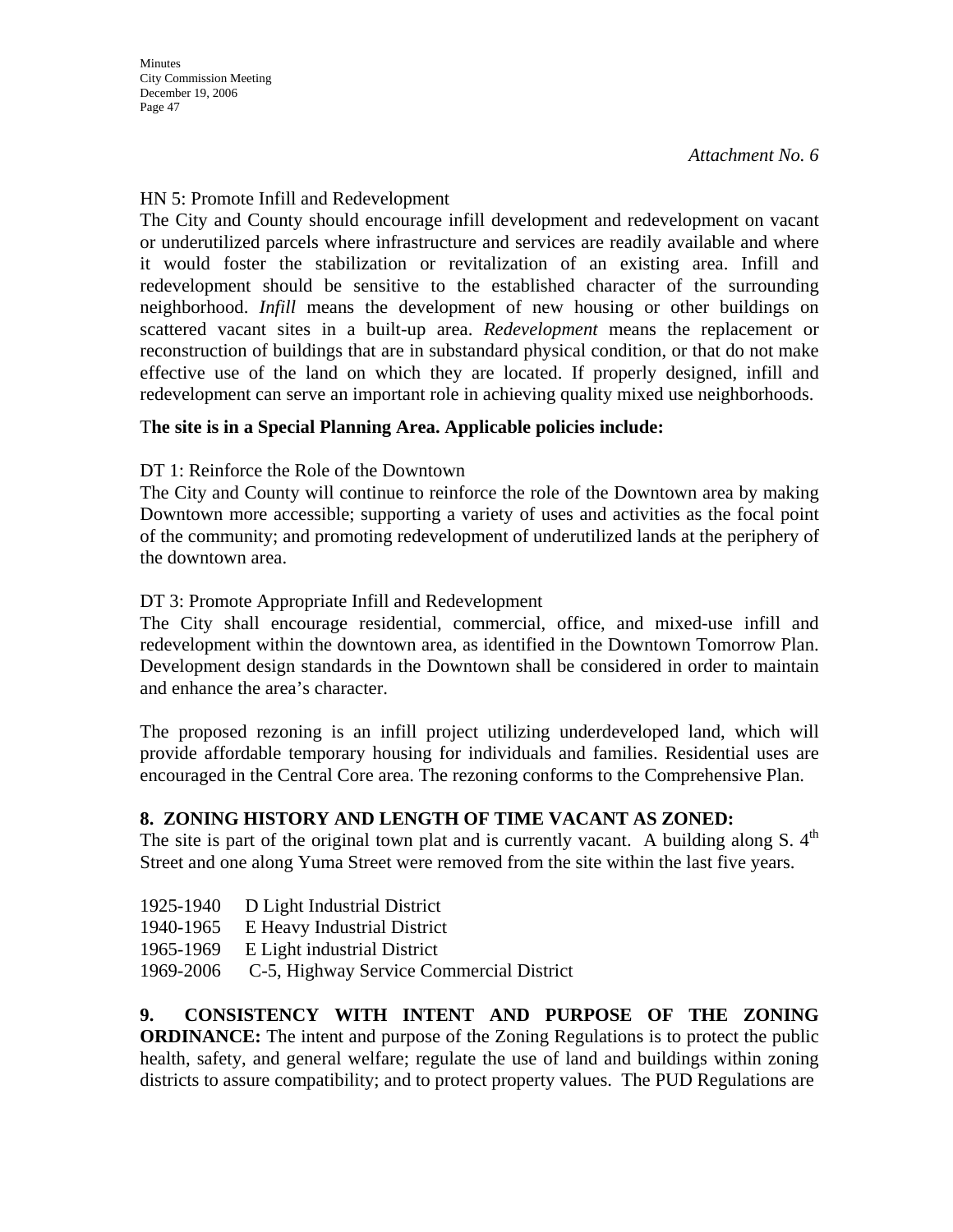*Attachment No. 6*

HN 5: Promote Infill and Redevelopment
The City and County should encourage infill development and redevelopment on vacant or underutilized parcels where infrastructure and services are readily available and where it would foster the stabilization or revitalization of an existing area. Infill and redevelopment should be sensitive to the established character of the surrounding neighborhood. *Infill* means the development of new housing or other buildings on scattered vacant sites in a built-up area. *Redevelopment* means the replacement or reconstruction of buildings that are in substandard physical condition, or that do not make effective use of the land on which they are located. If properly designed, infill and redevelopment can serve an important role in achieving quality mixed use neighborhoods.

**The site is in a Special Planning Area. Applicable policies include:**

DT 1: Reinforce the Role of the Downtown
The City and County will continue to reinforce the role of the Downtown area by making Downtown more accessible; supporting a variety of uses and activities as the focal point of the community; and promoting redevelopment of underutilized lands at the periphery of the downtown area.

DT 3: Promote Appropriate Infill and Redevelopment
The City shall encourage residential, commercial, office, and mixed-use infill and redevelopment within the downtown area, as identified in the Downtown Tomorrow Plan. Development design standards in the Downtown shall be considered in order to maintain and enhance the area's character.

The proposed rezoning is an infill project utilizing underdeveloped land, which will provide affordable temporary housing for individuals and families. Residential uses are encouraged in the Central Core area. The rezoning conforms to the Comprehensive Plan.

**8. ZONING HISTORY AND LENGTH OF TIME VACANT AS ZONED:**
The site is part of the original town plat and is currently vacant. A building along S. 4th Street and one along Yuma Street were removed from the site within the last five years.

1925-1940 D Light Industrial District
1940-1965 E Heavy Industrial District
1965-1969 E Light industrial District
1969-2006 C-5, Highway Service Commercial District

**9. CONSISTENCY WITH INTENT AND PURPOSE OF THE ZONING ORDINANCE:** The intent and purpose of the Zoning Regulations is to protect the public health, safety, and general welfare; regulate the use of land and buildings within zoning districts to assure compatibility; and to protect property values. The PUD Regulations are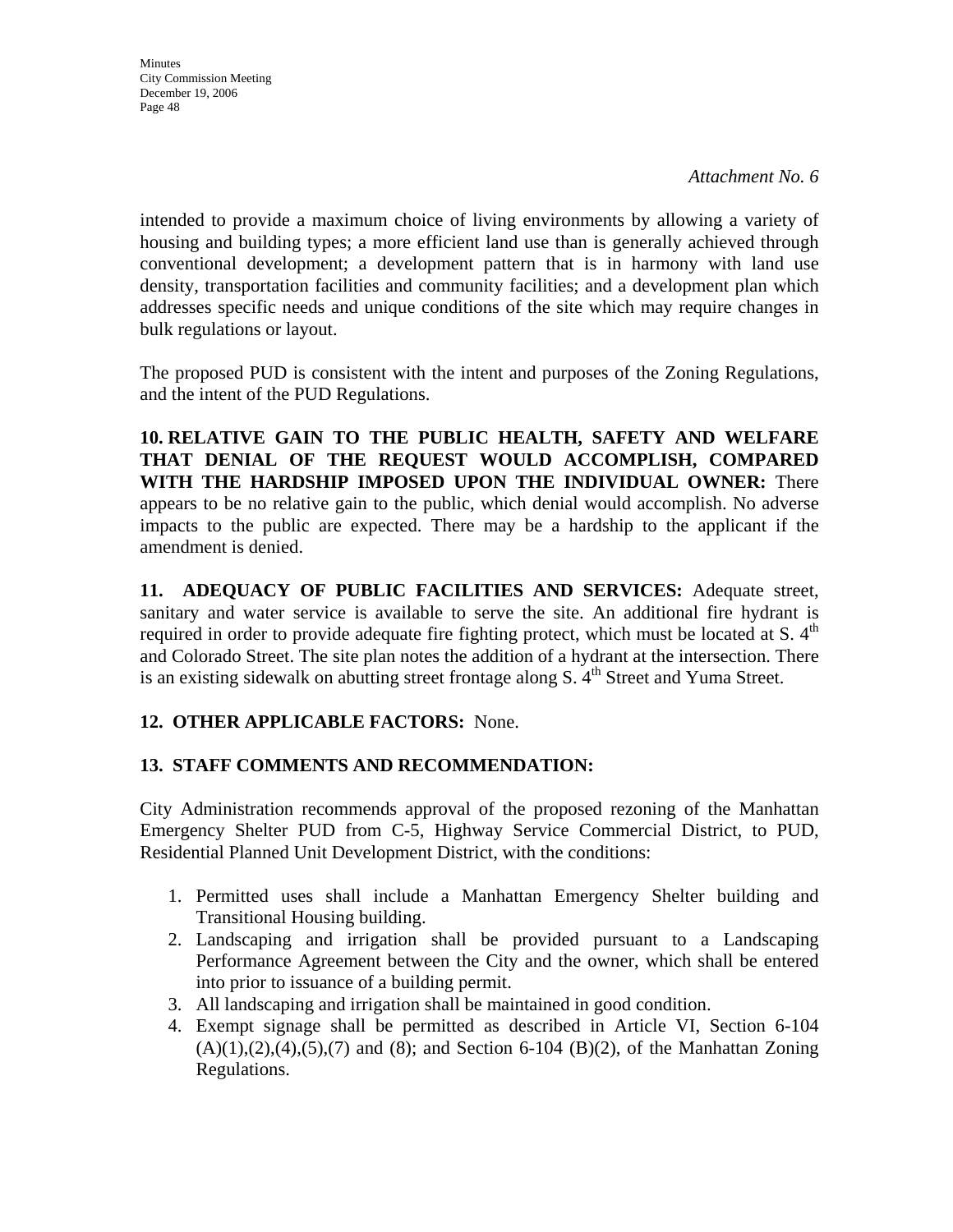*Attachment No. 6*

intended to provide a maximum choice of living environments by allowing a variety of housing and building types; a more efficient land use than is generally achieved through conventional development; a development pattern that is in harmony with land use density, transportation facilities and community facilities; and a development plan which addresses specific needs and unique conditions of the site which may require changes in bulk regulations or layout.

The proposed PUD is consistent with the intent and purposes of the Zoning Regulations, and the intent of the PUD Regulations.

**10. RELATIVE GAIN TO THE PUBLIC HEALTH, SAFETY AND WELFARE THAT DENIAL OF THE REQUEST WOULD ACCOMPLISH, COMPARED WITH THE HARDSHIP IMPOSED UPON THE INDIVIDUAL OWNER:** There appears to be no relative gain to the public, which denial would accomplish. No adverse impacts to the public are expected. There may be a hardship to the applicant if the amendment is denied.

**11. ADEQUACY OF PUBLIC FACILITIES AND SERVICES:** Adequate street, sanitary and water service is available to serve the site. An additional fire hydrant is required in order to provide adequate fire fighting protect, which must be located at S. 4th and Colorado Street. The site plan notes the addition of a hydrant at the intersection. There is an existing sidewalk on abutting street frontage along S. 4th Street and Yuma Street.

**12. OTHER APPLICABLE FACTORS:** None.

**13. STAFF COMMENTS AND RECOMMENDATION:**

City Administration recommends approval of the proposed rezoning of the Manhattan Emergency Shelter PUD from C-5, Highway Service Commercial District, to PUD, Residential Planned Unit Development District, with the conditions:

1. Permitted uses shall include a Manhattan Emergency Shelter building and Transitional Housing building.
2. Landscaping and irrigation shall be provided pursuant to a Landscaping Performance Agreement between the City and the owner, which shall be entered into prior to issuance of a building permit.
3. All landscaping and irrigation shall be maintained in good condition.
4. Exempt signage shall be permitted as described in Article VI, Section 6-104 (A)(1),(2),(4),(5),(7) and (8); and Section 6-104 (B)(2), of the Manhattan Zoning Regulations.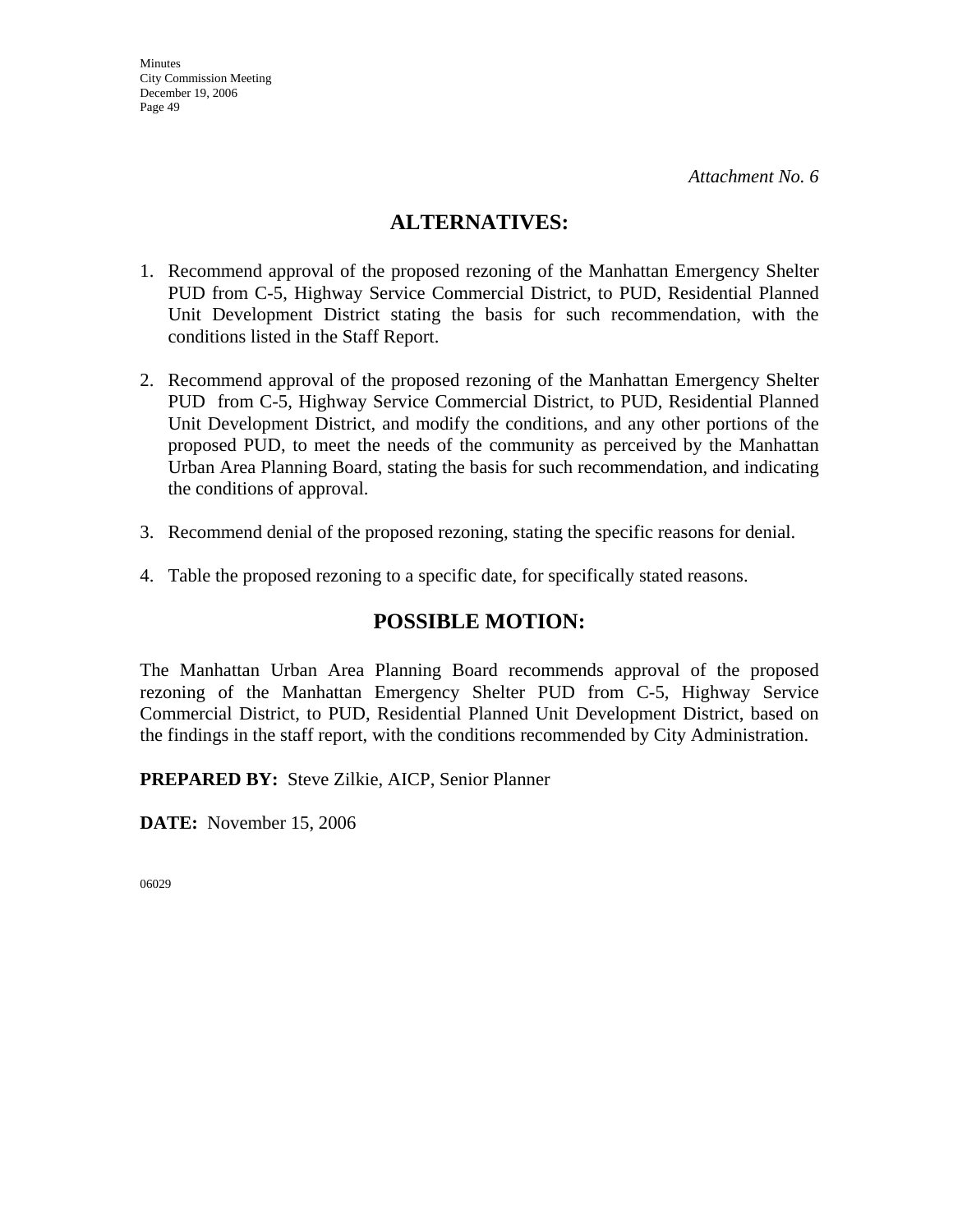*Attachment No. 6*

## ALTERNATIVES:

1. Recommend approval of the proposed rezoning of the Manhattan Emergency Shelter PUD from C-5, Highway Service Commercial District, to PUD, Residential Planned Unit Development District stating the basis for such recommendation, with the conditions listed in the Staff Report.

2. Recommend approval of the proposed rezoning of the Manhattan Emergency Shelter PUD from C-5, Highway Service Commercial District, to PUD, Residential Planned Unit Development District, and modify the conditions, and any other portions of the proposed PUD, to meet the needs of the community as perceived by the Manhattan Urban Area Planning Board, stating the basis for such recommendation, and indicating the conditions of approval.

3. Recommend denial of the proposed rezoning, stating the specific reasons for denial.

4. Table the proposed rezoning to a specific date, for specifically stated reasons.

## POSSIBLE MOTION:

The Manhattan Urban Area Planning Board recommends approval of the proposed rezoning of the Manhattan Emergency Shelter PUD from C-5, Highway Service Commercial District, to PUD, Residential Planned Unit Development District, based on the findings in the staff report, with the conditions recommended by City Administration.

**PREPARED BY:** Steve Zilkie, AICP, Senior Planner

**DATE:** November 15, 2006

06029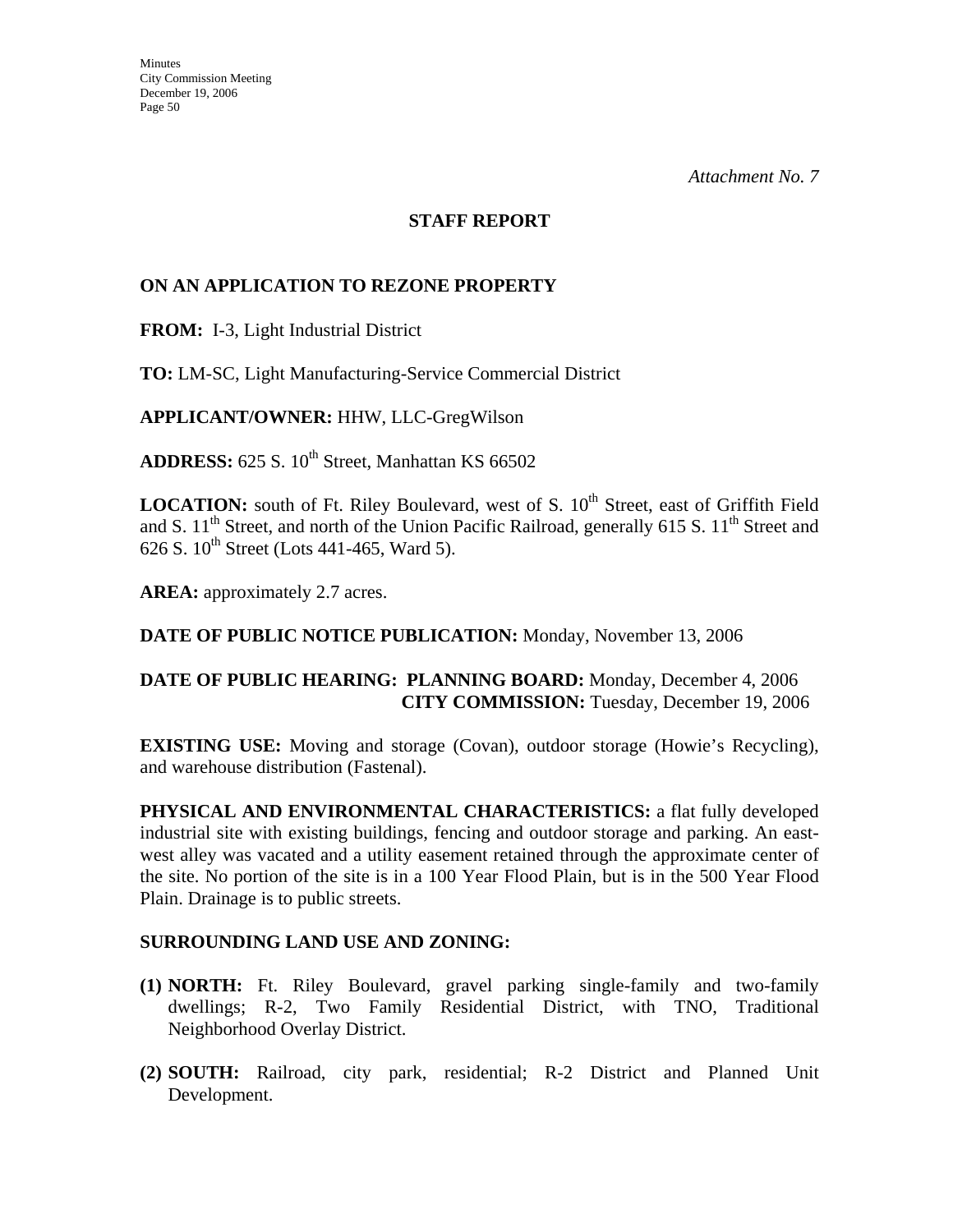*Attachment No. 7*

## STAFF REPORT

## ON AN APPLICATION TO REZONE PROPERTY

**FROM:** I-3, Light Industrial District

**TO:** LM-SC, Light Manufacturing-Service Commercial District

**APPLICANT/OWNER:** HHW, LLC-GregWilson

**ADDRESS:** 625 S. 10th Street, Manhattan KS 66502

**LOCATION:** south of Ft. Riley Boulevard, west of S. 10th Street, east of Griffith Field and S. 11th Street, and north of the Union Pacific Railroad, generally 615 S. 11th Street and 626 S. 10th Street (Lots 441-465, Ward 5).

**AREA:** approximately 2.7 acres.

**DATE OF PUBLIC NOTICE PUBLICATION:** Monday, November 13, 2006

**DATE OF PUBLIC HEARING: PLANNING BOARD:** Monday, December 4, 2006
**CITY COMMISSION:** Tuesday, December 19, 2006

**EXISTING USE:** Moving and storage (Covan), outdoor storage (Howie's Recycling), and warehouse distribution (Fastenal).

**PHYSICAL AND ENVIRONMENTAL CHARACTERISTICS:** a flat fully developed industrial site with existing buildings, fencing and outdoor storage and parking. An east-west alley was vacated and a utility easement retained through the approximate center of the site. No portion of the site is in a 100 Year Flood Plain, but is in the 500 Year Flood Plain. Drainage is to public streets.

**SURROUNDING LAND USE AND ZONING:**

**(1) NORTH:** Ft. Riley Boulevard, gravel parking single-family and two-family dwellings; R-2, Two Family Residential District, with TNO, Traditional Neighborhood Overlay District.

**(2) SOUTH:** Railroad, city park, residential; R-2 District and Planned Unit Development.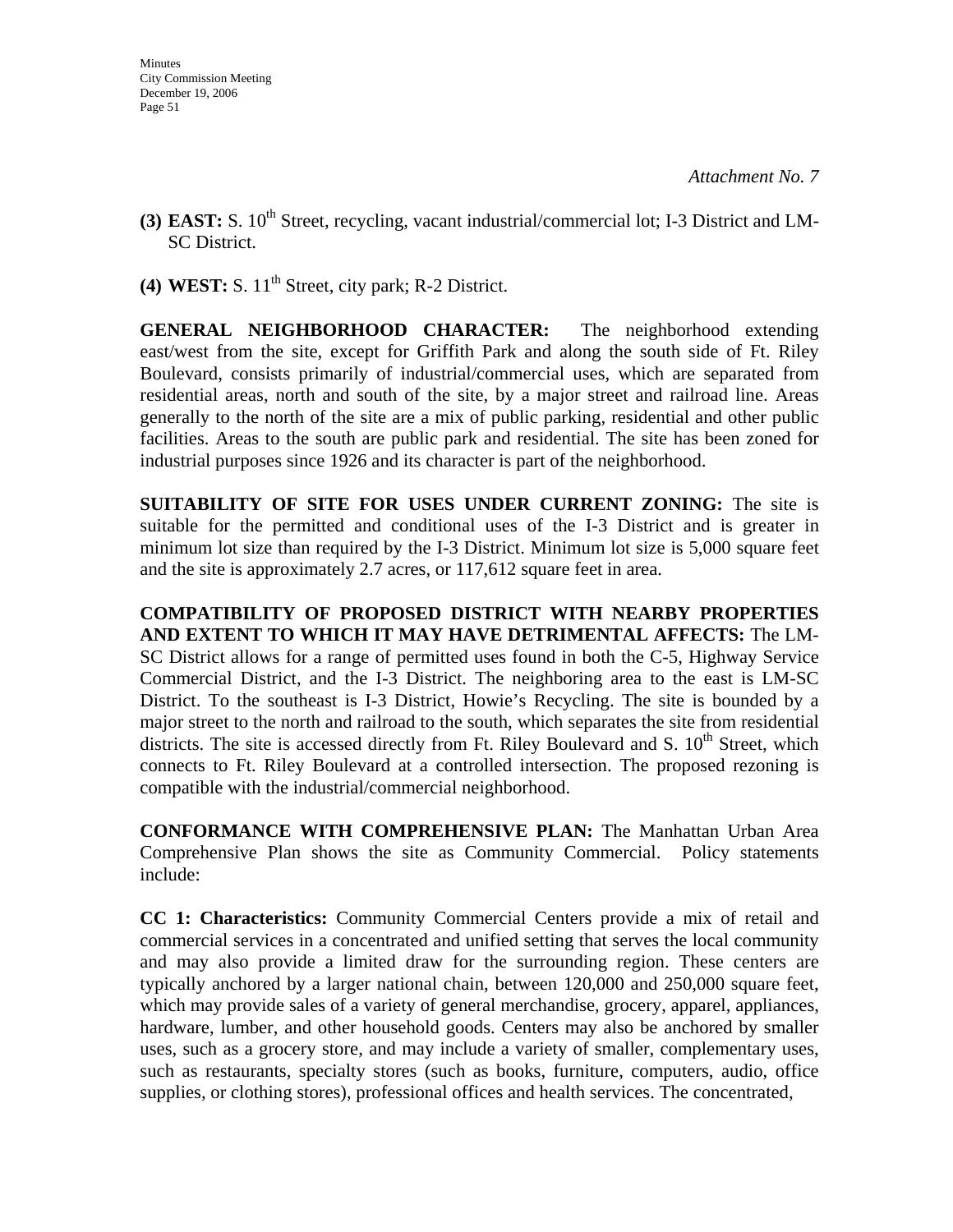*Attachment No. 7*

**(3) EAST:** S. 10th Street, recycling, vacant industrial/commercial lot; I-3 District and LM-SC District.

**(4) WEST:** S. 11th Street, city park; R-2 District.

**GENERAL NEIGHBORHOOD CHARACTER:** The neighborhood extending east/west from the site, except for Griffith Park and along the south side of Ft. Riley Boulevard, consists primarily of industrial/commercial uses, which are separated from residential areas, north and south of the site, by a major street and railroad line. Areas generally to the north of the site are a mix of public parking, residential and other public facilities. Areas to the south are public park and residential. The site has been zoned for industrial purposes since 1926 and its character is part of the neighborhood.

**SUITABILITY OF SITE FOR USES UNDER CURRENT ZONING:** The site is suitable for the permitted and conditional uses of the I-3 District and is greater in minimum lot size than required by the I-3 District. Minimum lot size is 5,000 square feet and the site is approximately 2.7 acres, or 117,612 square feet in area.

**COMPATIBILITY OF PROPOSED DISTRICT WITH NEARBY PROPERTIES AND EXTENT TO WHICH IT MAY HAVE DETRIMENTAL AFFECTS:** The LM-SC District allows for a range of permitted uses found in both the C-5, Highway Service Commercial District, and the I-3 District. The neighboring area to the east is LM-SC District. To the southeast is I-3 District, Howie's Recycling. The site is bounded by a major street to the north and railroad to the south, which separates the site from residential districts. The site is accessed directly from Ft. Riley Boulevard and S. 10th Street, which connects to Ft. Riley Boulevard at a controlled intersection. The proposed rezoning is compatible with the industrial/commercial neighborhood.

**CONFORMANCE WITH COMPREHENSIVE PLAN:** The Manhattan Urban Area Comprehensive Plan shows the site as Community Commercial. Policy statements include:

**CC 1: Characteristics:** Community Commercial Centers provide a mix of retail and commercial services in a concentrated and unified setting that serves the local community and may also provide a limited draw for the surrounding region. These centers are typically anchored by a larger national chain, between 120,000 and 250,000 square feet, which may provide sales of a variety of general merchandise, grocery, apparel, appliances, hardware, lumber, and other household goods. Centers may also be anchored by smaller uses, such as a grocery store, and may include a variety of smaller, complementary uses, such as restaurants, specialty stores (such as books, furniture, computers, audio, office supplies, or clothing stores), professional offices and health services. The concentrated,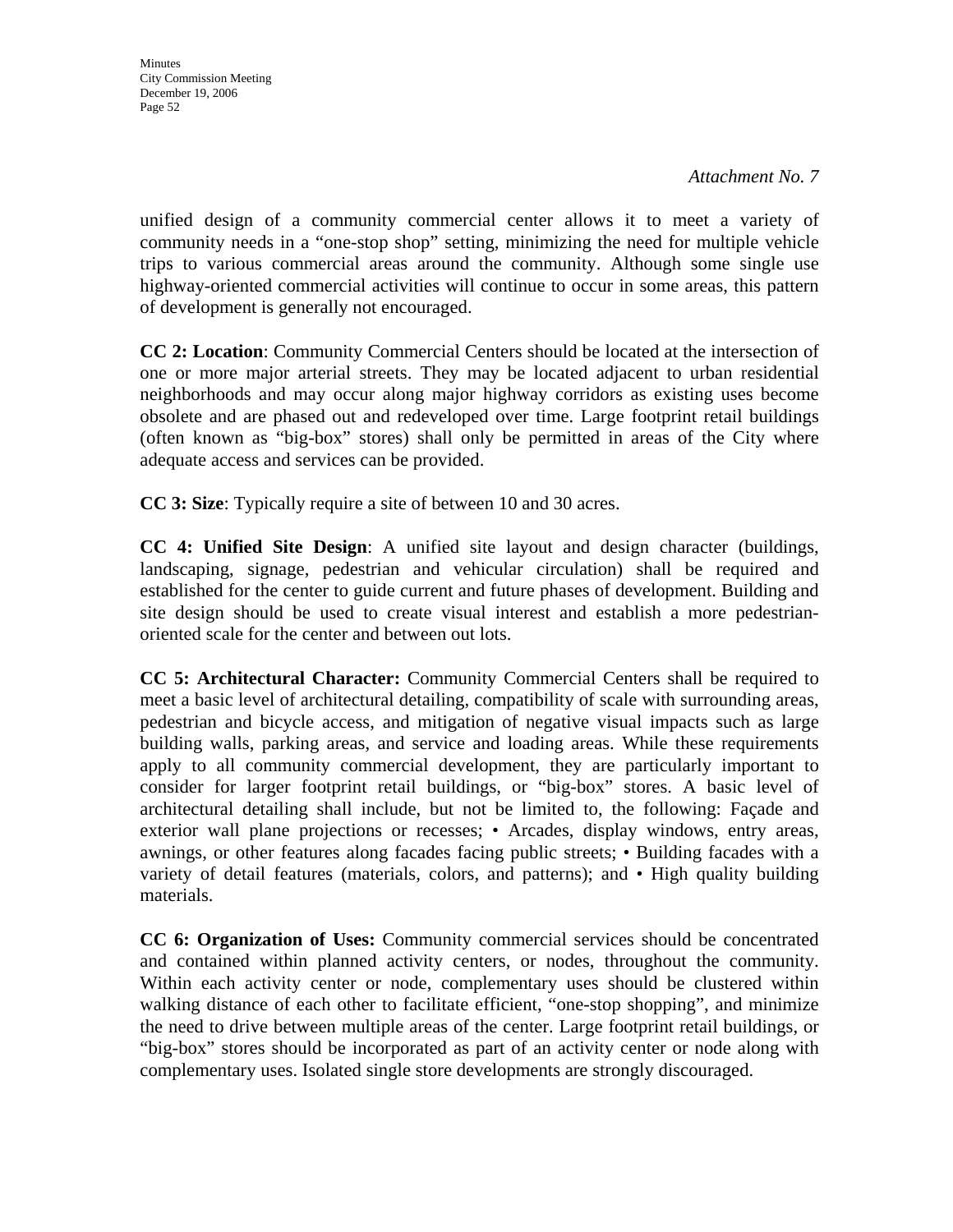*Attachment No. 7*

unified design of a community commercial center allows it to meet a variety of community needs in a "one-stop shop" setting, minimizing the need for multiple vehicle trips to various commercial areas around the community. Although some single use highway-oriented commercial activities will continue to occur in some areas, this pattern of development is generally not encouraged.

**CC 2: Location**: Community Commercial Centers should be located at the intersection of one or more major arterial streets. They may be located adjacent to urban residential neighborhoods and may occur along major highway corridors as existing uses become obsolete and are phased out and redeveloped over time. Large footprint retail buildings (often known as "big-box" stores) shall only be permitted in areas of the City where adequate access and services can be provided.

**CC 3: Size**: Typically require a site of between 10 and 30 acres.

**CC 4: Unified Site Design**: A unified site layout and design character (buildings, landscaping, signage, pedestrian and vehicular circulation) shall be required and established for the center to guide current and future phases of development. Building and site design should be used to create visual interest and establish a more pedestrian-oriented scale for the center and between out lots.

**CC 5: Architectural Character:** Community Commercial Centers shall be required to meet a basic level of architectural detailing, compatibility of scale with surrounding areas, pedestrian and bicycle access, and mitigation of negative visual impacts such as large building walls, parking areas, and service and loading areas. While these requirements apply to all community commercial development, they are particularly important to consider for larger footprint retail buildings, or "big-box" stores. A basic level of architectural detailing shall include, but not be limited to, the following: Façade and exterior wall plane projections or recesses; • Arcades, display windows, entry areas, awnings, or other features along facades facing public streets; • Building facades with a variety of detail features (materials, colors, and patterns); and • High quality building materials.

**CC 6: Organization of Uses:** Community commercial services should be concentrated and contained within planned activity centers, or nodes, throughout the community. Within each activity center or node, complementary uses should be clustered within walking distance of each other to facilitate efficient, "one-stop shopping", and minimize the need to drive between multiple areas of the center. Large footprint retail buildings, or "big-box" stores should be incorporated as part of an activity center or node along with complementary uses. Isolated single store developments are strongly discouraged.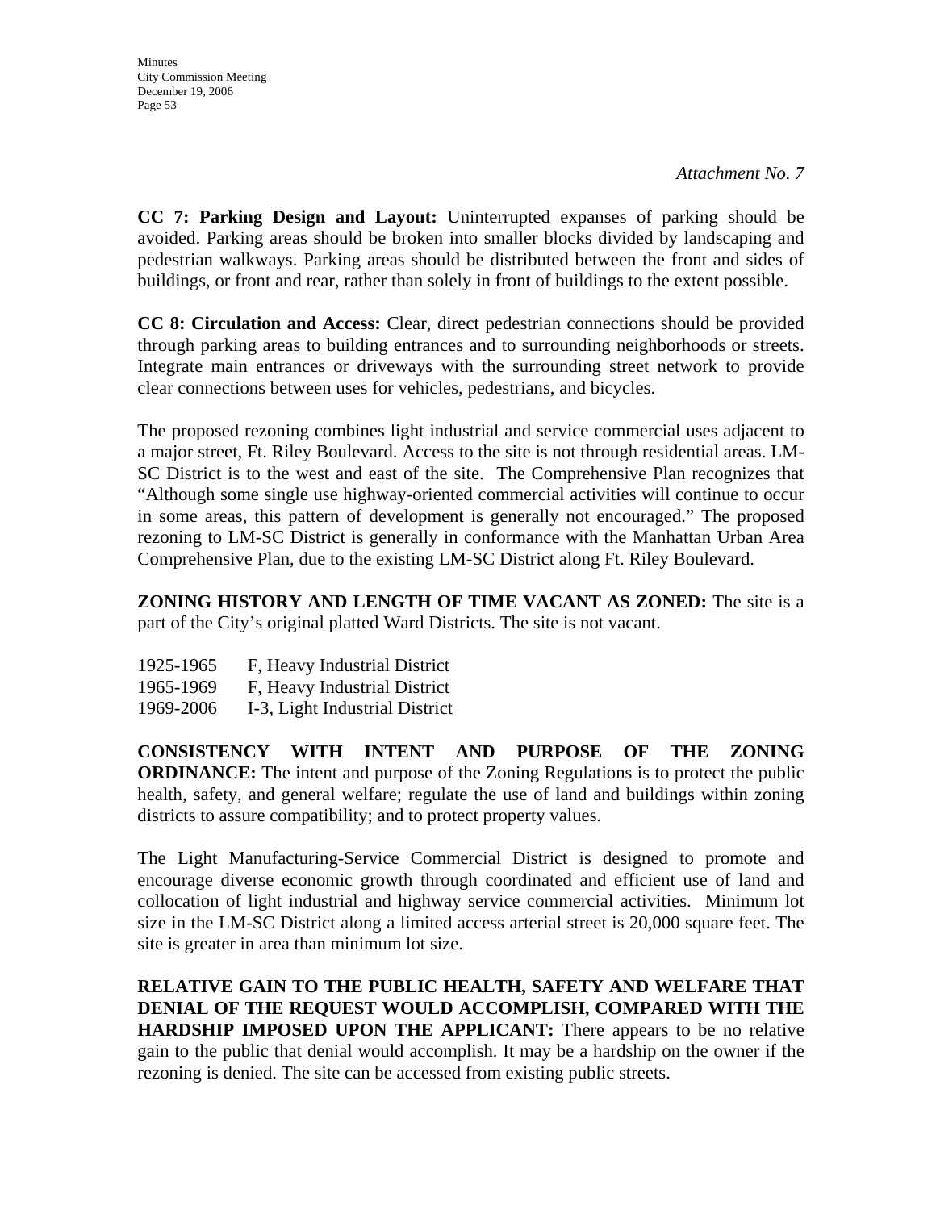*Attachment No. 7*

**CC 7: Parking Design and Layout:** Uninterrupted expanses of parking should be avoided. Parking areas should be broken into smaller blocks divided by landscaping and pedestrian walkways. Parking areas should be distributed between the front and sides of buildings, or front and rear, rather than solely in front of buildings to the extent possible.

**CC 8: Circulation and Access:** Clear, direct pedestrian connections should be provided through parking areas to building entrances and to surrounding neighborhoods or streets. Integrate main entrances or driveways with the surrounding street network to provide clear connections between uses for vehicles, pedestrians, and bicycles.

The proposed rezoning combines light industrial and service commercial uses adjacent to a major street, Ft. Riley Boulevard. Access to the site is not through residential areas. LM-SC District is to the west and east of the site. The Comprehensive Plan recognizes that "Although some single use highway-oriented commercial activities will continue to occur in some areas, this pattern of development is generally not encouraged." The proposed rezoning to LM-SC District is generally in conformance with the Manhattan Urban Area Comprehensive Plan, due to the existing LM-SC District along Ft. Riley Boulevard.

**ZONING HISTORY AND LENGTH OF TIME VACANT AS ZONED:** The site is a part of the City's original platted Ward Districts. The site is not vacant.

1925-1965 F, Heavy Industrial District
1965-1969 F, Heavy Industrial District
1969-2006 I-3, Light Industrial District

**CONSISTENCY WITH INTENT AND PURPOSE OF THE ZONING ORDINANCE:** The intent and purpose of the Zoning Regulations is to protect the public health, safety, and general welfare; regulate the use of land and buildings within zoning districts to assure compatibility; and to protect property values.

The Light Manufacturing-Service Commercial District is designed to promote and encourage diverse economic growth through coordinated and efficient use of land and collocation of light industrial and highway service commercial activities. Minimum lot size in the LM-SC District along a limited access arterial street is 20,000 square feet. The site is greater in area than minimum lot size.

**RELATIVE GAIN TO THE PUBLIC HEALTH, SAFETY AND WELFARE THAT DENIAL OF THE REQUEST WOULD ACCOMPLISH, COMPARED WITH THE HARDSHIP IMPOSED UPON THE APPLICANT:** There appears to be no relative gain to the public that denial would accomplish. It may be a hardship on the owner if the rezoning is denied. The site can be accessed from existing public streets.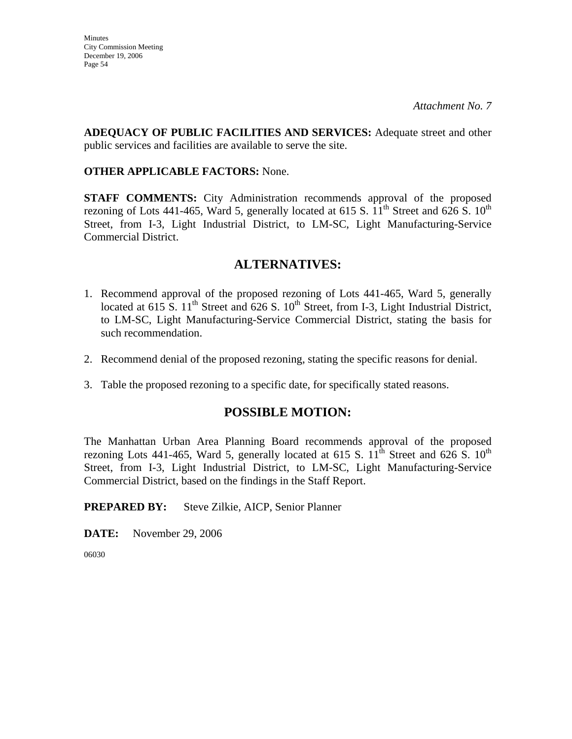*Attachment No. 7*

**ADEQUACY OF PUBLIC FACILITIES AND SERVICES:** Adequate street and other public services and facilities are available to serve the site.

**OTHER APPLICABLE FACTORS:** None.

**STAFF COMMENTS:** City Administration recommends approval of the proposed rezoning of Lots 441-465, Ward 5, generally located at 615 S. 11th Street and 626 S. 10th Street, from I-3, Light Industrial District, to LM-SC, Light Manufacturing-Service Commercial District.

## ALTERNATIVES:

1. Recommend approval of the proposed rezoning of Lots 441-465, Ward 5, generally located at 615 S. 11th Street and 626 S. 10th Street, from I-3, Light Industrial District, to LM-SC, Light Manufacturing-Service Commercial District, stating the basis for such recommendation.

2. Recommend denial of the proposed rezoning, stating the specific reasons for denial.

3. Table the proposed rezoning to a specific date, for specifically stated reasons.

## POSSIBLE MOTION:

The Manhattan Urban Area Planning Board recommends approval of the proposed rezoning Lots 441-465, Ward 5, generally located at 615 S. 11th Street and 626 S. 10th Street, from I-3, Light Industrial District, to LM-SC, Light Manufacturing-Service Commercial District, based on the findings in the Staff Report.

**PREPARED BY:** Steve Zilkie, AICP, Senior Planner

**DATE:** November 29, 2006

06030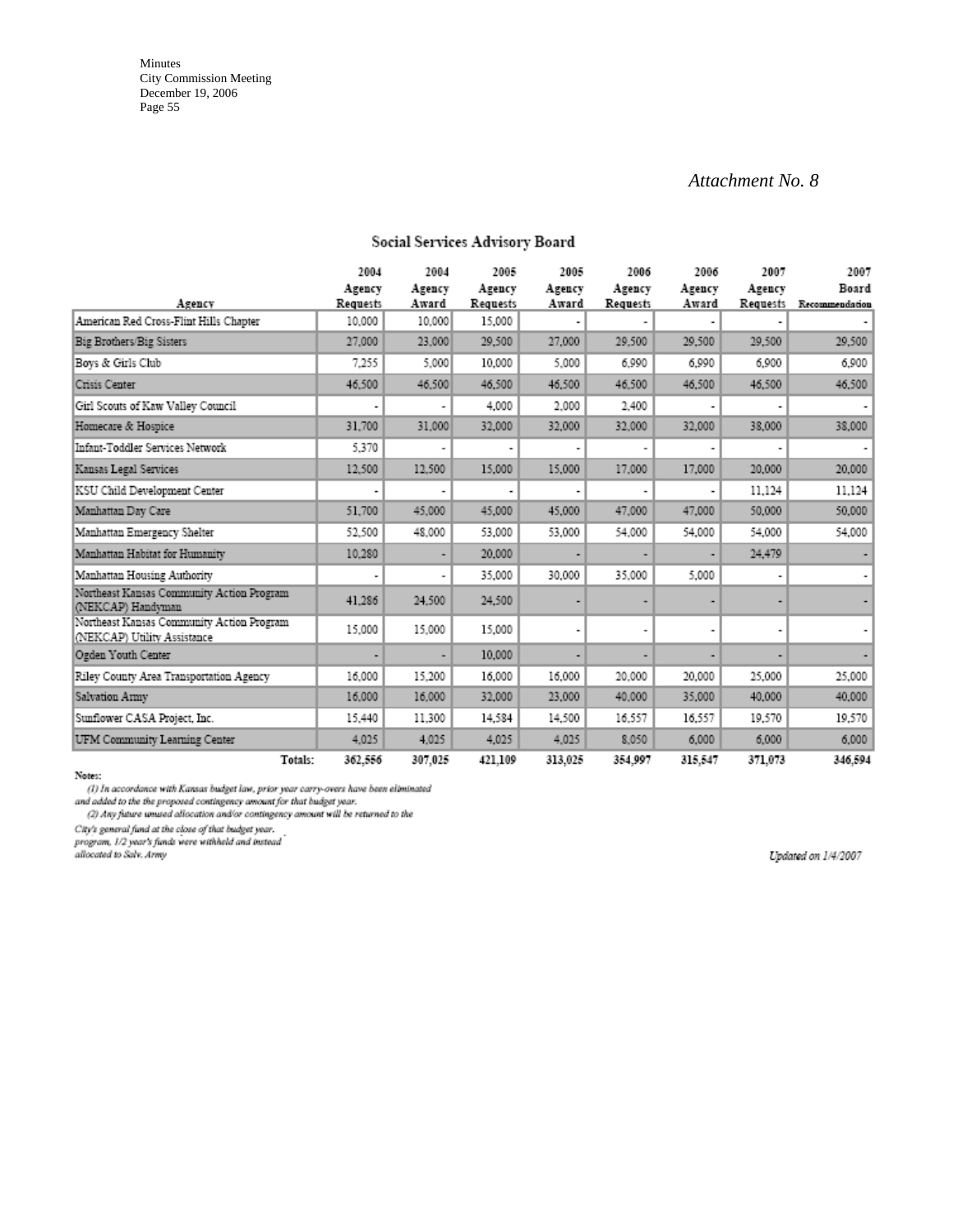Minutes
City Commission Meeting
December 19, 2006

*Attachment No. 8*

## Social Services Advisory Board

| Agency | 2004 Agency Requests | 2004 Agency Award | 2005 Agency Requests | 2005 Agency Award | 2006 Agency Requests | 2006 Agency Award | 2007 Agency Requests | 2007 Board Recommendation |
|---|---|---|---|---|---|---|---|---|
| American Red Cross-Flint Hills Chapter | 10,000 | 10,000 | 15,000 | - | - | - | - | - |
| Big Brothers/Big Sisters | 27,000 | 23,000 | 29,500 | 27,000 | 29,500 | 29,500 | 29,500 | 29,500 |
| Boys & Girls Club | 7,255 | 5,000 | 10,000 | 5,000 | 6,990 | 6,990 | 6,900 | 6,900 |
| Crisis Center | 46,500 | 46,500 | 46,500 | 46,500 | 46,500 | 46,500 | 46,500 | 46,500 |
| Girl Scouts of Kaw Valley Council | - | - | 4,000 | 2,000 | 2,400 | - | - | - |
| Homecare & Hospice | 31,700 | 31,000 | 32,000 | 32,000 | 32,000 | 32,000 | 38,000 | 38,000 |
| Infant-Toddler Services Network | 5,370 | - | - | - | - | - | - | - |
| Kansas Legal Services | 12,500 | 12,500 | 15,000 | 15,000 | 17,000 | 17,000 | 20,000 | 20,000 |
| KSU Child Development Center | - | - | - | - | - | - | 11,124 | 11,124 |
| Manhattan Day Care | 51,700 | 45,000 | 45,000 | 45,000 | 47,000 | 47,000 | 50,000 | 50,000 |
| Manhattan Emergency Shelter | 52,500 | 48,000 | 53,000 | 53,000 | 54,000 | 54,000 | 54,000 | 54,000 |
| Manhattan Habitat for Humanity | 10,280 | - | 20,000 | - | - | - | 24,479 | - |
| Manhattan Housing Authority | - | - | 35,000 | 30,000 | 35,000 | 5,000 | - | - |
| Northeast Kansas Community Action Program (NEKCAP) Handyman | 41,286 | 24,500 | 24,500 | - | - | - | - | - |
| Northeast Kansas Community Action Program (NEKCAP) Utility Assistance | 15,000 | 15,000 | 15,000 | - | - | - | - | - |
| Ogden Youth Center | - | - | 10,000 | - | - | - | - | - |
| Riley County Area Transportation Agency | 16,000 | 15,200 | 16,000 | 16,000 | 20,000 | 20,000 | 25,000 | 25,000 |
| Salvation Army | 16,000 | 16,000 | 32,000 | 23,000 | 40,000 | 35,000 | 40,000 | 40,000 |
| Sunflower CASA Project, Inc. | 15,440 | 11,300 | 14,584 | 14,500 | 16,557 | 16,557 | 19,570 | 19,570 |
| UFM Community Learning Center | 4,025 | 4,025 | 4,025 | 4,025 | 8,050 | 6,000 | 6,000 | 6,000 |
| **Totals:** | 362,556 | 307,025 | 421,109 | 313,025 | 354,997 | 315,547 | 371,073 | 346,594 |

**Notes:**

*(1) In accordance with Kansas budget law, prior year carry-overs have been eliminated and added to the the proposed contingency amount for that budget year.*

*(2) Any future unused allocation and/or contingency amount will be returned to the City's general fund at the close of that budget year.*

*program, 1/2 year's funds were withheld and instead allocated to Salv. Army*

*Updated on 1/4/2007*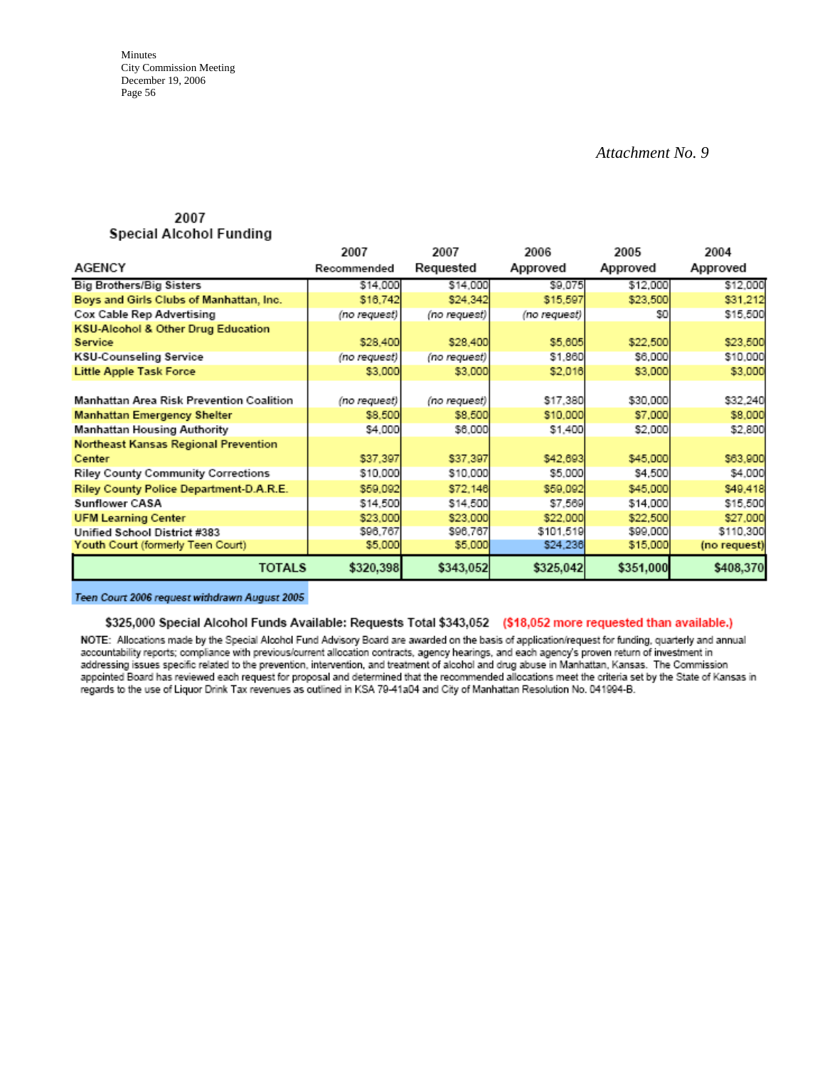Minutes
City Commission Meeting
December 19, 2006

*Attachment No. 9*

## 2007
## Special Alcohol Funding

| AGENCY | 2007 Recommended | 2007 Requested | 2006 Approved | 2005 Approved | 2004 Approved |
|---|---|---|---|---|---|
| Big Brothers/Big Sisters | $14,000 | $14,000 | $9,075 | $12,000 | $12,000 |
| Boys and Girls Clubs of Manhattan, Inc. | $16,742 | $24,342 | $15,597 | $23,500 | $31,212 |
| Cox Cable Rep Advertising | *(no request)* | *(no request)* | *(no request)* | $0 | $15,500 |
| KSU-Alcohol & Other Drug Education Service | $28,400 | $28,400 | $5,605 | $22,500 | $23,500 |
| KSU-Counseling Service | *(no request)* | *(no request)* | $1,860 | $6,000 | $10,000 |
| Little Apple Task Force | $3,000 | $3,000 | $2,016 | $3,000 | $3,000 |
| Manhattan Area Risk Prevention Coalition | *(no request)* | *(no request)* | $17,380 | $30,000 | $32,240 |
| Manhattan Emergency Shelter | $8,500 | $8,500 | $10,000 | $7,000 | $8,000 |
| Manhattan Housing Authority | $4,000 | $6,000 | $1,400 | $2,000 | $2,800 |
| Northeast Kansas Regional Prevention Center | $37,397 | $37,397 | $42,693 | $45,000 | $63,900 |
| Riley County Community Corrections | $10,000 | $10,000 | $5,000 | $4,500 | $4,000 |
| Riley County Police Department-D.A.R.E. | $59,092 | $72,146 | $59,092 | $45,000 | $49,418 |
| Sunflower CASA | $14,500 | $14,500 | $7,569 | $14,000 | $15,500 |
| UFM Learning Center | $23,000 | $23,000 | $22,000 | $22,500 | $27,000 |
| Unified School District #383 | $96,767 | $96,767 | $101,519 | $99,000 | $110,300 |
| Youth Court (formerly Teen Court) | $5,000 | $5,000 | $24,236 | $15,000 | (no request) |
| **TOTALS** | **$320,398** | **$343,052** | **$325,042** | **$351,000** | **$408,370** |

*Teen Court 2006 request withdrawn August 2005*

**$325,000 Special Alcohol Funds Available: Requests Total $343,052 ($18,052 more requested than available.)**

NOTE: Allocations made by the Special Alcohol Fund Advisory Board are awarded on the basis of application/request for funding, quarterly and annual accountability reports; compliance with previous/current allocation contracts, agency hearings, and each agency's proven return of investment in addressing issues specific related to the prevention, intervention, and treatment of alcohol and drug abuse in Manhattan, Kansas. The Commission appointed Board has reviewed each request for proposal and determined that the recommended allocations meet the criteria set by the State of Kansas in regards to the use of Liquor Drink Tax revenues as outlined in KSA 79-41a04 and City of Manhattan Resolution No. 041994-B.